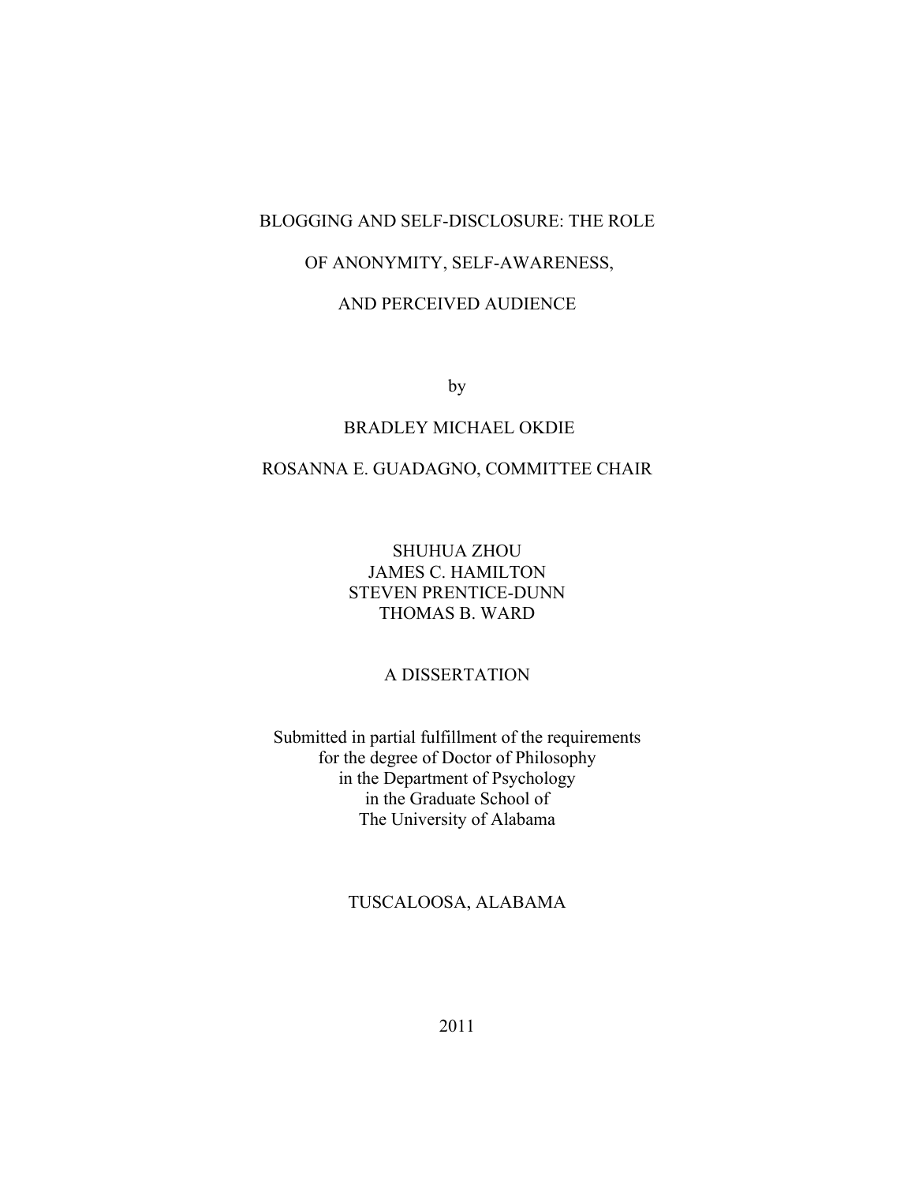# BLOGGING AND SELF-DISCLOSURE: THE ROLE OF ANONYMITY, SELF-AWARENESS, AND PERCEIVED AUDIENCE

by

BRADLEY MICHAEL OKDIE

ROSANNA E. GUADAGNO, COMMITTEE CHAIR

SHUHUA ZHOU
JAMES C. HAMILTON
STEVEN PRENTICE-DUNN
THOMAS B. WARD

A DISSERTATION

Submitted in partial fulfillment of the requirements
for the degree of Doctor of Philosophy
in the Department of Psychology
in the Graduate School of
The University of Alabama

TUSCALOOSA, ALABAMA

2011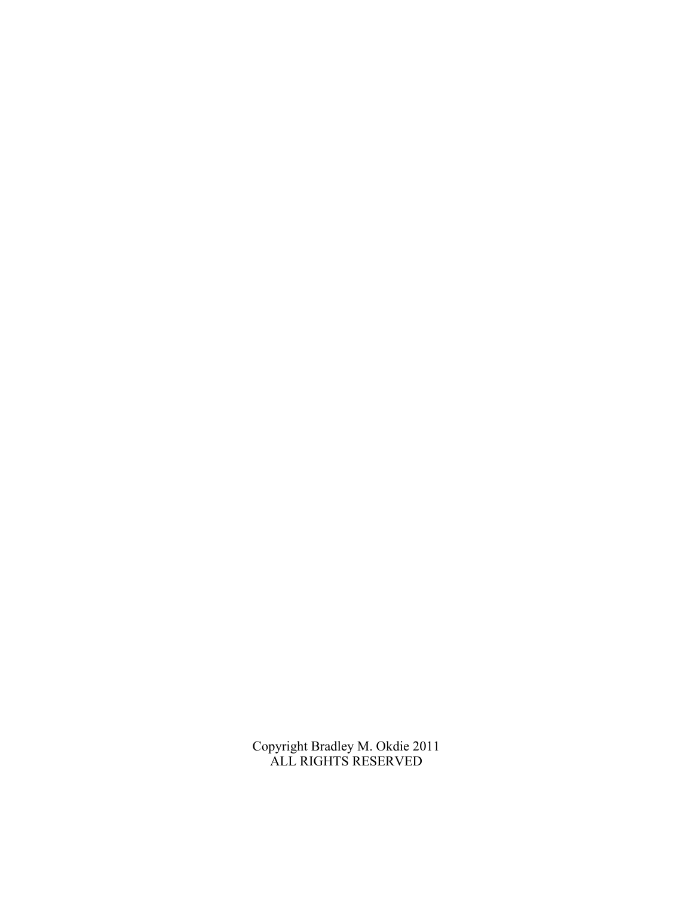Copyright Bradley M. Okdie 2011
ALL RIGHTS RESERVED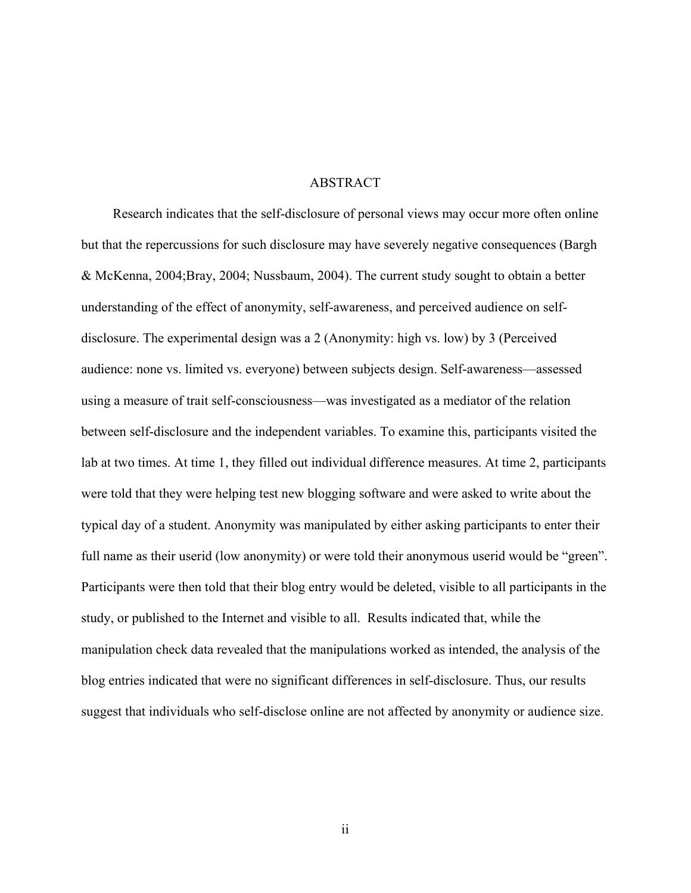# ABSTRACT

Research indicates that the self-disclosure of personal views may occur more often online but that the repercussions for such disclosure may have severely negative consequences (Bargh & McKenna, 2004;Bray, 2004; Nussbaum, 2004). The current study sought to obtain a better understanding of the effect of anonymity, self-awareness, and perceived audience on self-disclosure. The experimental design was a 2 (Anonymity: high vs. low) by 3 (Perceived audience: none vs. limited vs. everyone) between subjects design. Self-awareness—assessed using a measure of trait self-consciousness—was investigated as a mediator of the relation between self-disclosure and the independent variables. To examine this, participants visited the lab at two times. At time 1, they filled out individual difference measures. At time 2, participants were told that they were helping test new blogging software and were asked to write about the typical day of a student. Anonymity was manipulated by either asking participants to enter their full name as their userid (low anonymity) or were told their anonymous userid would be "green". Participants were then told that their blog entry would be deleted, visible to all participants in the study, or published to the Internet and visible to all. Results indicated that, while the manipulation check data revealed that the manipulations worked as intended, the analysis of the blog entries indicated that were no significant differences in self-disclosure. Thus, our results suggest that individuals who self-disclose online are not affected by anonymity or audience size.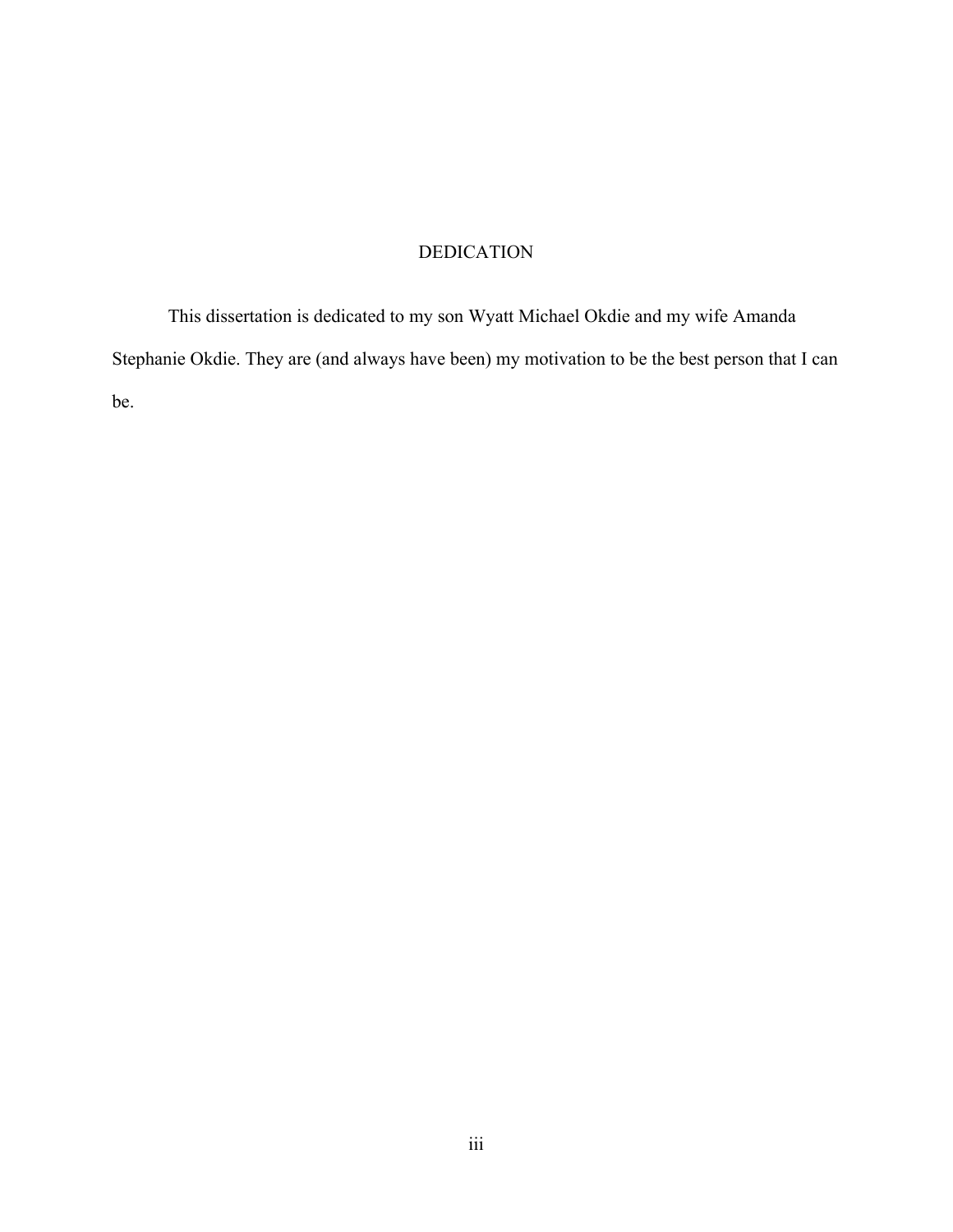# DEDICATION

This dissertation is dedicated to my son Wyatt Michael Okdie and my wife Amanda Stephanie Okdie. They are (and always have been) my motivation to be the best person that I can be.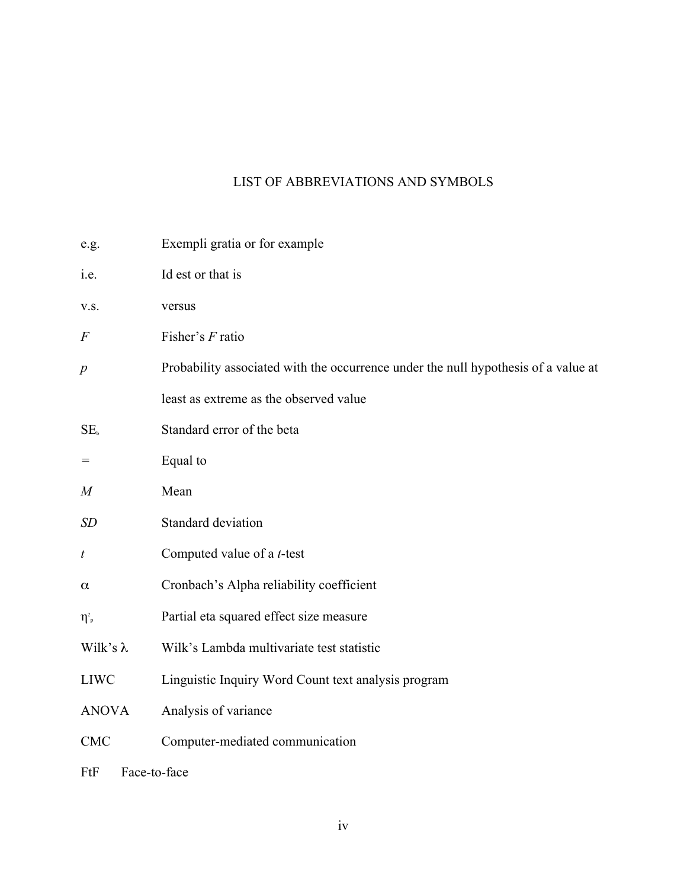# LIST OF ABBREVIATIONS AND SYMBOLS

| | |
|---|---|
| e.g. | Exempli gratia or for example |
| i.e. | Id est or that is |
| v.s. | versus |
| $F$ | Fisher's *F* ratio |
| $p$ | Probability associated with the occurrence under the null hypothesis of a value at least as extreme as the observed value |
| $SE_b$ | Standard error of the beta |
| = | Equal to |
| $M$ | Mean |
| $SD$ | Standard deviation |
| $t$ | Computed value of a *t*-test |
| $\alpha$ | Cronbach's Alpha reliability coefficient |
| $\eta^2_p$ | Partial eta squared effect size measure |
| Wilk's $\lambda$ | Wilk's Lambda multivariate test statistic |
| LIWC | Linguistic Inquiry Word Count text analysis program |
| ANOVA | Analysis of variance |
| CMC | Computer-mediated communication |
| FtF | Face-to-face |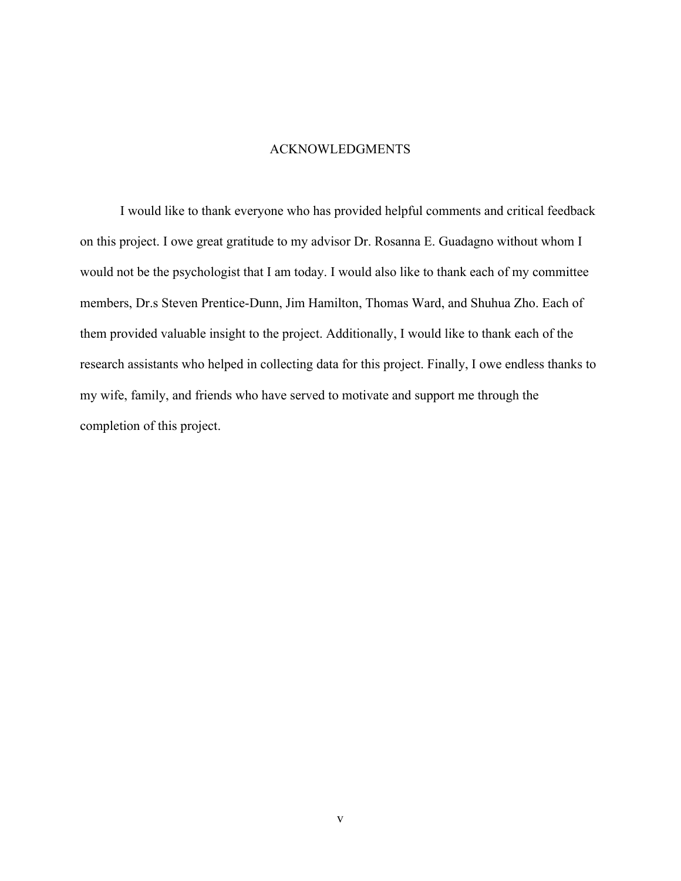# ACKNOWLEDGMENTS

I would like to thank everyone who has provided helpful comments and critical feedback on this project. I owe great gratitude to my advisor Dr. Rosanna E. Guadagno without whom I would not be the psychologist that I am today. I would also like to thank each of my committee members, Dr.s Steven Prentice-Dunn, Jim Hamilton, Thomas Ward, and Shuhua Zho. Each of them provided valuable insight to the project. Additionally, I would like to thank each of the research assistants who helped in collecting data for this project. Finally, I owe endless thanks to my wife, family, and friends who have served to motivate and support me through the completion of this project.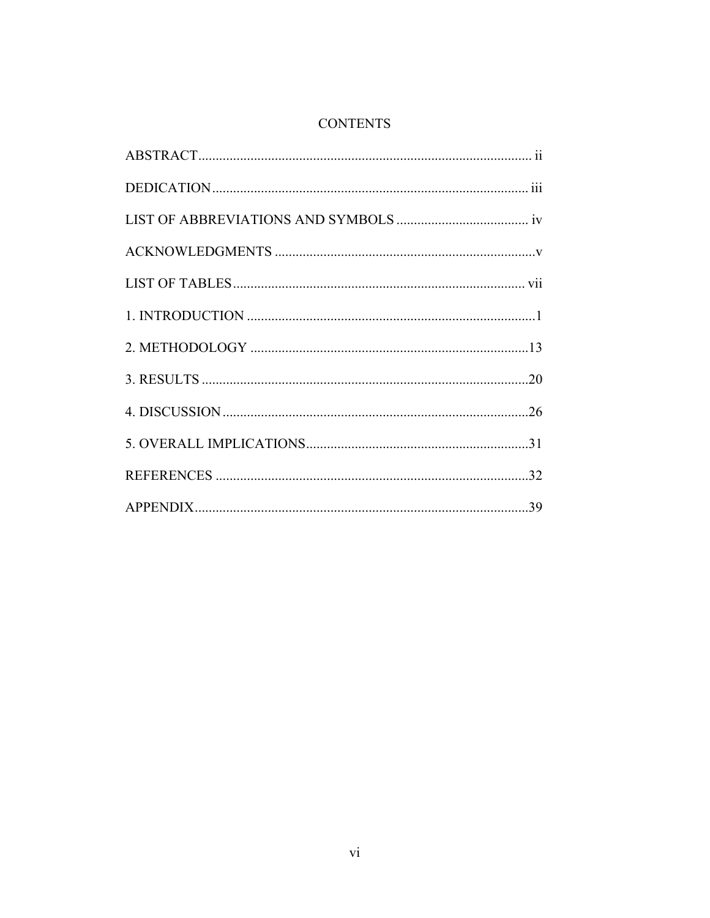# CONTENTS

ABSTRACT ........................................................................................... ii

DEDICATION ....................................................................................... iii

LIST OF ABBREVIATIONS AND SYMBOLS ...................................... iv

ACKNOWLEDGMENTS ..........................................................................v

LIST OF TABLES .................................................................................. vii

1. INTRODUCTION ...................................................................................1

2. METHODOLOGY ................................................................................13

3. RESULTS ..............................................................................................20

4. DISCUSSION ........................................................................................26

5. OVERALL IMPLICATIONS ................................................................31

REFERENCES ..........................................................................................32

APPENDIX ................................................................................................39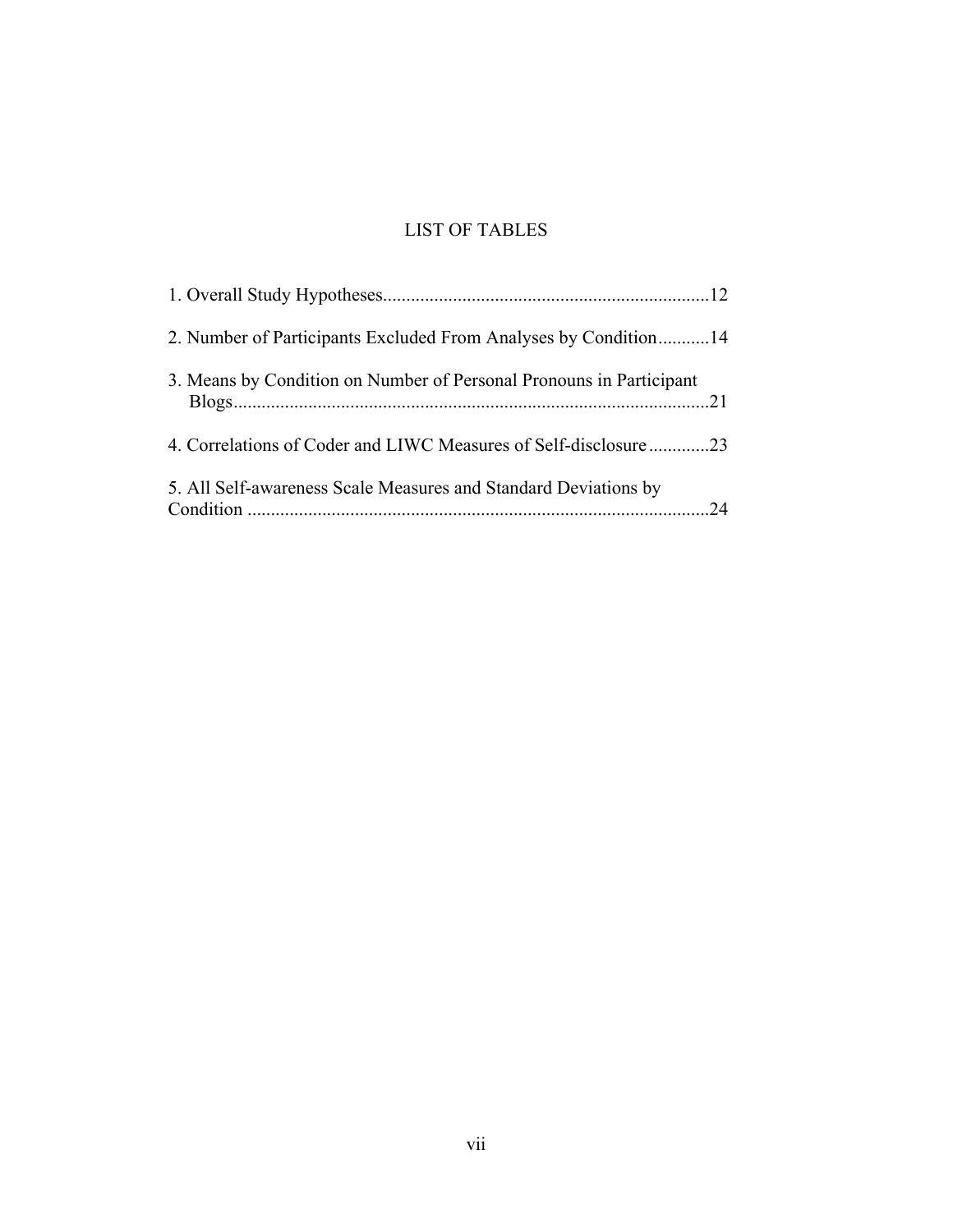# LIST OF TABLES

1. Overall Study Hypotheses.....................................................................12

2. Number of Participants Excluded From Analyses by Condition...........14

3. Means by Condition on Number of Personal Pronouns in Participant Blogs.....................................................................................................21

4. Correlations of Coder and LIWC Measures of Self-disclosure.............23

5. All Self-awareness Scale Measures and Standard Deviations by Condition ..................................................................................................24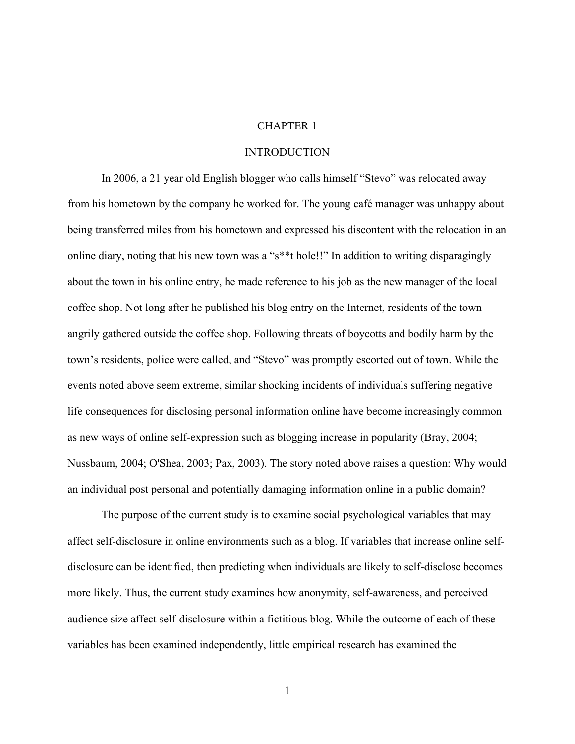# CHAPTER 1

## INTRODUCTION

In 2006, a 21 year old English blogger who calls himself “Stevo” was relocated away from his hometown by the company he worked for. The young café manager was unhappy about being transferred miles from his hometown and expressed his discontent with the relocation in an online diary, noting that his new town was a “s**t hole!!” In addition to writing disparagingly about the town in his online entry, he made reference to his job as the new manager of the local coffee shop. Not long after he published his blog entry on the Internet, residents of the town angrily gathered outside the coffee shop. Following threats of boycotts and bodily harm by the town’s residents, police were called, and “Stevo” was promptly escorted out of town. While the events noted above seem extreme, similar shocking incidents of individuals suffering negative life consequences for disclosing personal information online have become increasingly common as new ways of online self-expression such as blogging increase in popularity (Bray, 2004; Nussbaum, 2004; O'Shea, 2003; Pax, 2003). The story noted above raises a question: Why would an individual post personal and potentially damaging information online in a public domain?

The purpose of the current study is to examine social psychological variables that may affect self-disclosure in online environments such as a blog. If variables that increase online self-disclosure can be identified, then predicting when individuals are likely to self-disclose becomes more likely. Thus, the current study examines how anonymity, self-awareness, and perceived audience size affect self-disclosure within a fictitious blog. While the outcome of each of these variables has been examined independently, little empirical research has examined the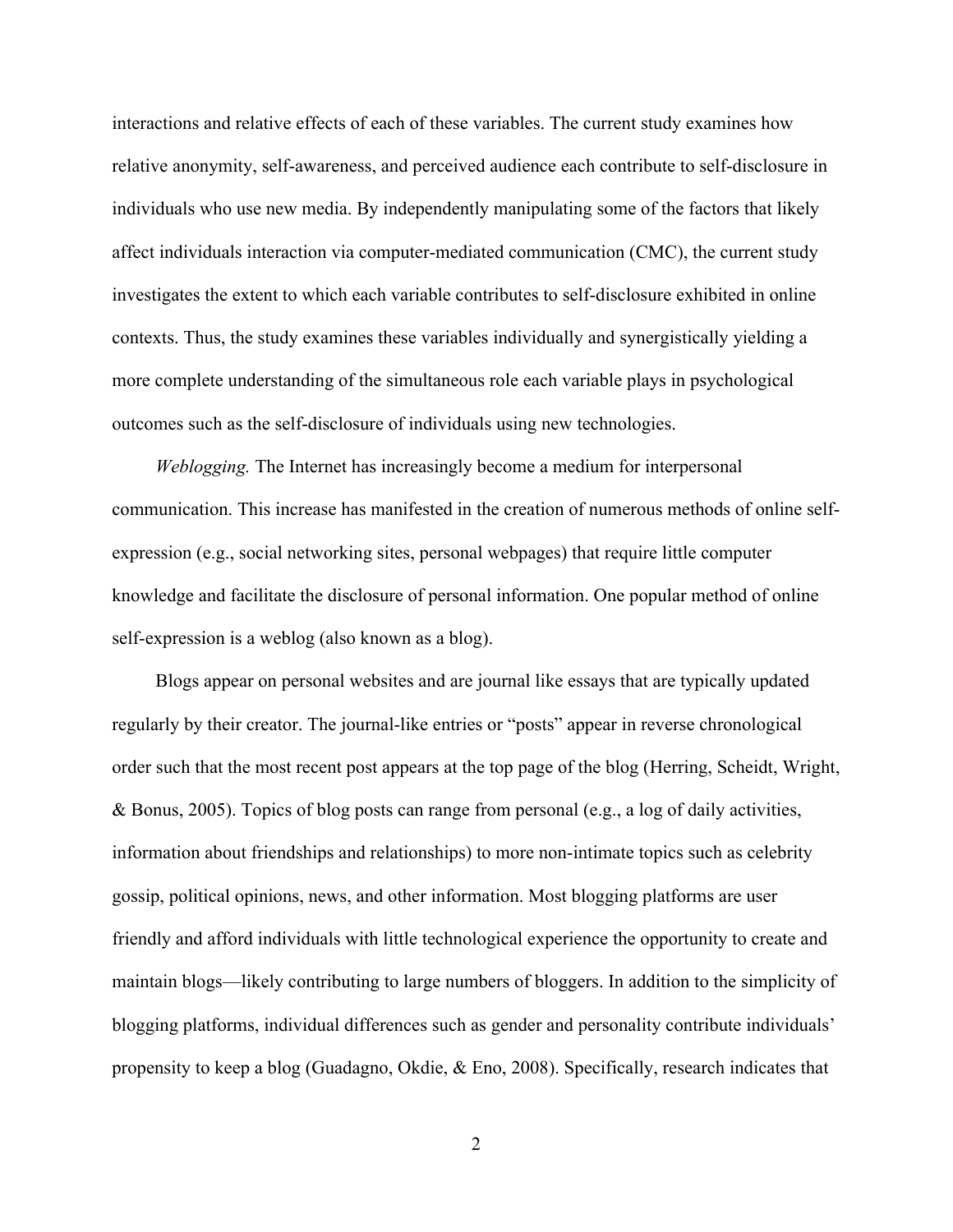interactions and relative effects of each of these variables. The current study examines how relative anonymity, self-awareness, and perceived audience each contribute to self-disclosure in individuals who use new media. By independently manipulating some of the factors that likely affect individuals interaction via computer-mediated communication (CMC), the current study investigates the extent to which each variable contributes to self-disclosure exhibited in online contexts. Thus, the study examines these variables individually and synergistically yielding a more complete understanding of the simultaneous role each variable plays in psychological outcomes such as the self-disclosure of individuals using new technologies.

*Weblogging.* The Internet has increasingly become a medium for interpersonal communication. This increase has manifested in the creation of numerous methods of online self-expression (e.g., social networking sites, personal webpages) that require little computer knowledge and facilitate the disclosure of personal information. One popular method of online self-expression is a weblog (also known as a blog).

Blogs appear on personal websites and are journal like essays that are typically updated regularly by their creator. The journal-like entries or "posts" appear in reverse chronological order such that the most recent post appears at the top page of the blog (Herring, Scheidt, Wright, & Bonus, 2005). Topics of blog posts can range from personal (e.g., a log of daily activities, information about friendships and relationships) to more non-intimate topics such as celebrity gossip, political opinions, news, and other information. Most blogging platforms are user friendly and afford individuals with little technological experience the opportunity to create and maintain blogs—likely contributing to large numbers of bloggers. In addition to the simplicity of blogging platforms, individual differences such as gender and personality contribute individuals' propensity to keep a blog (Guadagno, Okdie, & Eno, 2008). Specifically, research indicates that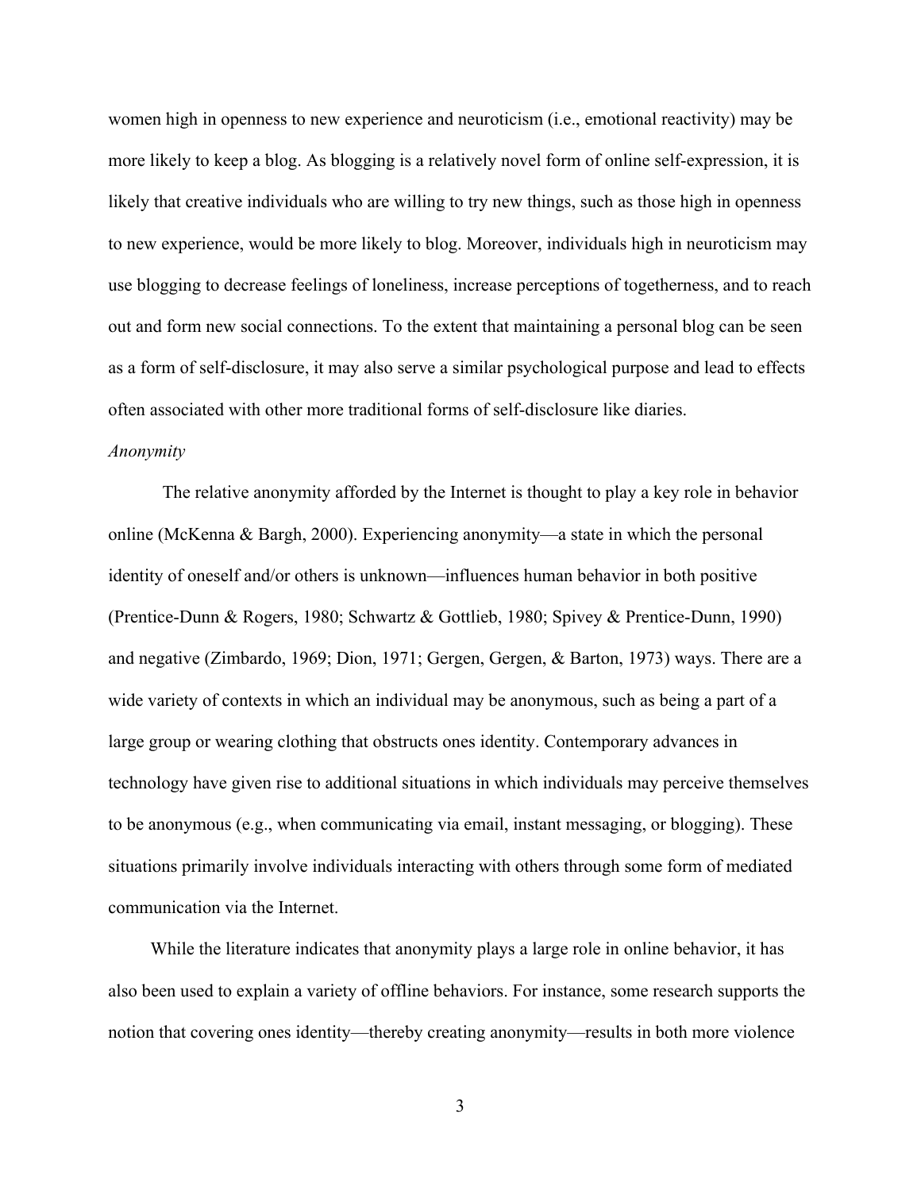women high in openness to new experience and neuroticism (i.e., emotional reactivity) may be more likely to keep a blog. As blogging is a relatively novel form of online self-expression, it is likely that creative individuals who are willing to try new things, such as those high in openness to new experience, would be more likely to blog. Moreover, individuals high in neuroticism may use blogging to decrease feelings of loneliness, increase perceptions of togetherness, and to reach out and form new social connections. To the extent that maintaining a personal blog can be seen as a form of self-disclosure, it may also serve a similar psychological purpose and lead to effects often associated with other more traditional forms of self-disclosure like diaries.

*Anonymity*

The relative anonymity afforded by the Internet is thought to play a key role in behavior online (McKenna & Bargh, 2000). Experiencing anonymity—a state in which the personal identity of oneself and/or others is unknown—influences human behavior in both positive (Prentice-Dunn & Rogers, 1980; Schwartz & Gottlieb, 1980; Spivey & Prentice-Dunn, 1990) and negative (Zimbardo, 1969; Dion, 1971; Gergen, Gergen, & Barton, 1973) ways. There are a wide variety of contexts in which an individual may be anonymous, such as being a part of a large group or wearing clothing that obstructs ones identity. Contemporary advances in technology have given rise to additional situations in which individuals may perceive themselves to be anonymous (e.g., when communicating via email, instant messaging, or blogging). These situations primarily involve individuals interacting with others through some form of mediated communication via the Internet.

While the literature indicates that anonymity plays a large role in online behavior, it has also been used to explain a variety of offline behaviors. For instance, some research supports the notion that covering ones identity—thereby creating anonymity—results in both more violence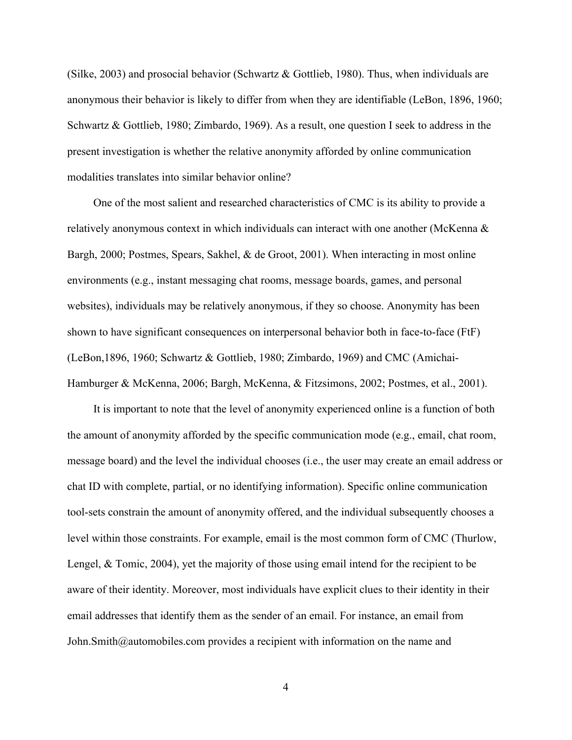(Silke, 2003) and prosocial behavior (Schwartz & Gottlieb, 1980). Thus, when individuals are anonymous their behavior is likely to differ from when they are identifiable (LeBon, 1896, 1960; Schwartz & Gottlieb, 1980; Zimbardo, 1969). As a result, one question I seek to address in the present investigation is whether the relative anonymity afforded by online communication modalities translates into similar behavior online?

One of the most salient and researched characteristics of CMC is its ability to provide a relatively anonymous context in which individuals can interact with one another (McKenna & Bargh, 2000; Postmes, Spears, Sakhel, & de Groot, 2001). When interacting in most online environments (e.g., instant messaging chat rooms, message boards, games, and personal websites), individuals may be relatively anonymous, if they so choose. Anonymity has been shown to have significant consequences on interpersonal behavior both in face-to-face (FtF) (LeBon,1896, 1960; Schwartz & Gottlieb, 1980; Zimbardo, 1969) and CMC (Amichai-Hamburger & McKenna, 2006; Bargh, McKenna, & Fitzsimons, 2002; Postmes, et al., 2001).

It is important to note that the level of anonymity experienced online is a function of both the amount of anonymity afforded by the specific communication mode (e.g., email, chat room, message board) and the level the individual chooses (i.e., the user may create an email address or chat ID with complete, partial, or no identifying information). Specific online communication tool-sets constrain the amount of anonymity offered, and the individual subsequently chooses a level within those constraints. For example, email is the most common form of CMC (Thurlow, Lengel, & Tomic, 2004), yet the majority of those using email intend for the recipient to be aware of their identity. Moreover, most individuals have explicit clues to their identity in their email addresses that identify them as the sender of an email. For instance, an email from John.Smith@automobiles.com provides a recipient with information on the name and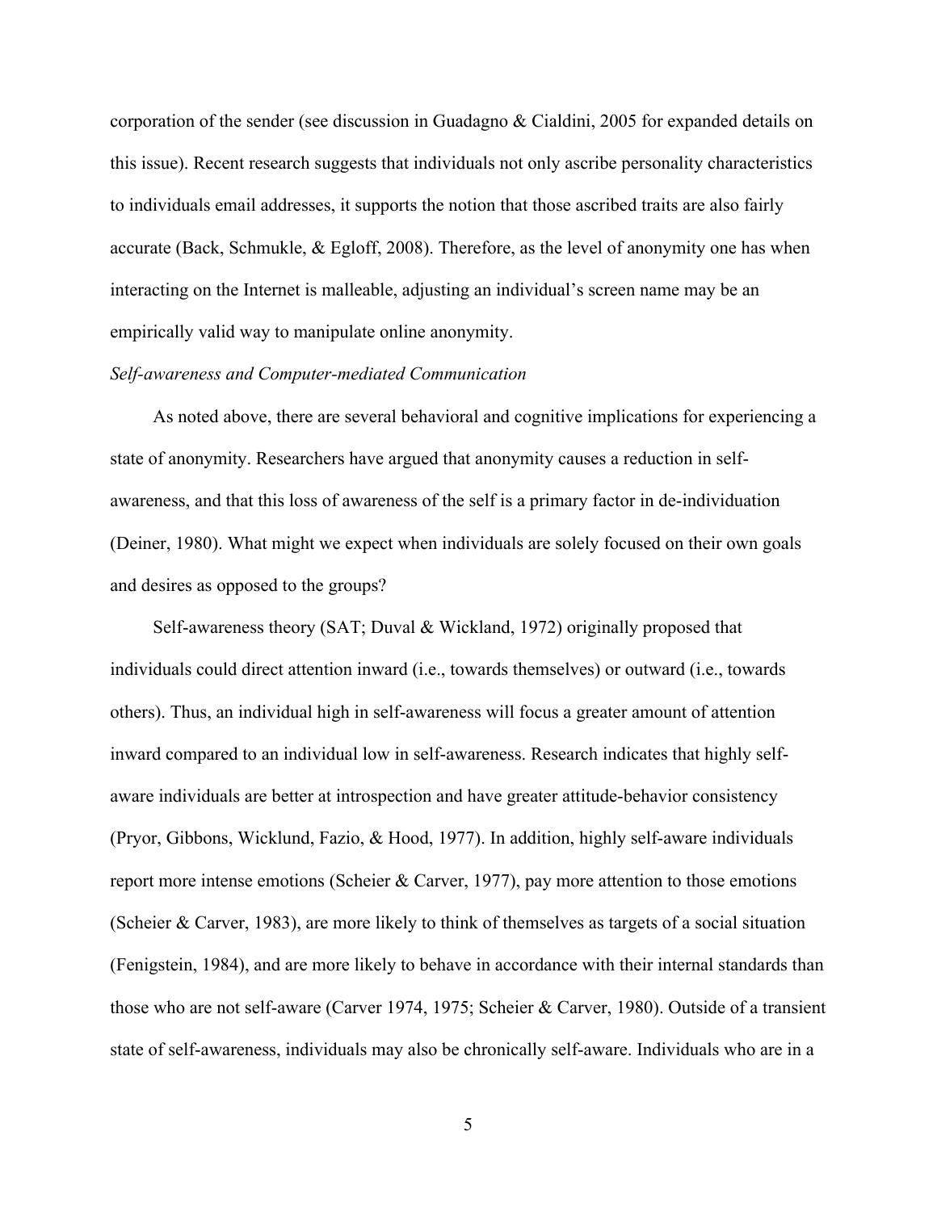corporation of the sender (see discussion in Guadagno & Cialdini, 2005 for expanded details on this issue). Recent research suggests that individuals not only ascribe personality characteristics to individuals email addresses, it supports the notion that those ascribed traits are also fairly accurate (Back, Schmukle, & Egloff, 2008). Therefore, as the level of anonymity one has when interacting on the Internet is malleable, adjusting an individual's screen name may be an empirically valid way to manipulate online anonymity.

*Self-awareness and Computer-mediated Communication*

As noted above, there are several behavioral and cognitive implications for experiencing a state of anonymity. Researchers have argued that anonymity causes a reduction in self-awareness, and that this loss of awareness of the self is a primary factor in de-individuation (Deiner, 1980). What might we expect when individuals are solely focused on their own goals and desires as opposed to the groups?

Self-awareness theory (SAT; Duval & Wickland, 1972) originally proposed that individuals could direct attention inward (i.e., towards themselves) or outward (i.e., towards others). Thus, an individual high in self-awareness will focus a greater amount of attention inward compared to an individual low in self-awareness. Research indicates that highly self-aware individuals are better at introspection and have greater attitude-behavior consistency (Pryor, Gibbons, Wicklund, Fazio, & Hood, 1977). In addition, highly self-aware individuals report more intense emotions (Scheier & Carver, 1977), pay more attention to those emotions (Scheier & Carver, 1983), are more likely to think of themselves as targets of a social situation (Fenigstein, 1984), and are more likely to behave in accordance with their internal standards than those who are not self-aware (Carver 1974, 1975; Scheier & Carver, 1980). Outside of a transient state of self-awareness, individuals may also be chronically self-aware. Individuals who are in a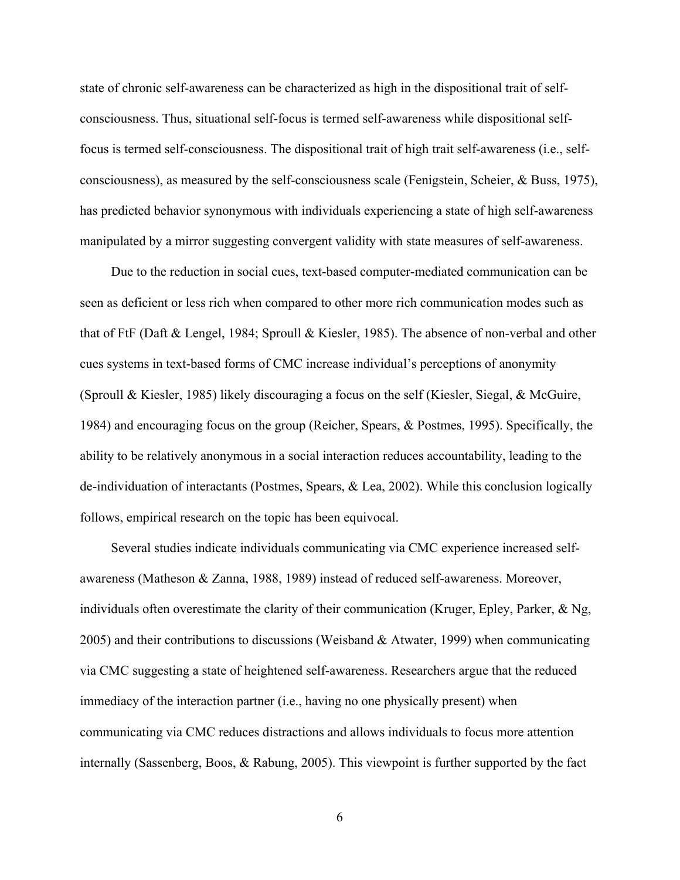state of chronic self-awareness can be characterized as high in the dispositional trait of self-consciousness. Thus, situational self-focus is termed self-awareness while dispositional self-focus is termed self-consciousness. The dispositional trait of high trait self-awareness (i.e., self-consciousness), as measured by the self-consciousness scale (Fenigstein, Scheier, & Buss, 1975), has predicted behavior synonymous with individuals experiencing a state of high self-awareness manipulated by a mirror suggesting convergent validity with state measures of self-awareness.

Due to the reduction in social cues, text-based computer-mediated communication can be seen as deficient or less rich when compared to other more rich communication modes such as that of FtF (Daft & Lengel, 1984; Sproull & Kiesler, 1985). The absence of non-verbal and other cues systems in text-based forms of CMC increase individual's perceptions of anonymity (Sproull & Kiesler, 1985) likely discouraging a focus on the self (Kiesler, Siegal, & McGuire, 1984) and encouraging focus on the group (Reicher, Spears, & Postmes, 1995). Specifically, the ability to be relatively anonymous in a social interaction reduces accountability, leading to the de-individuation of interactants (Postmes, Spears, & Lea, 2002). While this conclusion logically follows, empirical research on the topic has been equivocal.

Several studies indicate individuals communicating via CMC experience increased self-awareness (Matheson & Zanna, 1988, 1989) instead of reduced self-awareness. Moreover, individuals often overestimate the clarity of their communication (Kruger, Epley, Parker, & Ng, 2005) and their contributions to discussions (Weisband & Atwater, 1999) when communicating via CMC suggesting a state of heightened self-awareness. Researchers argue that the reduced immediacy of the interaction partner (i.e., having no one physically present) when communicating via CMC reduces distractions and allows individuals to focus more attention internally (Sassenberg, Boos, & Rabung, 2005). This viewpoint is further supported by the fact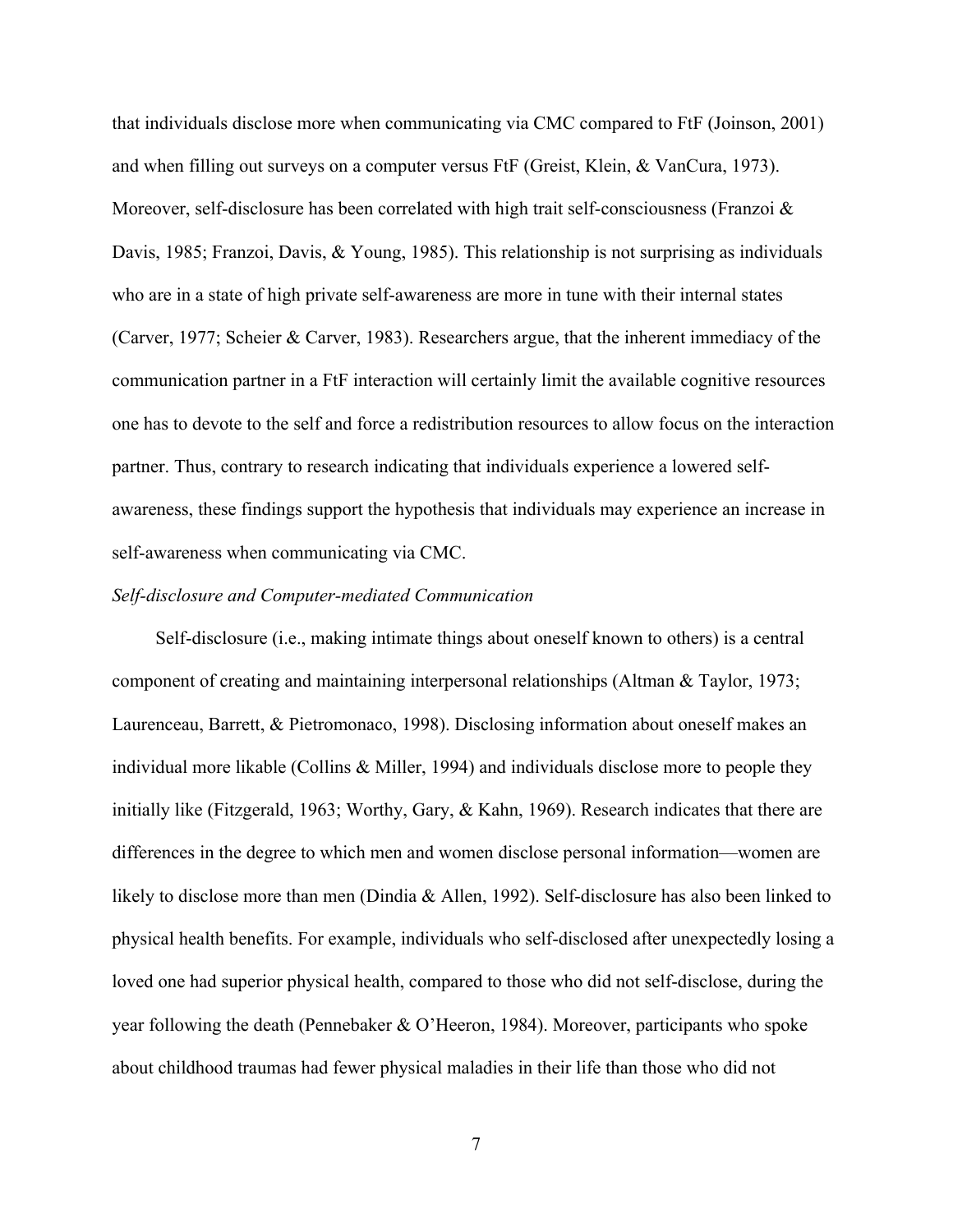that individuals disclose more when communicating via CMC compared to FtF (Joinson, 2001) and when filling out surveys on a computer versus FtF (Greist, Klein, & VanCura, 1973). Moreover, self-disclosure has been correlated with high trait self-consciousness (Franzoi & Davis, 1985; Franzoi, Davis, & Young, 1985). This relationship is not surprising as individuals who are in a state of high private self-awareness are more in tune with their internal states (Carver, 1977; Scheier & Carver, 1983). Researchers argue, that the inherent immediacy of the communication partner in a FtF interaction will certainly limit the available cognitive resources one has to devote to the self and force a redistribution resources to allow focus on the interaction partner. Thus, contrary to research indicating that individuals experience a lowered self-awareness, these findings support the hypothesis that individuals may experience an increase in self-awareness when communicating via CMC.

*Self-disclosure and Computer-mediated Communication*

Self-disclosure (i.e., making intimate things about oneself known to others) is a central component of creating and maintaining interpersonal relationships (Altman & Taylor, 1973; Laurenceau, Barrett, & Pietromonaco, 1998). Disclosing information about oneself makes an individual more likable (Collins & Miller, 1994) and individuals disclose more to people they initially like (Fitzgerald, 1963; Worthy, Gary, & Kahn, 1969). Research indicates that there are differences in the degree to which men and women disclose personal information—women are likely to disclose more than men (Dindia & Allen, 1992). Self-disclosure has also been linked to physical health benefits. For example, individuals who self-disclosed after unexpectedly losing a loved one had superior physical health, compared to those who did not self-disclose, during the year following the death (Pennebaker & O'Heeron, 1984). Moreover, participants who spoke about childhood traumas had fewer physical maladies in their life than those who did not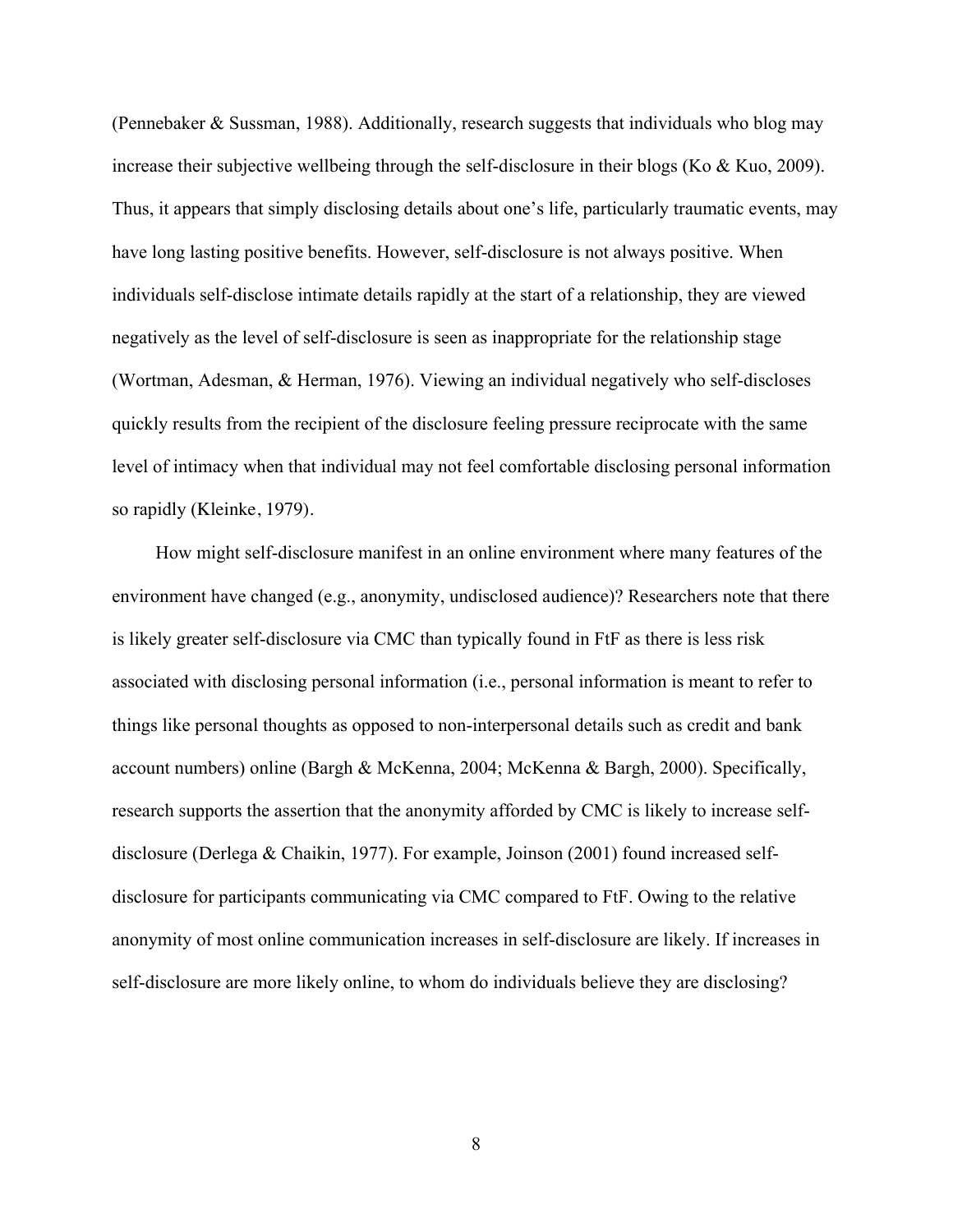(Pennebaker & Sussman, 1988). Additionally, research suggests that individuals who blog may increase their subjective wellbeing through the self-disclosure in their blogs (Ko & Kuo, 2009). Thus, it appears that simply disclosing details about one's life, particularly traumatic events, may have long lasting positive benefits. However, self-disclosure is not always positive. When individuals self-disclose intimate details rapidly at the start of a relationship, they are viewed negatively as the level of self-disclosure is seen as inappropriate for the relationship stage (Wortman, Adesman, & Herman, 1976). Viewing an individual negatively who self-discloses quickly results from the recipient of the disclosure feeling pressure reciprocate with the same level of intimacy when that individual may not feel comfortable disclosing personal information so rapidly (Kleinke, 1979).

How might self-disclosure manifest in an online environment where many features of the environment have changed (e.g., anonymity, undisclosed audience)? Researchers note that there is likely greater self-disclosure via CMC than typically found in FtF as there is less risk associated with disclosing personal information (i.e., personal information is meant to refer to things like personal thoughts as opposed to non-interpersonal details such as credit and bank account numbers) online (Bargh & McKenna, 2004; McKenna & Bargh, 2000). Specifically, research supports the assertion that the anonymity afforded by CMC is likely to increase self-disclosure (Derlega & Chaikin, 1977). For example, Joinson (2001) found increased self-disclosure for participants communicating via CMC compared to FtF. Owing to the relative anonymity of most online communication increases in self-disclosure are likely. If increases in self-disclosure are more likely online, to whom do individuals believe they are disclosing?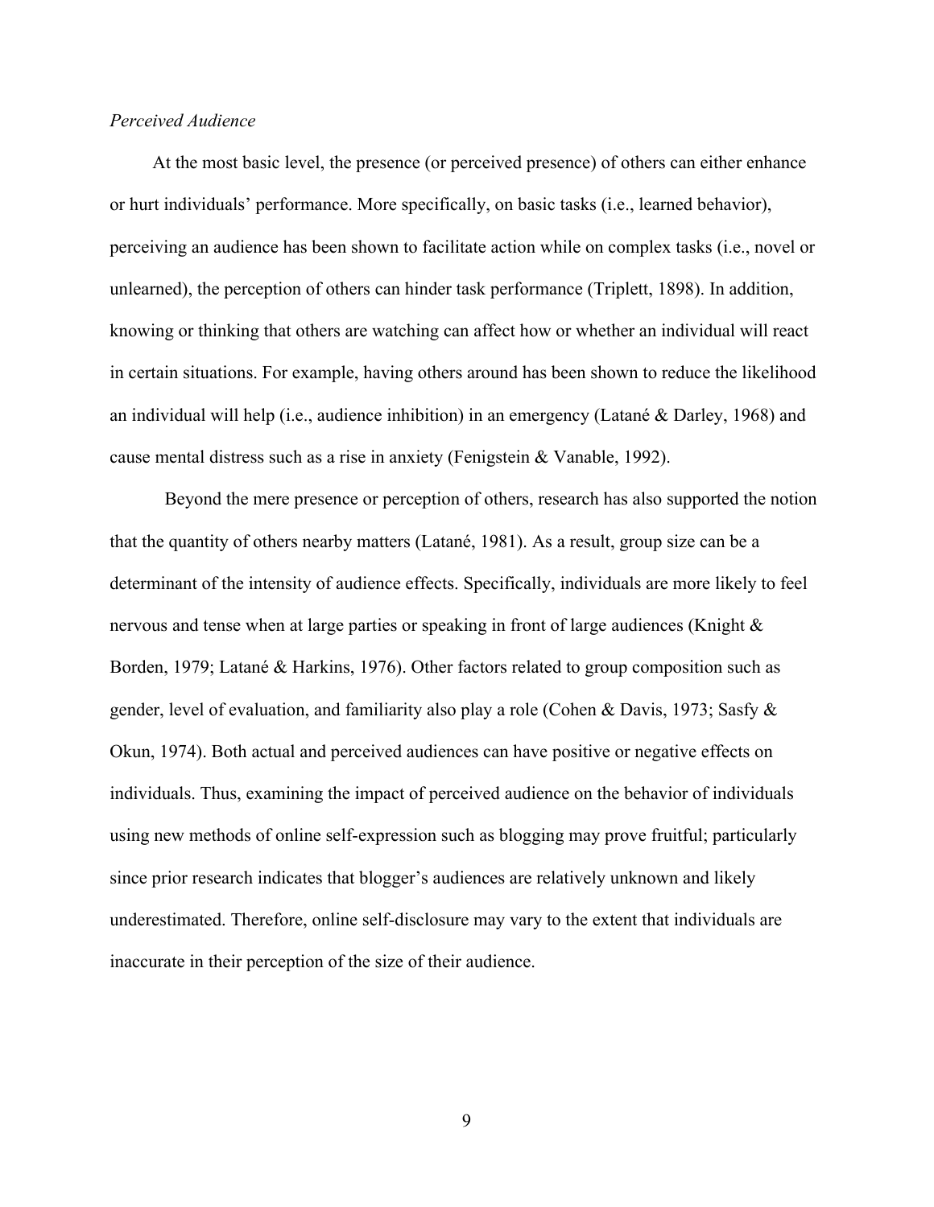*Perceived Audience*

At the most basic level, the presence (or perceived presence) of others can either enhance or hurt individuals' performance. More specifically, on basic tasks (i.e., learned behavior), perceiving an audience has been shown to facilitate action while on complex tasks (i.e., novel or unlearned), the perception of others can hinder task performance (Triplett, 1898). In addition, knowing or thinking that others are watching can affect how or whether an individual will react in certain situations. For example, having others around has been shown to reduce the likelihood an individual will help (i.e., audience inhibition) in an emergency (Latané & Darley, 1968) and cause mental distress such as a rise in anxiety (Fenigstein & Vanable, 1992).

Beyond the mere presence or perception of others, research has also supported the notion that the quantity of others nearby matters (Latané, 1981). As a result, group size can be a determinant of the intensity of audience effects. Specifically, individuals are more likely to feel nervous and tense when at large parties or speaking in front of large audiences (Knight & Borden, 1979; Latané & Harkins, 1976). Other factors related to group composition such as gender, level of evaluation, and familiarity also play a role (Cohen & Davis, 1973; Sasfy & Okun, 1974). Both actual and perceived audiences can have positive or negative effects on individuals. Thus, examining the impact of perceived audience on the behavior of individuals using new methods of online self-expression such as blogging may prove fruitful; particularly since prior research indicates that blogger's audiences are relatively unknown and likely underestimated. Therefore, online self-disclosure may vary to the extent that individuals are inaccurate in their perception of the size of their audience.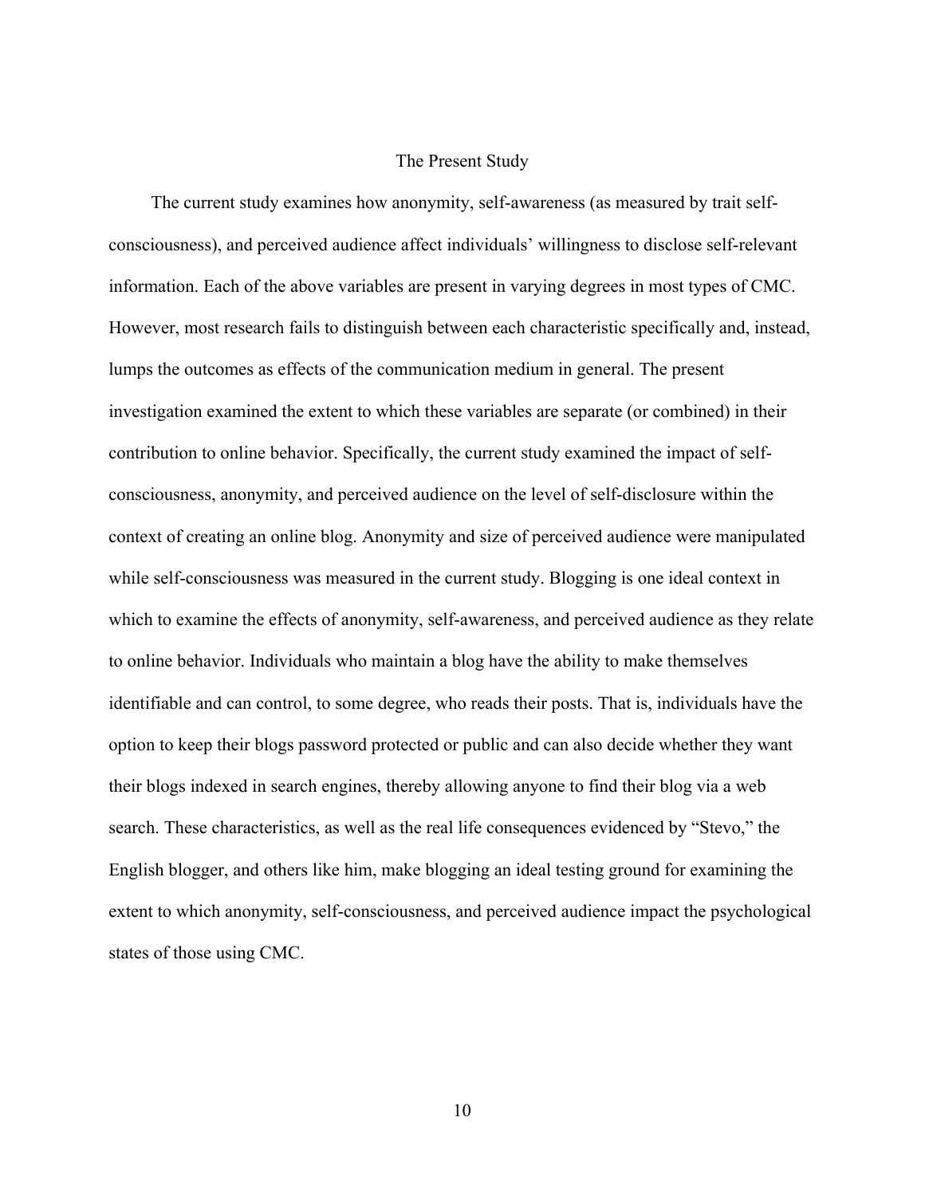## The Present Study

The current study examines how anonymity, self-awareness (as measured by trait self-consciousness), and perceived audience affect individuals' willingness to disclose self-relevant information. Each of the above variables are present in varying degrees in most types of CMC. However, most research fails to distinguish between each characteristic specifically and, instead, lumps the outcomes as effects of the communication medium in general. The present investigation examined the extent to which these variables are separate (or combined) in their contribution to online behavior. Specifically, the current study examined the impact of self-consciousness, anonymity, and perceived audience on the level of self-disclosure within the context of creating an online blog. Anonymity and size of perceived audience were manipulated while self-consciousness was measured in the current study. Blogging is one ideal context in which to examine the effects of anonymity, self-awareness, and perceived audience as they relate to online behavior. Individuals who maintain a blog have the ability to make themselves identifiable and can control, to some degree, who reads their posts. That is, individuals have the option to keep their blogs password protected or public and can also decide whether they want their blogs indexed in search engines, thereby allowing anyone to find their blog via a web search. These characteristics, as well as the real life consequences evidenced by "Stevo," the English blogger, and others like him, make blogging an ideal testing ground for examining the extent to which anonymity, self-consciousness, and perceived audience impact the psychological states of those using CMC.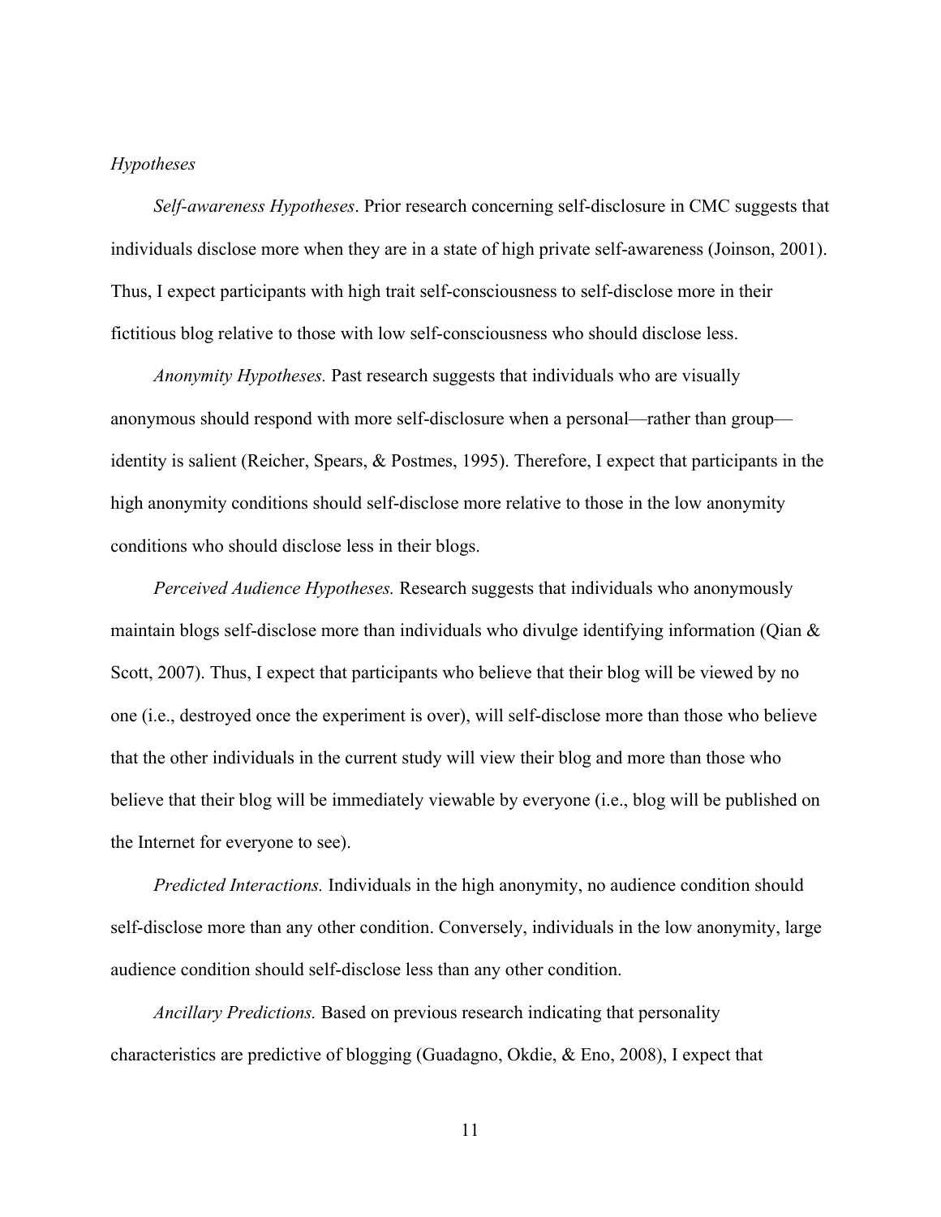*Hypotheses*

*Self-awareness Hypotheses*. Prior research concerning self-disclosure in CMC suggests that individuals disclose more when they are in a state of high private self-awareness (Joinson, 2001). Thus, I expect participants with high trait self-consciousness to self-disclose more in their fictitious blog relative to those with low self-consciousness who should disclose less.

*Anonymity Hypotheses.* Past research suggests that individuals who are visually anonymous should respond with more self-disclosure when a personal—rather than group—identity is salient (Reicher, Spears, & Postmes, 1995). Therefore, I expect that participants in the high anonymity conditions should self-disclose more relative to those in the low anonymity conditions who should disclose less in their blogs.

*Perceived Audience Hypotheses.* Research suggests that individuals who anonymously maintain blogs self-disclose more than individuals who divulge identifying information (Qian & Scott, 2007). Thus, I expect that participants who believe that their blog will be viewed by no one (i.e., destroyed once the experiment is over), will self-disclose more than those who believe that the other individuals in the current study will view their blog and more than those who believe that their blog will be immediately viewable by everyone (i.e., blog will be published on the Internet for everyone to see).

*Predicted Interactions.* Individuals in the high anonymity, no audience condition should self-disclose more than any other condition. Conversely, individuals in the low anonymity, large audience condition should self-disclose less than any other condition.

*Ancillary Predictions.* Based on previous research indicating that personality characteristics are predictive of blogging (Guadagno, Okdie, & Eno, 2008), I expect that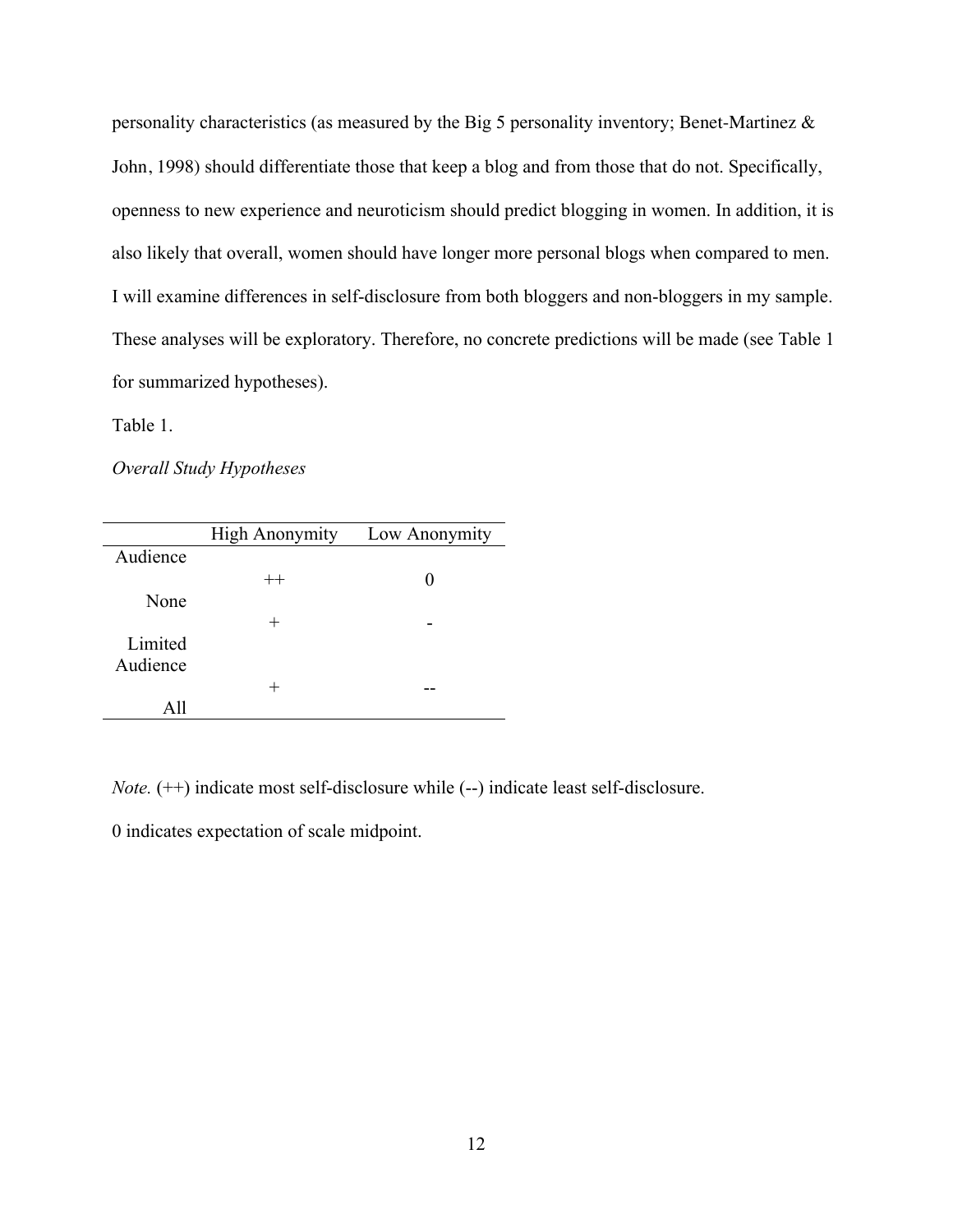personality characteristics (as measured by the Big 5 personality inventory; Benet-Martinez & John, 1998) should differentiate those that keep a blog and from those that do not. Specifically, openness to new experience and neuroticism should predict blogging in women. In addition, it is also likely that overall, women should have longer more personal blogs when compared to men. I will examine differences in self-disclosure from both bloggers and non-bloggers in my sample. These analyses will be exploratory. Therefore, no concrete predictions will be made (see Table 1 for summarized hypotheses).

Table 1.

*Overall Study Hypotheses*

| | High Anonymity | Low Anonymity |
|---|---|---|
| Audience None | ++ | 0 |
| Limited Audience | + | - |
| Audience All | + | -- |

*Note.* (++) indicate most self-disclosure while (--) indicate least self-disclosure.

0 indicates expectation of scale midpoint.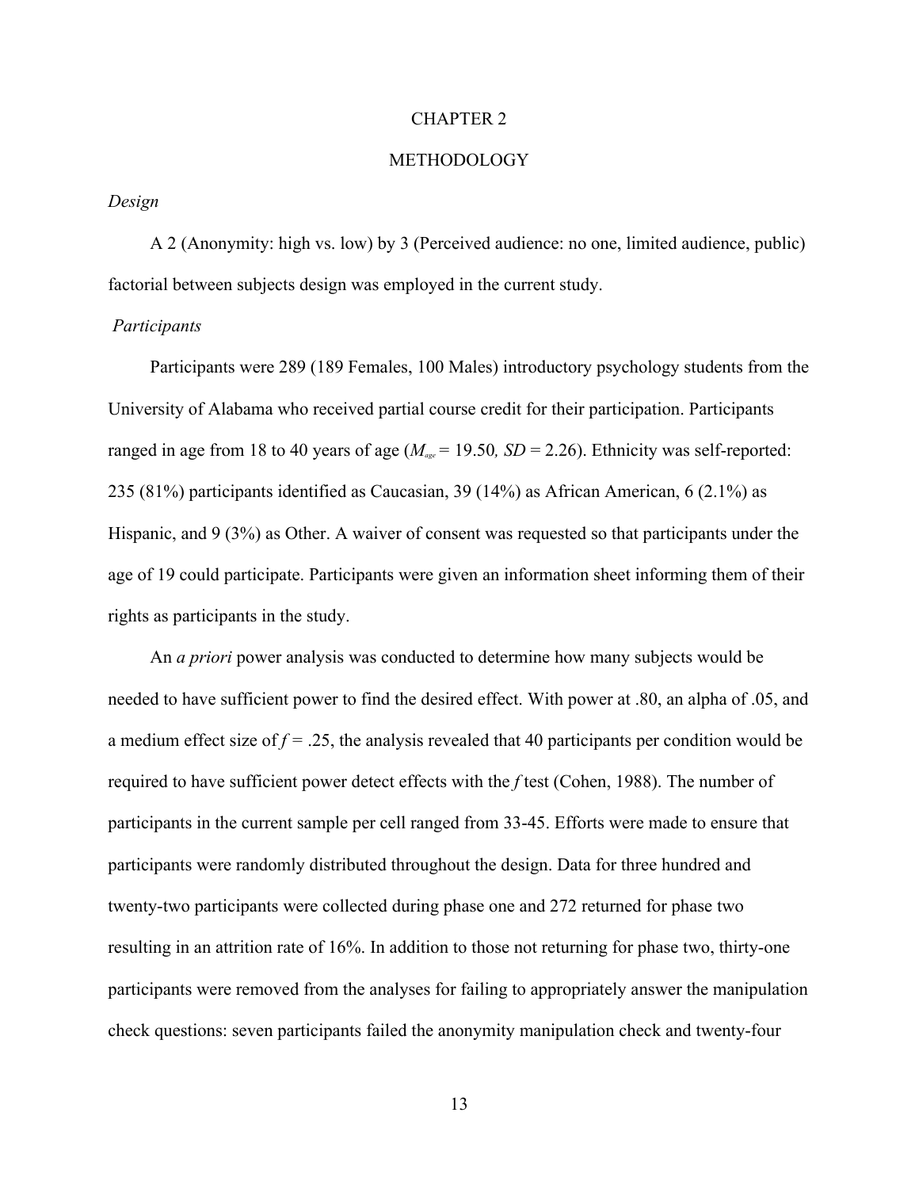# CHAPTER 2

# METHODOLOGY

*Design*

A 2 (Anonymity: high vs. low) by 3 (Perceived audience: no one, limited audience, public) factorial between subjects design was employed in the current study.

*Participants*

Participants were 289 (189 Females, 100 Males) introductory psychology students from the University of Alabama who received partial course credit for their participation. Participants ranged in age from 18 to 40 years of age ($M_{age}$ = 19.50*,* *SD* = 2.26). Ethnicity was self-reported: 235 (81%) participants identified as Caucasian, 39 (14%) as African American, 6 (2.1%) as Hispanic, and 9 (3%) as Other. A waiver of consent was requested so that participants under the age of 19 could participate. Participants were given an information sheet informing them of their rights as participants in the study.

An *a priori* power analysis was conducted to determine how many subjects would be needed to have sufficient power to find the desired effect. With power at .80, an alpha of .05, and a medium effect size of *f* = .25, the analysis revealed that 40 participants per condition would be required to have sufficient power detect effects with the *f* test (Cohen, 1988). The number of participants in the current sample per cell ranged from 33-45. Efforts were made to ensure that participants were randomly distributed throughout the design. Data for three hundred and twenty-two participants were collected during phase one and 272 returned for phase two resulting in an attrition rate of 16%. In addition to those not returning for phase two, thirty-one participants were removed from the analyses for failing to appropriately answer the manipulation check questions: seven participants failed the anonymity manipulation check and twenty-four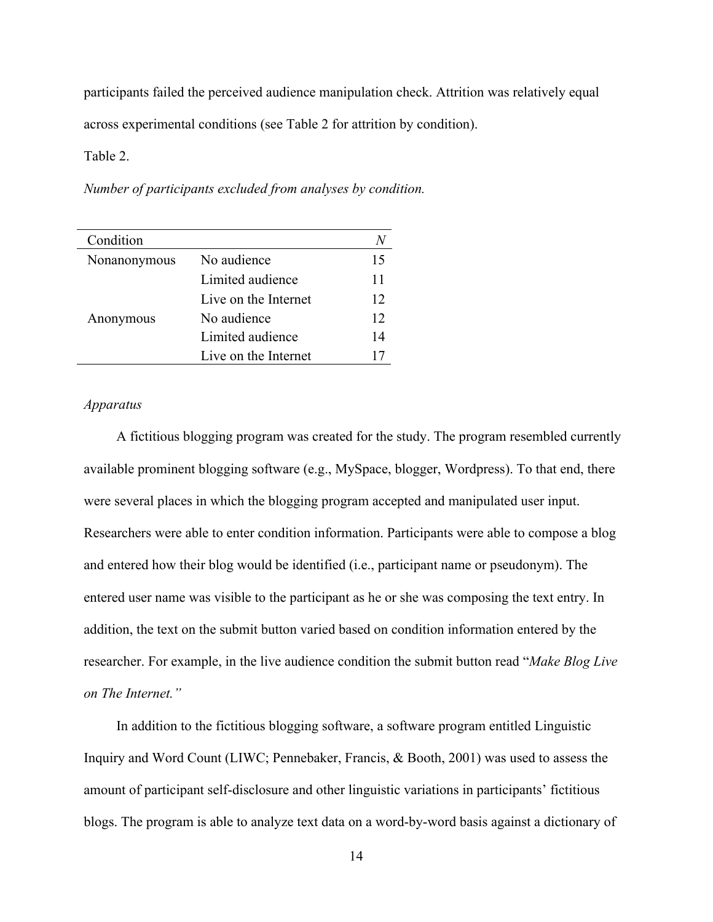participants failed the perceived audience manipulation check. Attrition was relatively equal across experimental conditions (see Table 2 for attrition by condition).

Table 2.

*Number of participants excluded from analyses by condition.*

| Condition | | *N* |
|---|---|---|
| Nonanonymous | No audience | 15 |
| | Limited audience | 11 |
| | Live on the Internet | 12 |
| Anonymous | No audience | 12 |
| | Limited audience | 14 |
| | Live on the Internet | 17 |

*Apparatus*

A fictitious blogging program was created for the study. The program resembled currently available prominent blogging software (e.g., MySpace, blogger, Wordpress). To that end, there were several places in which the blogging program accepted and manipulated user input. Researchers were able to enter condition information. Participants were able to compose a blog and entered how their blog would be identified (i.e., participant name or pseudonym). The entered user name was visible to the participant as he or she was composing the text entry. In addition, the text on the submit button varied based on condition information entered by the researcher. For example, in the live audience condition the submit button read "*Make Blog Live on The Internet.*"

In addition to the fictitious blogging software, a software program entitled Linguistic Inquiry and Word Count (LIWC; Pennebaker, Francis, & Booth, 2001) was used to assess the amount of participant self-disclosure and other linguistic variations in participants' fictitious blogs. The program is able to analyze text data on a word-by-word basis against a dictionary of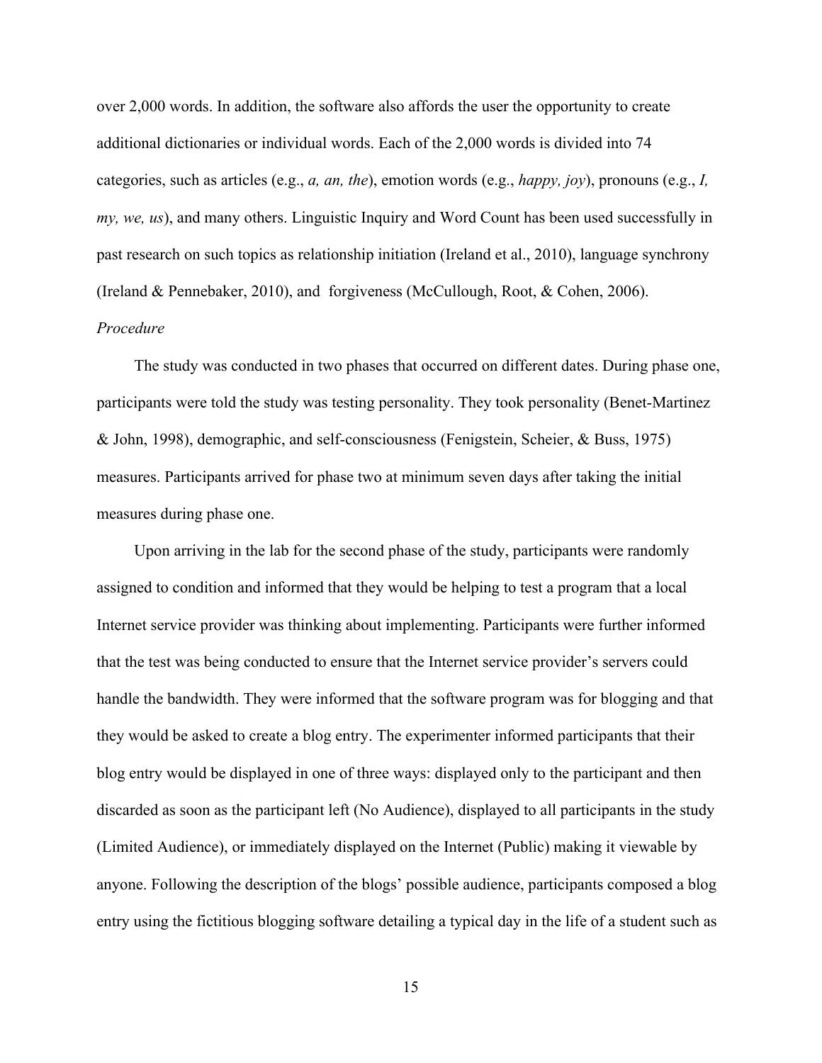over 2,000 words. In addition, the software also affords the user the opportunity to create additional dictionaries or individual words. Each of the 2,000 words is divided into 74 categories, such as articles (e.g., *a, an, the*), emotion words (e.g., *happy, joy*), pronouns (e.g., *I, my, we, us*), and many others. Linguistic Inquiry and Word Count has been used successfully in past research on such topics as relationship initiation (Ireland et al., 2010), language synchrony (Ireland & Pennebaker, 2010), and forgiveness (McCullough, Root, & Cohen, 2006).

*Procedure*

The study was conducted in two phases that occurred on different dates. During phase one, participants were told the study was testing personality. They took personality (Benet-Martinez & John, 1998), demographic, and self-consciousness (Fenigstein, Scheier, & Buss, 1975) measures. Participants arrived for phase two at minimum seven days after taking the initial measures during phase one.

Upon arriving in the lab for the second phase of the study, participants were randomly assigned to condition and informed that they would be helping to test a program that a local Internet service provider was thinking about implementing. Participants were further informed that the test was being conducted to ensure that the Internet service provider's servers could handle the bandwidth. They were informed that the software program was for blogging and that they would be asked to create a blog entry. The experimenter informed participants that their blog entry would be displayed in one of three ways: displayed only to the participant and then discarded as soon as the participant left (No Audience), displayed to all participants in the study (Limited Audience), or immediately displayed on the Internet (Public) making it viewable by anyone. Following the description of the blogs' possible audience, participants composed a blog entry using the fictitious blogging software detailing a typical day in the life of a student such as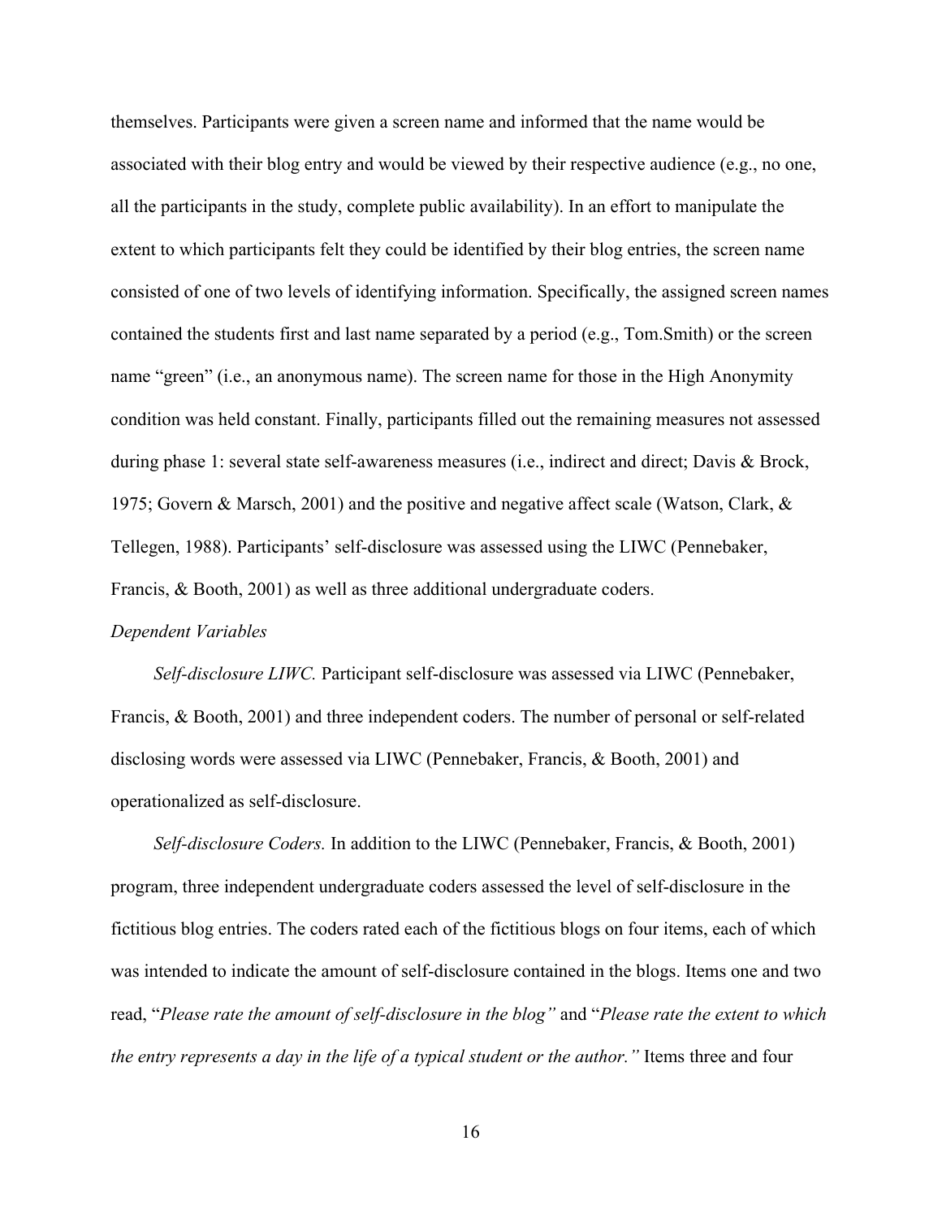themselves. Participants were given a screen name and informed that the name would be associated with their blog entry and would be viewed by their respective audience (e.g., no one, all the participants in the study, complete public availability). In an effort to manipulate the extent to which participants felt they could be identified by their blog entries, the screen name consisted of one of two levels of identifying information. Specifically, the assigned screen names contained the students first and last name separated by a period (e.g., Tom.Smith) or the screen name "green" (i.e., an anonymous name). The screen name for those in the High Anonymity condition was held constant. Finally, participants filled out the remaining measures not assessed during phase 1: several state self-awareness measures (i.e., indirect and direct; Davis & Brock, 1975; Govern & Marsch, 2001) and the positive and negative affect scale (Watson, Clark, & Tellegen, 1988). Participants' self-disclosure was assessed using the LIWC (Pennebaker, Francis, & Booth, 2001) as well as three additional undergraduate coders.

*Dependent Variables*

*Self-disclosure LIWC.* Participant self-disclosure was assessed via LIWC (Pennebaker, Francis, & Booth, 2001) and three independent coders. The number of personal or self-related disclosing words were assessed via LIWC (Pennebaker, Francis, & Booth, 2001) and operationalized as self-disclosure.

*Self-disclosure Coders.* In addition to the LIWC (Pennebaker, Francis, & Booth, 2001) program, three independent undergraduate coders assessed the level of self-disclosure in the fictitious blog entries. The coders rated each of the fictitious blogs on four items, each of which was intended to indicate the amount of self-disclosure contained in the blogs. Items one and two read, "*Please rate the amount of self-disclosure in the blog"* and "*Please rate the extent to which the entry represents a day in the life of a typical student or the author."* Items three and four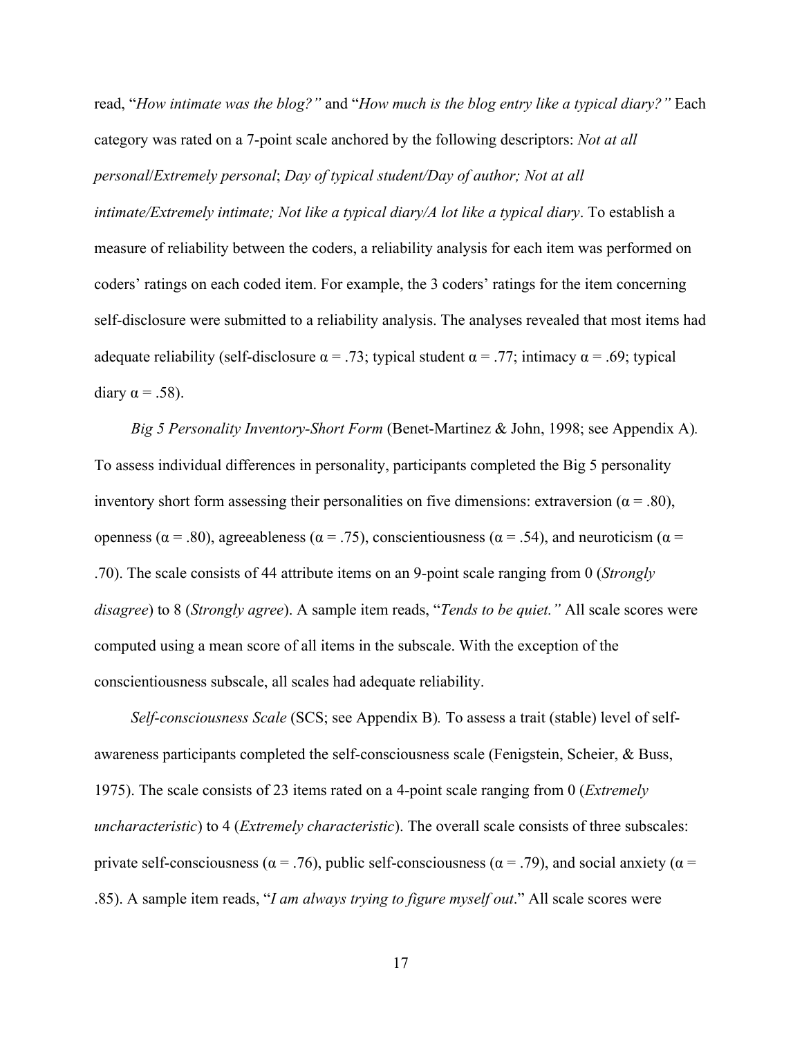read, "*How intimate was the blog?"* and "*How much is the blog entry like a typical diary?"* Each category was rated on a 7-point scale anchored by the following descriptors: *Not at all personal*/*Extremely personal*; *Day of typical student/Day of author; Not at all intimate/Extremely intimate; Not like a typical diary/A lot like a typical diary*. To establish a measure of reliability between the coders, a reliability analysis for each item was performed on coders' ratings on each coded item. For example, the 3 coders' ratings for the item concerning self-disclosure were submitted to a reliability analysis. The analyses revealed that most items had adequate reliability (self-disclosure $\alpha = .73$; typical student $\alpha = .77$; intimacy $\alpha = .69$; typical diary $\alpha = .58$).

*Big 5 Personality Inventory-Short Form* (Benet-Martinez & John, 1998; see Appendix A). To assess individual differences in personality, participants completed the Big 5 personality inventory short form assessing their personalities on five dimensions: extraversion ($\alpha = .80$), openness ($\alpha = .80$), agreeableness ($\alpha = .75$), conscientiousness ($\alpha = .54$), and neuroticism ($\alpha = .70$). The scale consists of 44 attribute items on an 9-point scale ranging from 0 (*Strongly disagree*) to 8 (*Strongly agree*). A sample item reads, "*Tends to be quiet."* All scale scores were computed using a mean score of all items in the subscale. With the exception of the conscientiousness subscale, all scales had adequate reliability.

*Self-consciousness Scale* (SCS; see Appendix B). To assess a trait (stable) level of self-awareness participants completed the self-consciousness scale (Fenigstein, Scheier, & Buss, 1975). The scale consists of 23 items rated on a 4-point scale ranging from 0 (*Extremely uncharacteristic*) to 4 (*Extremely characteristic*). The overall scale consists of three subscales: private self-consciousness ($\alpha = .76$), public self-consciousness ($\alpha = .79$), and social anxiety ($\alpha = .85$). A sample item reads, "*I am always trying to figure myself out*." All scale scores were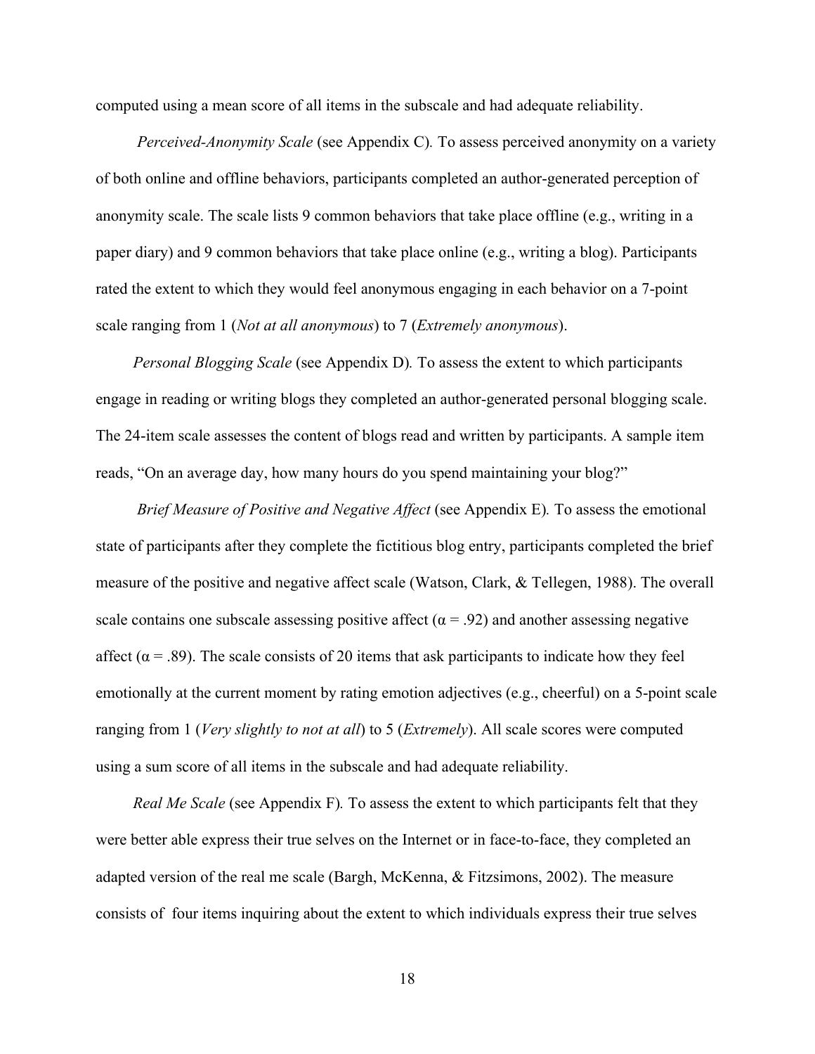computed using a mean score of all items in the subscale and had adequate reliability.

*Perceived-Anonymity Scale* (see Appendix C). To assess perceived anonymity on a variety of both online and offline behaviors, participants completed an author-generated perception of anonymity scale. The scale lists 9 common behaviors that take place offline (e.g., writing in a paper diary) and 9 common behaviors that take place online (e.g., writing a blog). Participants rated the extent to which they would feel anonymous engaging in each behavior on a 7-point scale ranging from 1 (*Not at all anonymous*) to 7 (*Extremely anonymous*).

*Personal Blogging Scale* (see Appendix D). To assess the extent to which participants engage in reading or writing blogs they completed an author-generated personal blogging scale. The 24-item scale assesses the content of blogs read and written by participants. A sample item reads, "On an average day, how many hours do you spend maintaining your blog?"

*Brief Measure of Positive and Negative Affect* (see Appendix E). To assess the emotional state of participants after they complete the fictitious blog entry, participants completed the brief measure of the positive and negative affect scale (Watson, Clark, & Tellegen, 1988). The overall scale contains one subscale assessing positive affect ($\alpha = .92$) and another assessing negative affect ($\alpha = .89$). The scale consists of 20 items that ask participants to indicate how they feel emotionally at the current moment by rating emotion adjectives (e.g., cheerful) on a 5-point scale ranging from 1 (*Very slightly to not at all*) to 5 (*Extremely*). All scale scores were computed using a sum score of all items in the subscale and had adequate reliability.

*Real Me Scale* (see Appendix F). To assess the extent to which participants felt that they were better able express their true selves on the Internet or in face-to-face, they completed an adapted version of the real me scale (Bargh, McKenna, & Fitzsimons, 2002). The measure consists of four items inquiring about the extent to which individuals express their true selves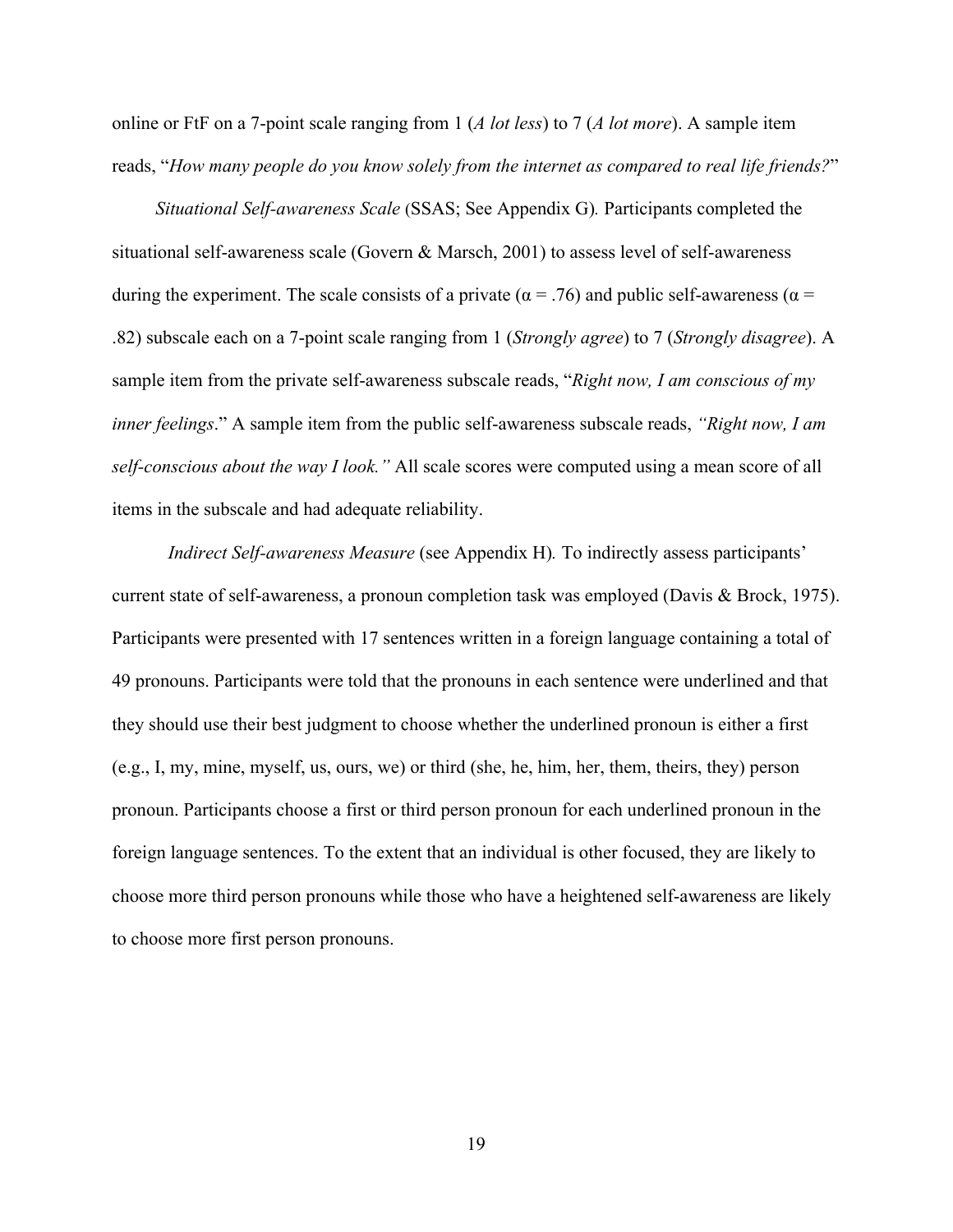online or FtF on a 7-point scale ranging from 1 (*A lot less*) to 7 (*A lot more*). A sample item reads, "*How many people do you know solely from the internet as compared to real life friends?*"

*Situational Self-awareness Scale* (SSAS; See Appendix G). Participants completed the situational self-awareness scale (Govern & Marsch, 2001) to assess level of self-awareness during the experiment. The scale consists of a private ($\alpha = .76$) and public self-awareness ($\alpha = .82$) subscale each on a 7-point scale ranging from 1 (*Strongly agree*) to 7 (*Strongly disagree*). A sample item from the private self-awareness subscale reads, "*Right now, I am conscious of my inner feelings*." A sample item from the public self-awareness subscale reads, *"Right now, I am self-conscious about the way I look."* All scale scores were computed using a mean score of all items in the subscale and had adequate reliability.

*Indirect Self-awareness Measure* (see Appendix H). To indirectly assess participants' current state of self-awareness, a pronoun completion task was employed (Davis & Brock, 1975). Participants were presented with 17 sentences written in a foreign language containing a total of 49 pronouns. Participants were told that the pronouns in each sentence were underlined and that they should use their best judgment to choose whether the underlined pronoun is either a first (e.g., I, my, mine, myself, us, ours, we) or third (she, he, him, her, them, theirs, they) person pronoun. Participants choose a first or third person pronoun for each underlined pronoun in the foreign language sentences. To the extent that an individual is other focused, they are likely to choose more third person pronouns while those who have a heightened self-awareness are likely to choose more first person pronouns.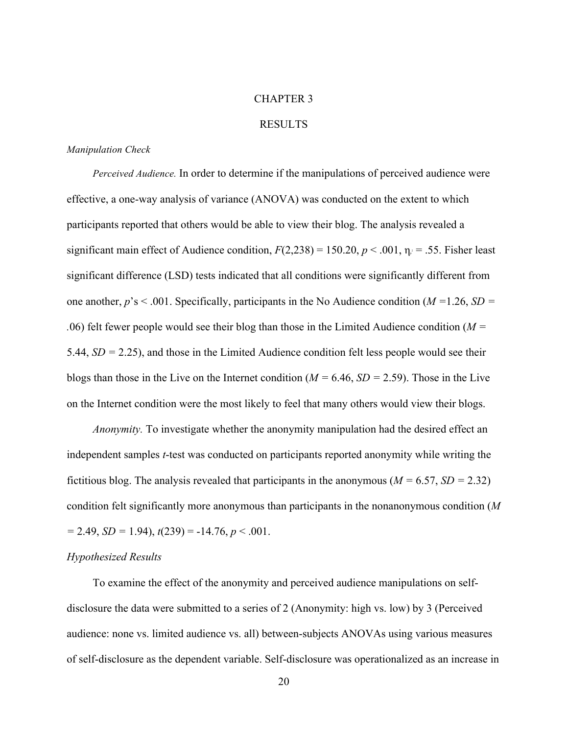# CHAPTER 3

# RESULTS

### *Manipulation Check*

*Perceived Audience.* In order to determine if the manipulations of perceived audience were effective, a one-way analysis of variance (ANOVA) was conducted on the extent to which participants reported that others would be able to view their blog. The analysis revealed a significant main effect of Audience condition, $F(2,238) = 150.20$, $p < .001$, $\eta_p^2 = .55$. Fisher least significant difference (LSD) tests indicated that all conditions were significantly different from one another, $p$'s $< .001$. Specifically, participants in the No Audience condition ($M$ =1.26, $SD$ = .06) felt fewer people would see their blog than those in the Limited Audience condition ($M$ = 5.44, $SD$ = 2.25), and those in the Limited Audience condition felt less people would see their blogs than those in the Live on the Internet condition ($M$ = 6.46, $SD$ = 2.59). Those in the Live on the Internet condition were the most likely to feel that many others would view their blogs.

*Anonymity.* To investigate whether the anonymity manipulation had the desired effect an independent samples $t$-test was conducted on participants reported anonymity while writing the fictitious blog. The analysis revealed that participants in the anonymous ($M$ = 6.57, $SD$ = 2.32) condition felt significantly more anonymous than participants in the nonanonymous condition ($M$ = 2.49, $SD$ = 1.94), $t(239) = -14.76$, $p < .001$.

### *Hypothesized Results*

To examine the effect of the anonymity and perceived audience manipulations on self-disclosure the data were submitted to a series of 2 (Anonymity: high vs. low) by 3 (Perceived audience: none vs. limited audience vs. all) between-subjects ANOVAs using various measures of self-disclosure as the dependent variable. Self-disclosure was operationalized as an increase in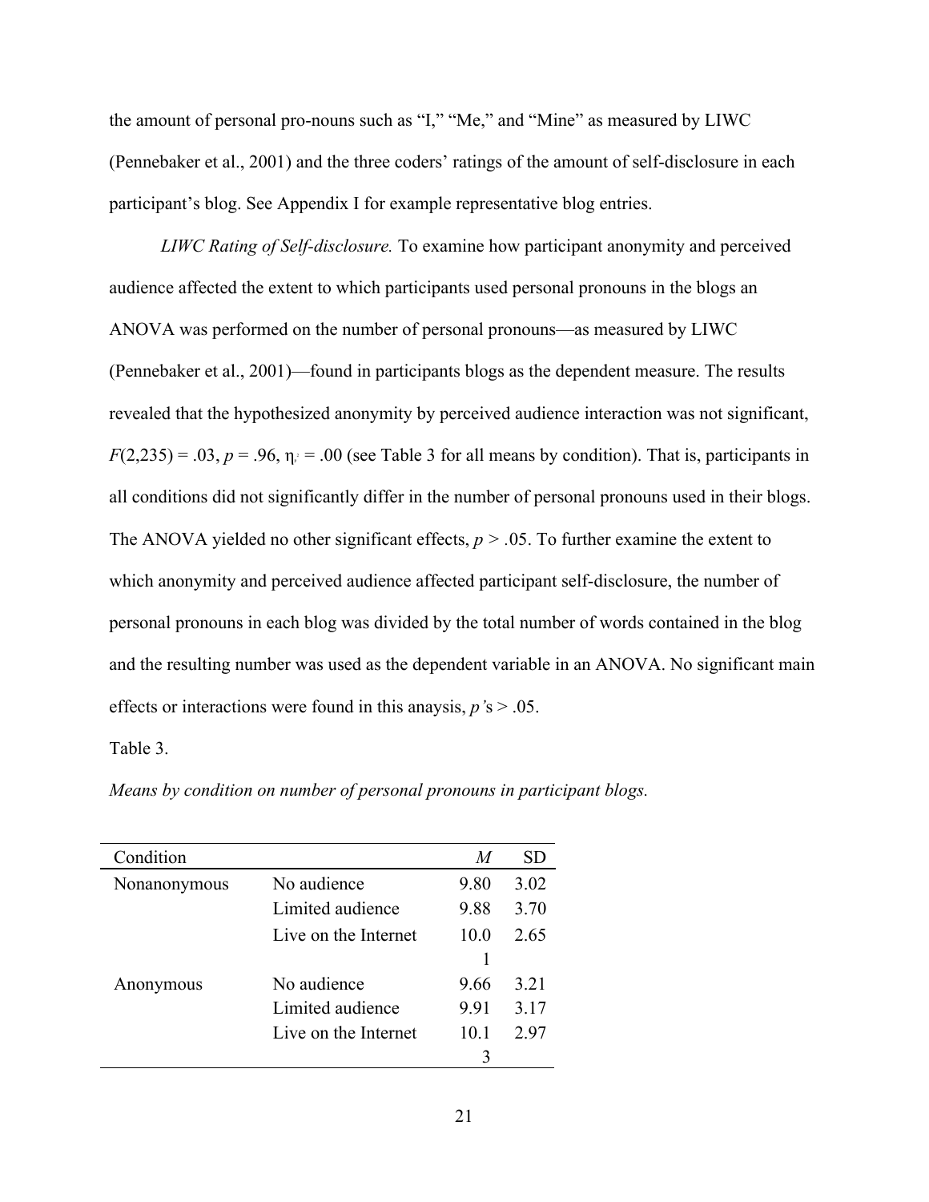the amount of personal pro-nouns such as “I,” “Me,” and “Mine” as measured by LIWC (Pennebaker et al., 2001) and the three coders’ ratings of the amount of self-disclosure in each participant’s blog. See Appendix I for example representative blog entries.

*LIWC Rating of Self-disclosure.* To examine how participant anonymity and perceived audience affected the extent to which participants used personal pronouns in the blogs an ANOVA was performed on the number of personal pronouns—as measured by LIWC (Pennebaker et al., 2001)—found in participants blogs as the dependent measure. The results revealed that the hypothesized anonymity by perceived audience interaction was not significant, $F(2,235) = .03$, $p = .96$, $\eta_p^2 = .00$ (see Table 3 for all means by condition). That is, participants in all conditions did not significantly differ in the number of personal pronouns used in their blogs. The ANOVA yielded no other significant effects, $p > .05$. To further examine the extent to which anonymity and perceived audience affected participant self-disclosure, the number of personal pronouns in each blog was divided by the total number of words contained in the blog and the resulting number was used as the dependent variable in an ANOVA. No significant main effects or interactions were found in this anaysis, *p'*s > .05.

Table 3.

*Means by condition on number of personal pronouns in participant blogs.*

| Condition | | *M* | SD |
|---|---|---|---|
| Nonanonymous | No audience | 9.80 | 3.02 |
| | Limited audience | 9.88 | 3.70 |
| | Live on the Internet | 10.01 | 2.65 |
| Anonymous | No audience | 9.66 | 3.21 |
| | Limited audience | 9.91 | 3.17 |
| | Live on the Internet | 10.13 | 2.97 |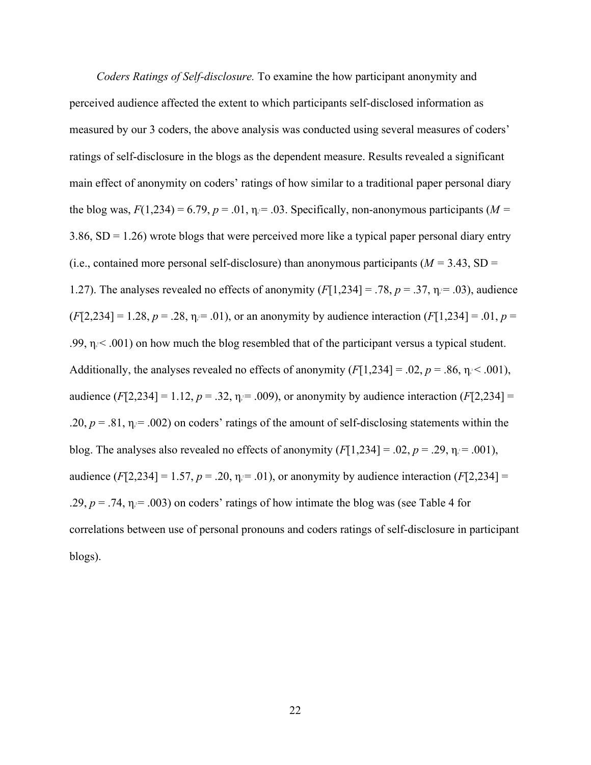*Coders Ratings of Self-disclosure.* To examine the how participant anonymity and perceived audience affected the extent to which participants self-disclosed information as measured by our 3 coders, the above analysis was conducted using several measures of coders' ratings of self-disclosure in the blogs as the dependent measure. Results revealed a significant main effect of anonymity on coders' ratings of how similar to a traditional paper personal diary the blog was, $F(1,234) = 6.79$, $p = .01$, $\eta_p^2 = .03$. Specifically, non-anonymous participants ($M$ = 3.86, SD = 1.26) wrote blogs that were perceived more like a typical paper personal diary entry (i.e., contained more personal self-disclosure) than anonymous participants ($M$ = 3.43, SD = 1.27). The analyses revealed no effects of anonymity ($F[1,234] = .78$, $p = .37$, $\eta_p^2 = .03$), audience ($F[2,234] = 1.28$, $p = .28$, $\eta_p^2 = .01$), or an anonymity by audience interaction ($F[1,234] = .01$, $p = .99$, $\eta_p^2 < .001$) on how much the blog resembled that of the participant versus a typical student. Additionally, the analyses revealed no effects of anonymity ($F[1,234] = .02$, $p = .86$, $\eta_p^2 < .001$), audience ($F[2,234] = 1.12$, $p = .32$, $\eta_p^2 = .009$), or anonymity by audience interaction ($F[2,234] = .20$, $p = .81$, $\eta_p^2 = .002$) on coders' ratings of the amount of self-disclosing statements within the blog. The analyses also revealed no effects of anonymity ($F[1,234] = .02$, $p = .29$, $\eta_p^2 = .001$), audience ($F[2,234] = 1.57$, $p = .20$, $\eta_p^2 = .01$), or anonymity by audience interaction ($F[2,234] = .29$, $p = .74$, $\eta_p^2 = .003$) on coders' ratings of how intimate the blog was (see Table 4 for correlations between use of personal pronouns and coders ratings of self-disclosure in participant blogs).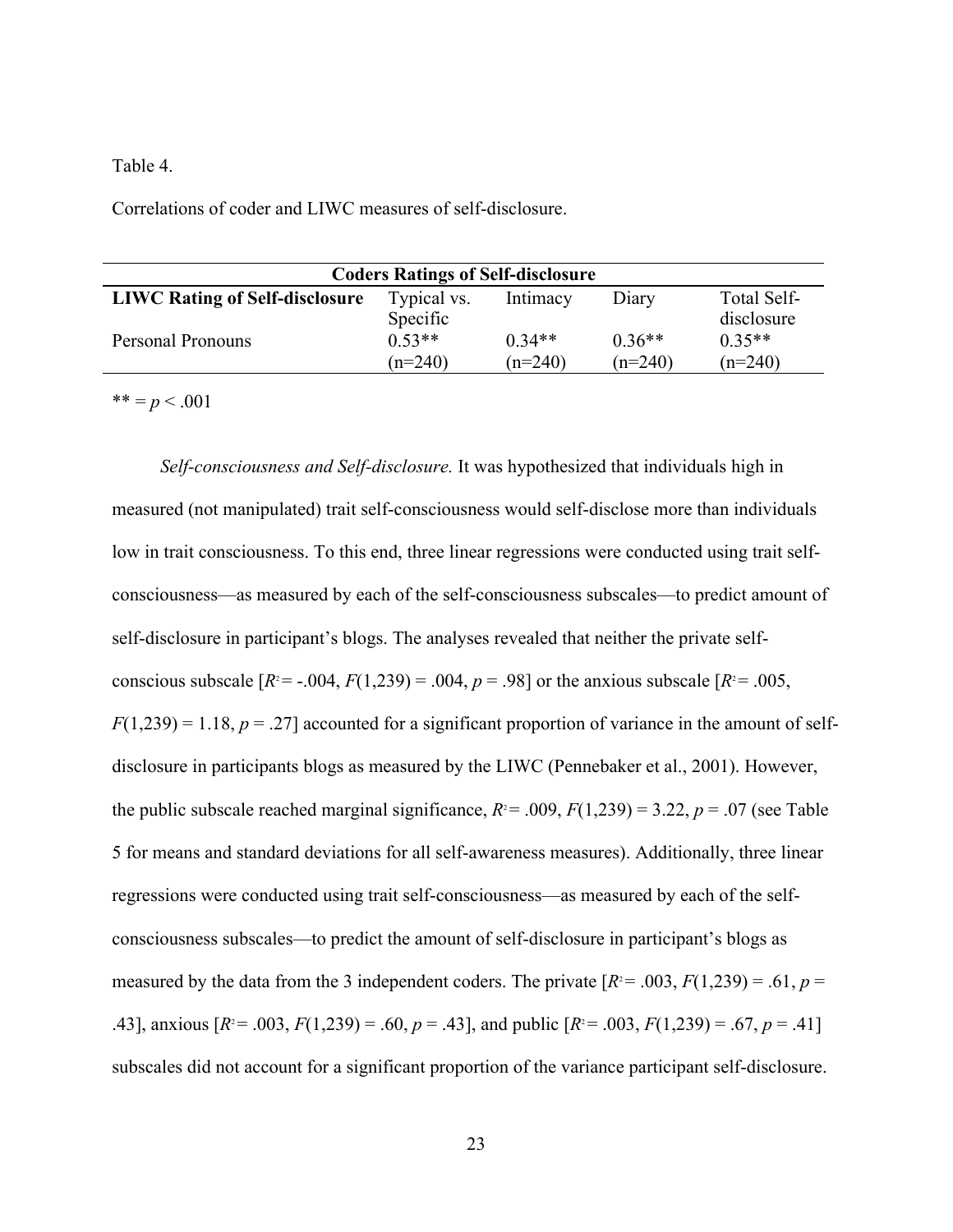Table 4.

Correlations of coder and LIWC measures of self-disclosure.

| | Coders Ratings of Self-disclosure | | | |
|---|---|---|---|---|
| **LIWC Rating of Self-disclosure** | Typical vs. Specific | Intimacy | Diary | Total Self-disclosure |
| Personal Pronouns | 0.53** (n=240) | 0.34** (n=240) | 0.36** (n=240) | 0.35** (n=240) |

** = $p < .001$

*Self-consciousness and Self-disclosure.* It was hypothesized that individuals high in measured (not manipulated) trait self-consciousness would self-disclose more than individuals low in trait consciousness. To this end, three linear regressions were conducted using trait self-consciousness—as measured by each of the self-consciousness subscales—to predict amount of self-disclosure in participant's blogs. The analyses revealed that neither the private self-conscious subscale [$R^2 = -.004$, $F(1,239) = .004$, $p = .98$] or the anxious subscale [$R^2 = .005$, $F(1,239) = 1.18$, $p = .27$] accounted for a significant proportion of variance in the amount of self-disclosure in participants blogs as measured by the LIWC (Pennebaker et al., 2001). However, the public subscale reached marginal significance, $R^2 = .009$, $F(1,239) = 3.22$, $p = .07$ (see Table 5 for means and standard deviations for all self-awareness measures). Additionally, three linear regressions were conducted using trait self-consciousness—as measured by each of the self-consciousness subscales—to predict the amount of self-disclosure in participant's blogs as measured by the data from the 3 independent coders. The private [$R^2 = .003$, $F(1,239) = .61$, $p = .43$], anxious [$R^2 = .003$, $F(1,239) = .60$, $p = .43$], and public [$R^2 = .003$, $F(1,239) = .67$, $p = .41$] subscales did not account for a significant proportion of the variance participant self-disclosure.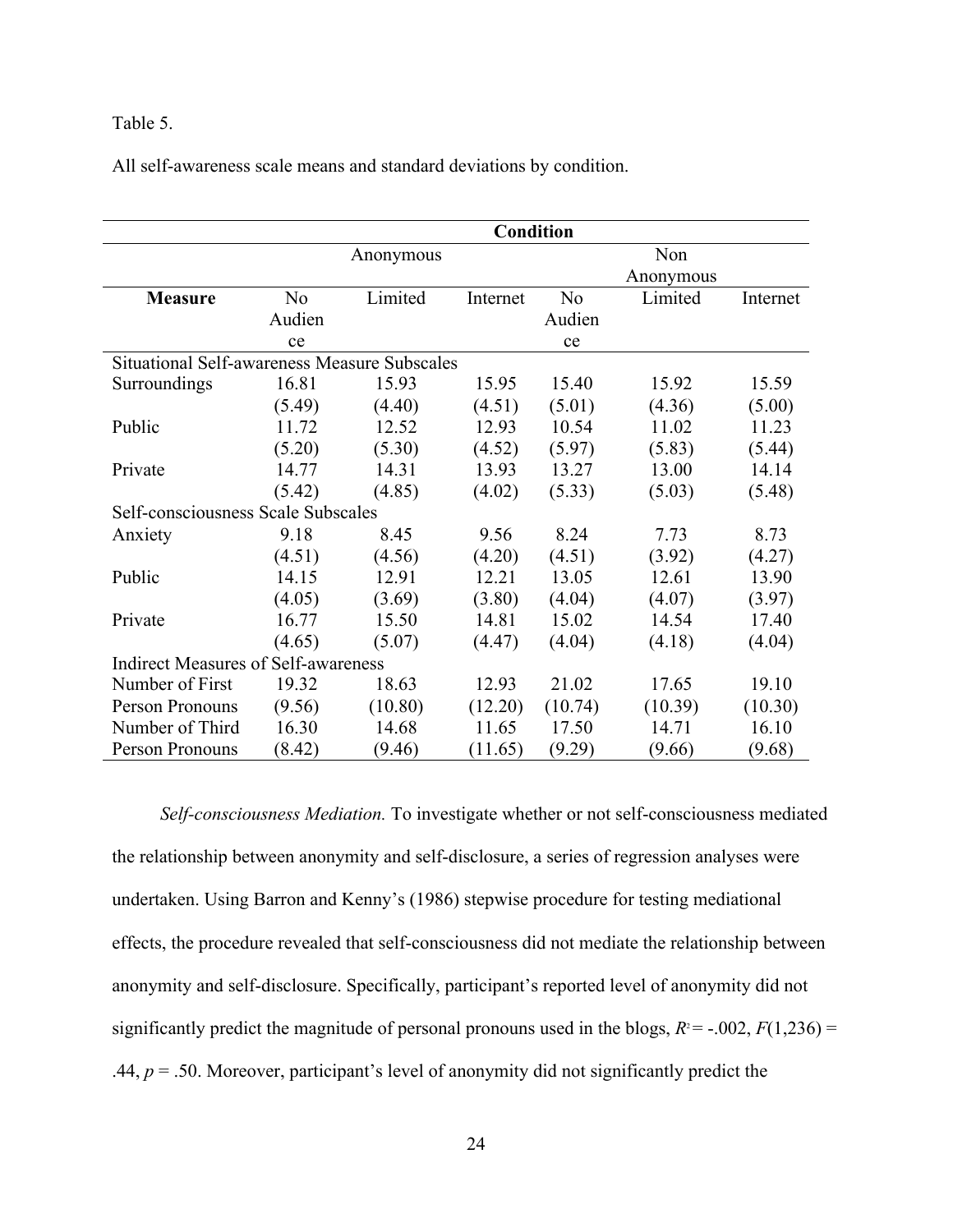Table 5.

All self-awareness scale means and standard deviations by condition.

| | Condition | | | | | |
|---|---|---|---|---|---|---|
| | Anonymous | | | Non Anonymous | | |
| **Measure** | No Audience | Limited | Internet | No Audience | Limited | Internet |
| Situational Self-awareness Measure Subscales | | | | | | |
| Surroundings | 16.81 | 15.93 | 15.95 | 15.40 | 15.92 | 15.59 |
| | (5.49) | (4.40) | (4.51) | (5.01) | (4.36) | (5.00) |
| Public | 11.72 | 12.52 | 12.93 | 10.54 | 11.02 | 11.23 |
| | (5.20) | (5.30) | (4.52) | (5.97) | (5.83) | (5.44) |
| Private | 14.77 | 14.31 | 13.93 | 13.27 | 13.00 | 14.14 |
| | (5.42) | (4.85) | (4.02) | (5.33) | (5.03) | (5.48) |
| Self-consciousness Scale Subscales | | | | | | |
| Anxiety | 9.18 | 8.45 | 9.56 | 8.24 | 7.73 | 8.73 |
| | (4.51) | (4.56) | (4.20) | (4.51) | (3.92) | (4.27) |
| Public | 14.15 | 12.91 | 12.21 | 13.05 | 12.61 | 13.90 |
| | (4.05) | (3.69) | (3.80) | (4.04) | (4.07) | (3.97) |
| Private | 16.77 | 15.50 | 14.81 | 15.02 | 14.54 | 17.40 |
| | (4.65) | (5.07) | (4.47) | (4.04) | (4.18) | (4.04) |
| Indirect Measures of Self-awareness | | | | | | |
| Number of First Person Pronouns | 19.32 (9.56) | 18.63 (10.80) | 12.93 (12.20) | 21.02 (10.74) | 17.65 (10.39) | 19.10 (10.30) |
| Number of Third Person Pronouns | 16.30 (8.42) | 14.68 (9.46) | 11.65 (11.65) | 17.50 (9.29) | 14.71 (9.66) | 16.10 (9.68) |

*Self-consciousness Mediation.* To investigate whether or not self-consciousness mediated the relationship between anonymity and self-disclosure, a series of regression analyses were undertaken. Using Barron and Kenny's (1986) stepwise procedure for testing mediational effects, the procedure revealed that self-consciousness did not mediate the relationship between anonymity and self-disclosure. Specifically, participant's reported level of anonymity did not significantly predict the magnitude of personal pronouns used in the blogs, $R^2 = -.002$, $F(1,236) = .44$, $p = .50$. Moreover, participant's level of anonymity did not significantly predict the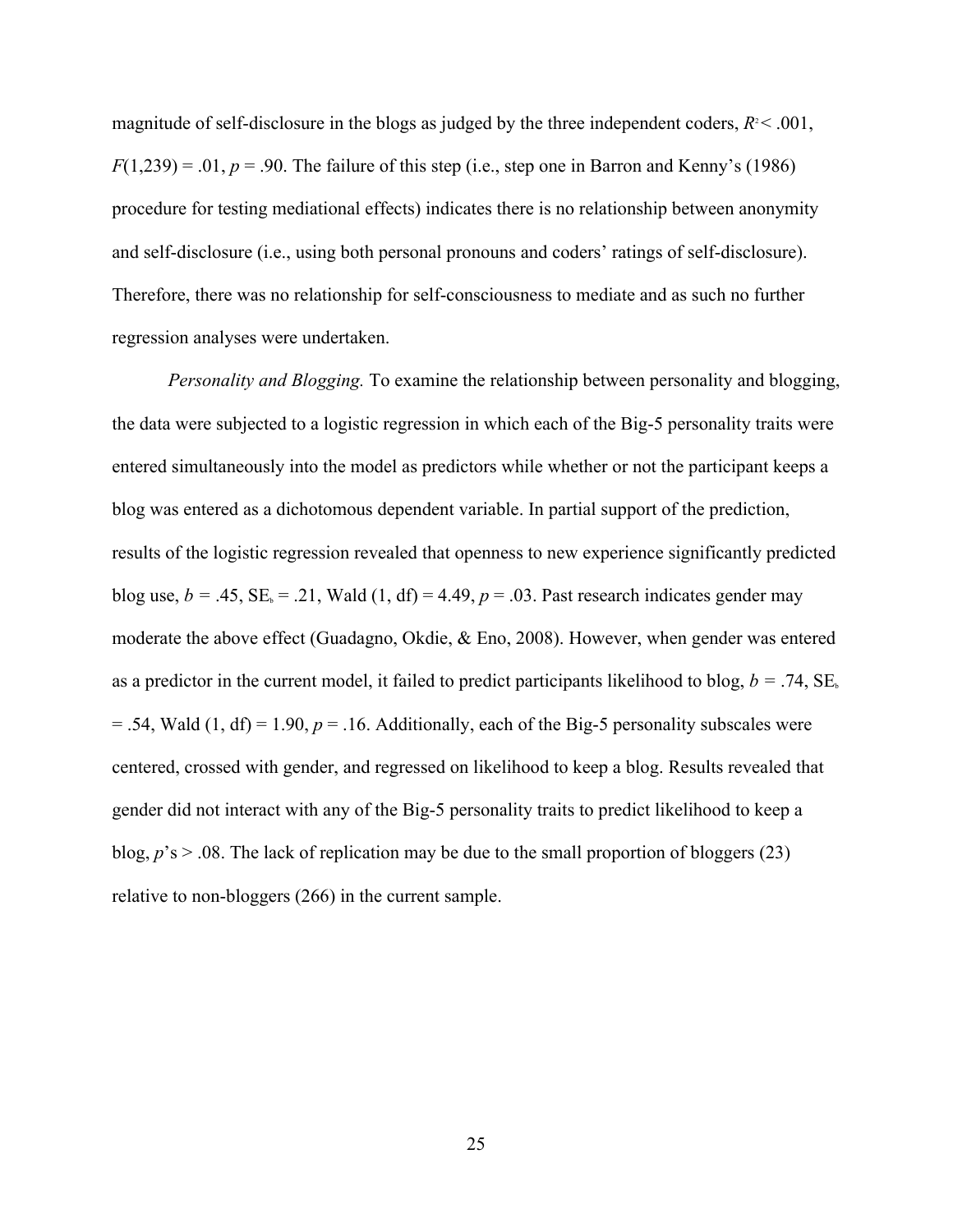magnitude of self-disclosure in the blogs as judged by the three independent coders, $R^2 < .001$, $F(1,239) = .01$, $p = .90$. The failure of this step (i.e., step one in Barron and Kenny's (1986) procedure for testing mediational effects) indicates there is no relationship between anonymity and self-disclosure (i.e., using both personal pronouns and coders' ratings of self-disclosure). Therefore, there was no relationship for self-consciousness to mediate and as such no further regression analyses were undertaken.

*Personality and Blogging.* To examine the relationship between personality and blogging, the data were subjected to a logistic regression in which each of the Big-5 personality traits were entered simultaneously into the model as predictors while whether or not the participant keeps a blog was entered as a dichotomous dependent variable. In partial support of the prediction, results of the logistic regression revealed that openness to new experience significantly predicted blog use, $b = .45$, $SE_b = .21$, Wald (1, df) = 4.49, $p = .03$. Past research indicates gender may moderate the above effect (Guadagno, Okdie, & Eno, 2008). However, when gender was entered as a predictor in the current model, it failed to predict participants likelihood to blog, $b = .74$, $SE_b = .54$, Wald (1, df) = 1.90, $p = .16$. Additionally, each of the Big-5 personality subscales were centered, crossed with gender, and regressed on likelihood to keep a blog. Results revealed that gender did not interact with any of the Big-5 personality traits to predict likelihood to keep a blog, $p$'s > .08. The lack of replication may be due to the small proportion of bloggers (23) relative to non-bloggers (266) in the current sample.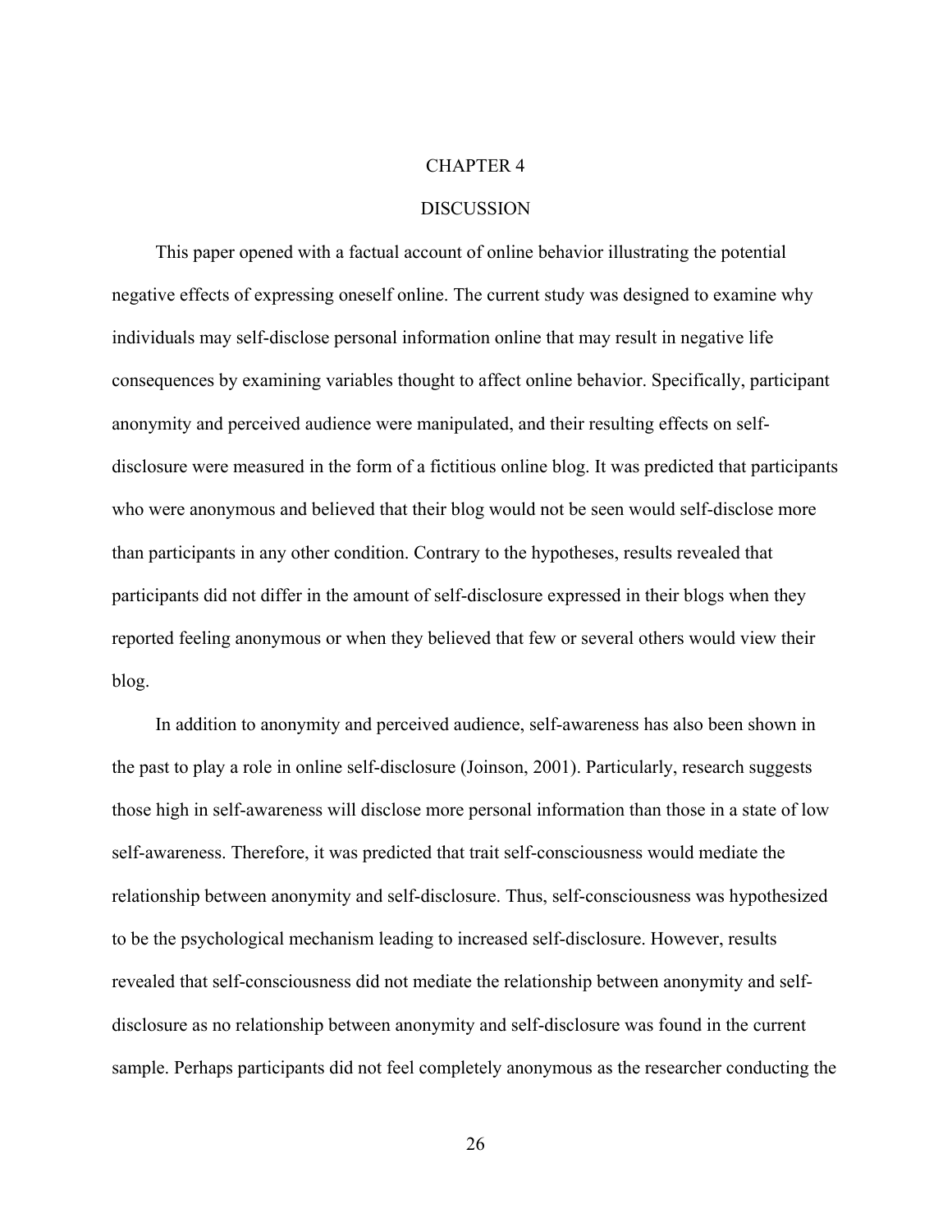# CHAPTER 4

# DISCUSSION

This paper opened with a factual account of online behavior illustrating the potential negative effects of expressing oneself online. The current study was designed to examine why individuals may self-disclose personal information online that may result in negative life consequences by examining variables thought to affect online behavior. Specifically, participant anonymity and perceived audience were manipulated, and their resulting effects on self-disclosure were measured in the form of a fictitious online blog. It was predicted that participants who were anonymous and believed that their blog would not be seen would self-disclose more than participants in any other condition. Contrary to the hypotheses, results revealed that participants did not differ in the amount of self-disclosure expressed in their blogs when they reported feeling anonymous or when they believed that few or several others would view their blog.

In addition to anonymity and perceived audience, self-awareness has also been shown in the past to play a role in online self-disclosure (Joinson, 2001). Particularly, research suggests those high in self-awareness will disclose more personal information than those in a state of low self-awareness. Therefore, it was predicted that trait self-consciousness would mediate the relationship between anonymity and self-disclosure. Thus, self-consciousness was hypothesized to be the psychological mechanism leading to increased self-disclosure. However, results revealed that self-consciousness did not mediate the relationship between anonymity and self-disclosure as no relationship between anonymity and self-disclosure was found in the current sample. Perhaps participants did not feel completely anonymous as the researcher conducting the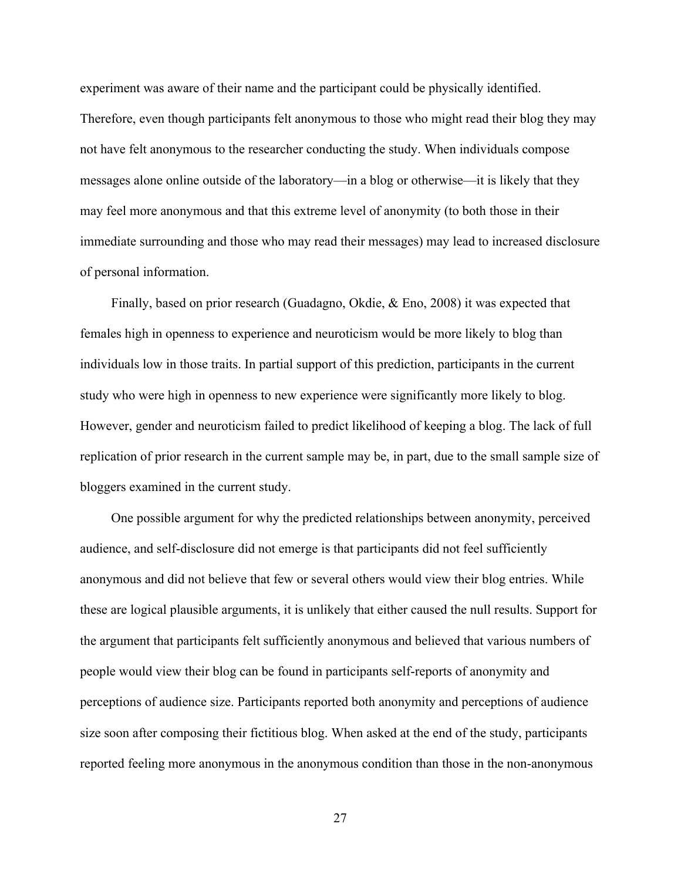experiment was aware of their name and the participant could be physically identified. Therefore, even though participants felt anonymous to those who might read their blog they may not have felt anonymous to the researcher conducting the study. When individuals compose messages alone online outside of the laboratory—in a blog or otherwise—it is likely that they may feel more anonymous and that this extreme level of anonymity (to both those in their immediate surrounding and those who may read their messages) may lead to increased disclosure of personal information.

Finally, based on prior research (Guadagno, Okdie, & Eno, 2008) it was expected that females high in openness to experience and neuroticism would be more likely to blog than individuals low in those traits. In partial support of this prediction, participants in the current study who were high in openness to new experience were significantly more likely to blog. However, gender and neuroticism failed to predict likelihood of keeping a blog. The lack of full replication of prior research in the current sample may be, in part, due to the small sample size of bloggers examined in the current study.

One possible argument for why the predicted relationships between anonymity, perceived audience, and self-disclosure did not emerge is that participants did not feel sufficiently anonymous and did not believe that few or several others would view their blog entries. While these are logical plausible arguments, it is unlikely that either caused the null results. Support for the argument that participants felt sufficiently anonymous and believed that various numbers of people would view their blog can be found in participants self-reports of anonymity and perceptions of audience size. Participants reported both anonymity and perceptions of audience size soon after composing their fictitious blog. When asked at the end of the study, participants reported feeling more anonymous in the anonymous condition than those in the non-anonymous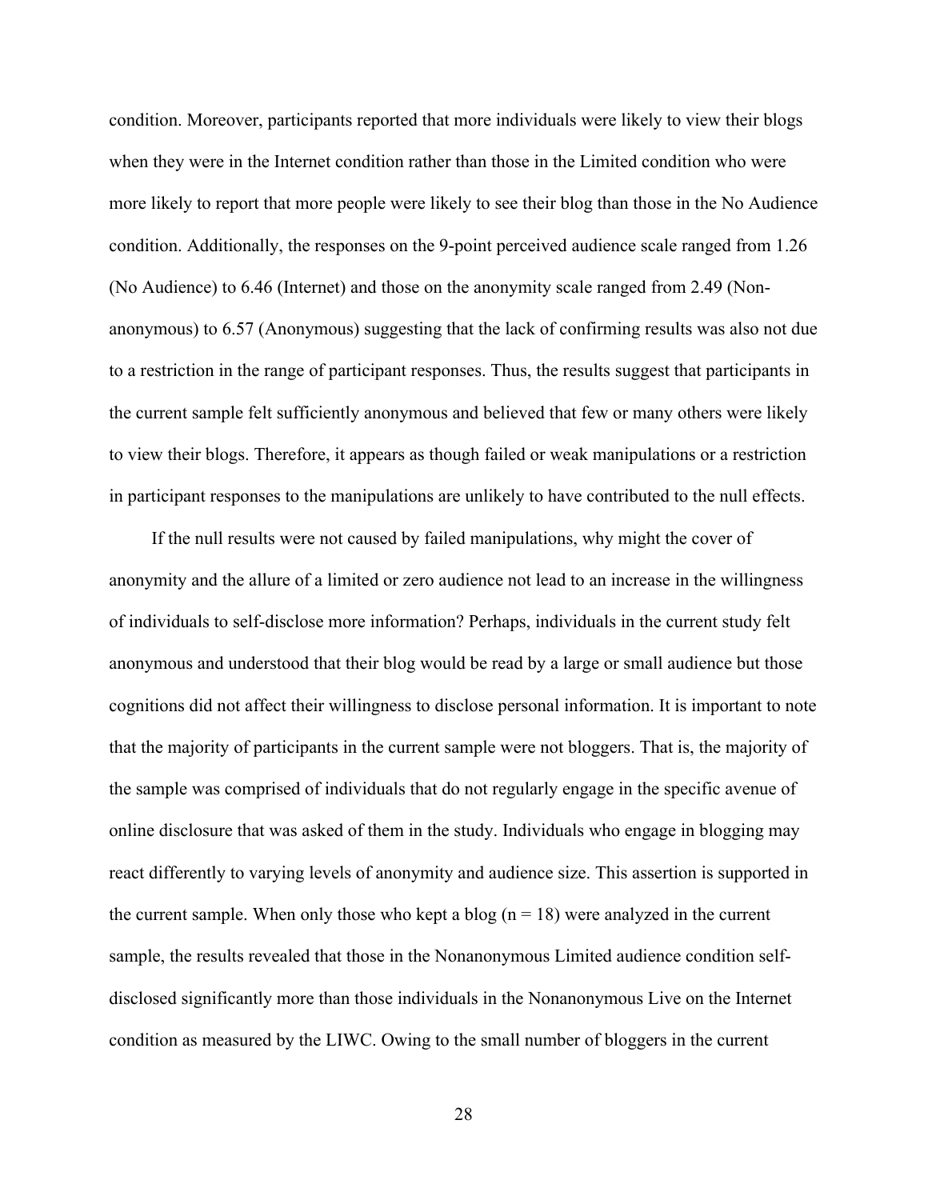condition. Moreover, participants reported that more individuals were likely to view their blogs when they were in the Internet condition rather than those in the Limited condition who were more likely to report that more people were likely to see their blog than those in the No Audience condition. Additionally, the responses on the 9-point perceived audience scale ranged from 1.26 (No Audience) to 6.46 (Internet) and those on the anonymity scale ranged from 2.49 (Non-anonymous) to 6.57 (Anonymous) suggesting that the lack of confirming results was also not due to a restriction in the range of participant responses. Thus, the results suggest that participants in the current sample felt sufficiently anonymous and believed that few or many others were likely to view their blogs. Therefore, it appears as though failed or weak manipulations or a restriction in participant responses to the manipulations are unlikely to have contributed to the null effects.

If the null results were not caused by failed manipulations, why might the cover of anonymity and the allure of a limited or zero audience not lead to an increase in the willingness of individuals to self-disclose more information? Perhaps, individuals in the current study felt anonymous and understood that their blog would be read by a large or small audience but those cognitions did not affect their willingness to disclose personal information. It is important to note that the majority of participants in the current sample were not bloggers. That is, the majority of the sample was comprised of individuals that do not regularly engage in the specific avenue of online disclosure that was asked of them in the study. Individuals who engage in blogging may react differently to varying levels of anonymity and audience size. This assertion is supported in the current sample. When only those who kept a blog ($n = 18$) were analyzed in the current sample, the results revealed that those in the Nonanonymous Limited audience condition self-disclosed significantly more than those individuals in the Nonanonymous Live on the Internet condition as measured by the LIWC. Owing to the small number of bloggers in the current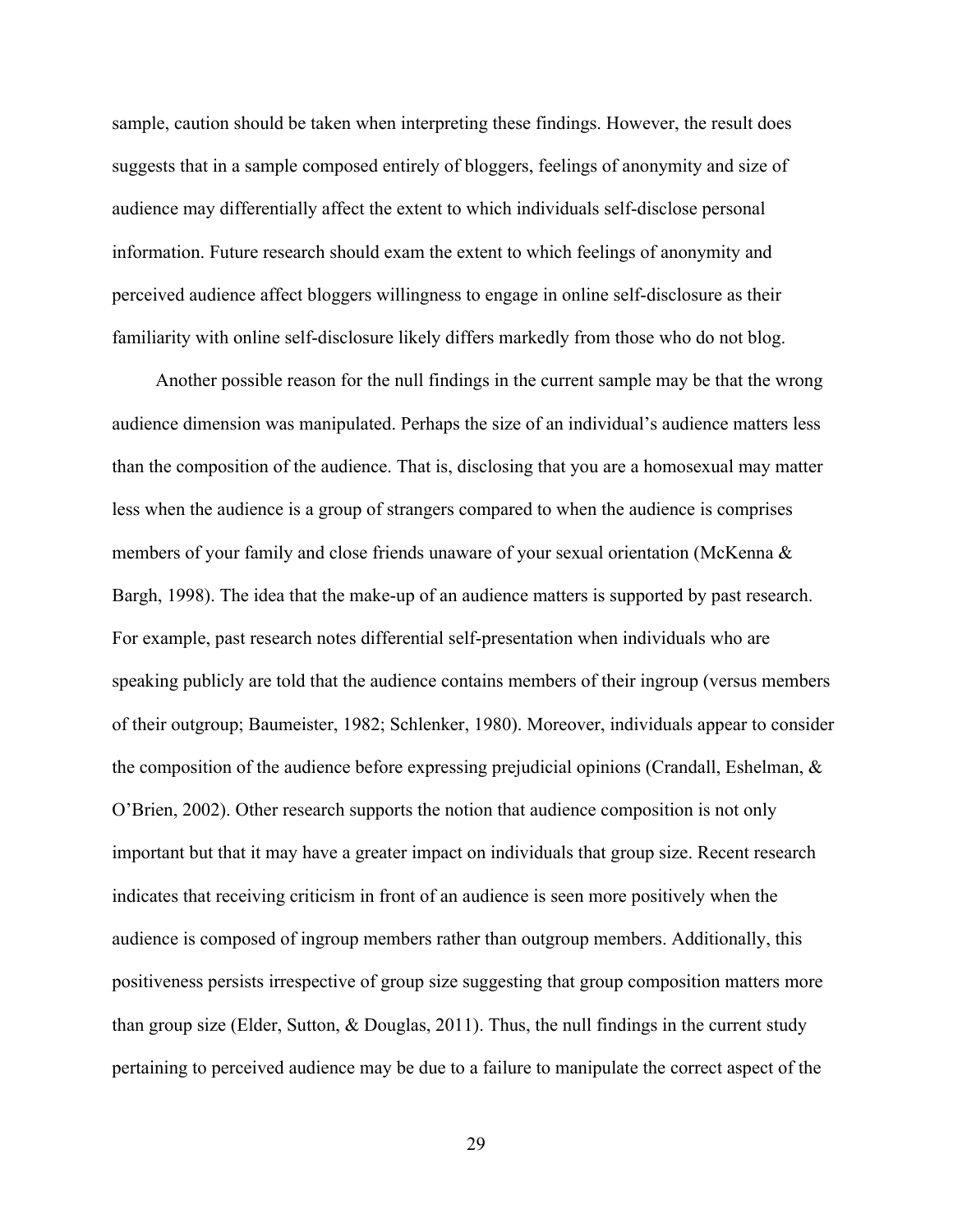sample, caution should be taken when interpreting these findings. However, the result does suggests that in a sample composed entirely of bloggers, feelings of anonymity and size of audience may differentially affect the extent to which individuals self-disclose personal information. Future research should exam the extent to which feelings of anonymity and perceived audience affect bloggers willingness to engage in online self-disclosure as their familiarity with online self-disclosure likely differs markedly from those who do not blog.

Another possible reason for the null findings in the current sample may be that the wrong audience dimension was manipulated. Perhaps the size of an individual's audience matters less than the composition of the audience. That is, disclosing that you are a homosexual may matter less when the audience is a group of strangers compared to when the audience is comprises members of your family and close friends unaware of your sexual orientation (McKenna & Bargh, 1998). The idea that the make-up of an audience matters is supported by past research. For example, past research notes differential self-presentation when individuals who are speaking publicly are told that the audience contains members of their ingroup (versus members of their outgroup; Baumeister, 1982; Schlenker, 1980). Moreover, individuals appear to consider the composition of the audience before expressing prejudicial opinions (Crandall, Eshelman, & O'Brien, 2002). Other research supports the notion that audience composition is not only important but that it may have a greater impact on individuals that group size. Recent research indicates that receiving criticism in front of an audience is seen more positively when the audience is composed of ingroup members rather than outgroup members. Additionally, this positiveness persists irrespective of group size suggesting that group composition matters more than group size (Elder, Sutton, & Douglas, 2011). Thus, the null findings in the current study pertaining to perceived audience may be due to a failure to manipulate the correct aspect of the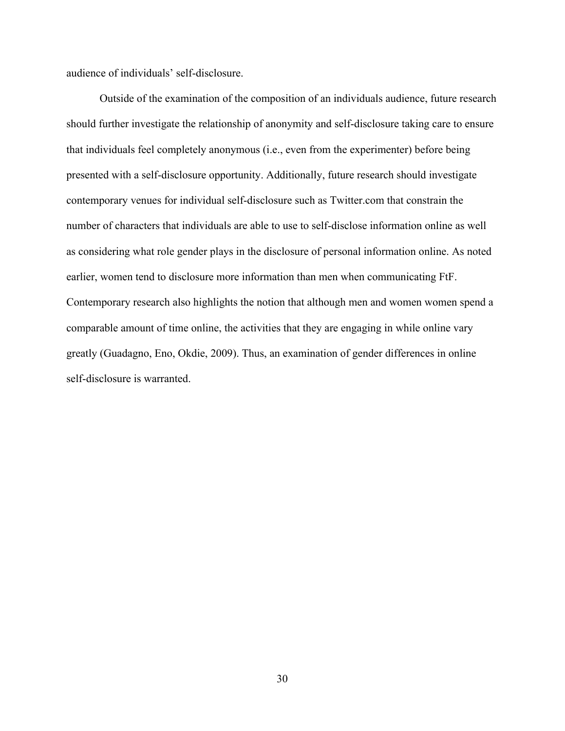audience of individuals' self-disclosure.

Outside of the examination of the composition of an individuals audience, future research should further investigate the relationship of anonymity and self-disclosure taking care to ensure that individuals feel completely anonymous (i.e., even from the experimenter) before being presented with a self-disclosure opportunity. Additionally, future research should investigate contemporary venues for individual self-disclosure such as Twitter.com that constrain the number of characters that individuals are able to use to self-disclose information online as well as considering what role gender plays in the disclosure of personal information online. As noted earlier, women tend to disclosure more information than men when communicating FtF. Contemporary research also highlights the notion that although men and women women spend a comparable amount of time online, the activities that they are engaging in while online vary greatly (Guadagno, Eno, Okdie, 2009). Thus, an examination of gender differences in online self-disclosure is warranted.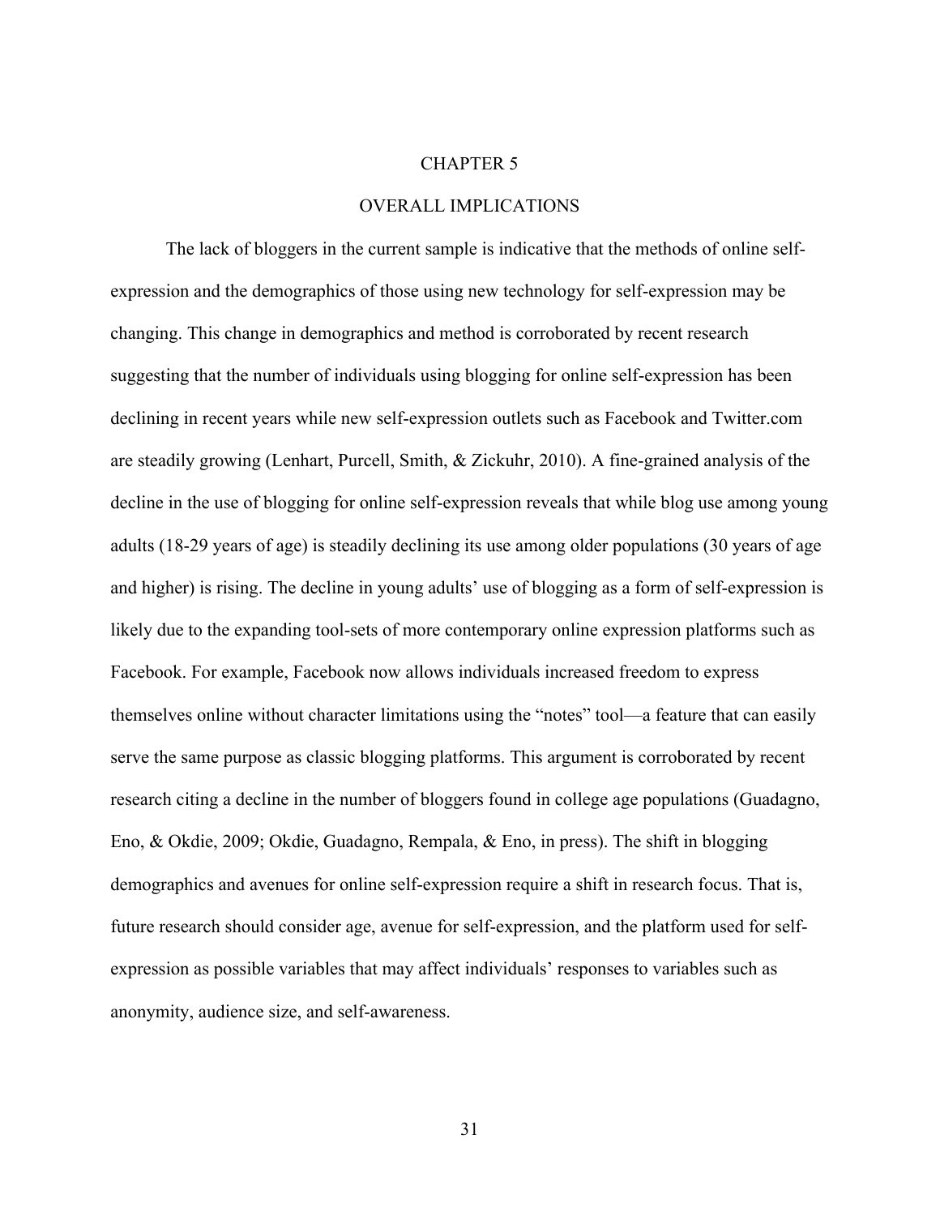# CHAPTER 5

## OVERALL IMPLICATIONS

The lack of bloggers in the current sample is indicative that the methods of online self-expression and the demographics of those using new technology for self-expression may be changing. This change in demographics and method is corroborated by recent research suggesting that the number of individuals using blogging for online self-expression has been declining in recent years while new self-expression outlets such as Facebook and Twitter.com are steadily growing (Lenhart, Purcell, Smith, & Zickuhr, 2010). A fine-grained analysis of the decline in the use of blogging for online self-expression reveals that while blog use among young adults (18-29 years of age) is steadily declining its use among older populations (30 years of age and higher) is rising. The decline in young adults' use of blogging as a form of self-expression is likely due to the expanding tool-sets of more contemporary online expression platforms such as Facebook. For example, Facebook now allows individuals increased freedom to express themselves online without character limitations using the "notes" tool—a feature that can easily serve the same purpose as classic blogging platforms. This argument is corroborated by recent research citing a decline in the number of bloggers found in college age populations (Guadagno, Eno, & Okdie, 2009; Okdie, Guadagno, Rempala, & Eno, in press). The shift in blogging demographics and avenues for online self-expression require a shift in research focus. That is, future research should consider age, avenue for self-expression, and the platform used for self-expression as possible variables that may affect individuals' responses to variables such as anonymity, audience size, and self-awareness.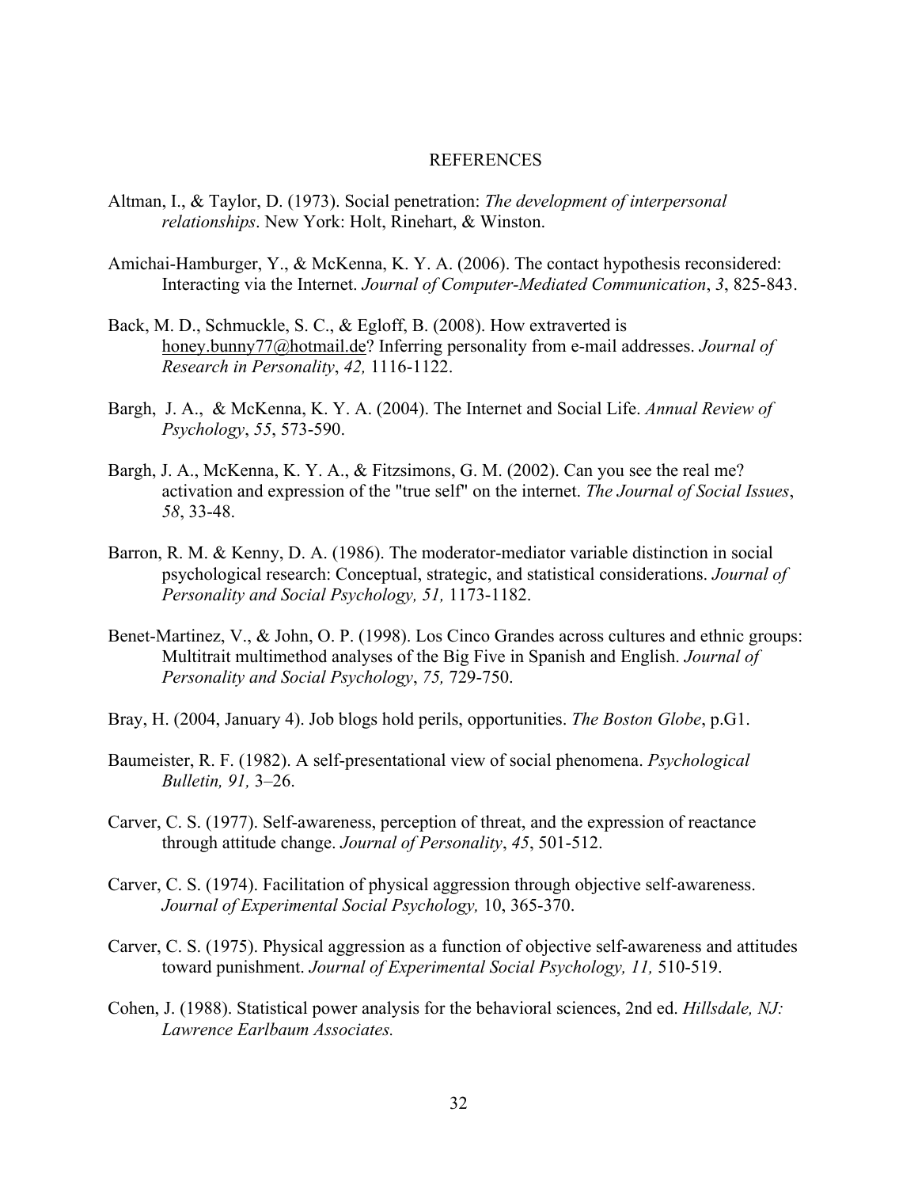# REFERENCES

Altman, I., & Taylor, D. (1973). Social penetration: *The development of interpersonal relationships*. New York: Holt, Rinehart, & Winston.

Amichai-Hamburger, Y., & McKenna, K. Y. A. (2006). The contact hypothesis reconsidered: Interacting via the Internet. *Journal of Computer-Mediated Communication*, *3*, 825-843.

Back, M. D., Schmuckle, S. C., & Egloff, B. (2008). How extraverted is honey.bunny77@hotmail.de? Inferring personality from e-mail addresses. *Journal of Research in Personality*, *42,* 1116-1122.

Bargh, J. A., & McKenna, K. Y. A. (2004). The Internet and Social Life. *Annual Review of Psychology*, *55*, 573-590.

Bargh, J. A., McKenna, K. Y. A., & Fitzsimons, G. M. (2002). Can you see the real me? activation and expression of the "true self" on the internet. *The Journal of Social Issues*, *58*, 33-48.

Barron, R. M. & Kenny, D. A. (1986). The moderator-mediator variable distinction in social psychological research: Conceptual, strategic, and statistical considerations. *Journal of Personality and Social Psychology, 51,* 1173-1182.

Benet-Martinez, V., & John, O. P. (1998). Los Cinco Grandes across cultures and ethnic groups: Multitrait multimethod analyses of the Big Five in Spanish and English. *Journal of Personality and Social Psychology*, *75,* 729-750.

Bray, H. (2004, January 4). Job blogs hold perils, opportunities. *The Boston Globe*, p.G1.

Baumeister, R. F. (1982). A self-presentational view of social phenomena. *Psychological Bulletin, 91,* 3–26.

Carver, C. S. (1977). Self-awareness, perception of threat, and the expression of reactance through attitude change. *Journal of Personality*, *45*, 501-512.

Carver, C. S. (1974). Facilitation of physical aggression through objective self-awareness. *Journal of Experimental Social Psychology,* 10, 365-370.

Carver, C. S. (1975). Physical aggression as a function of objective self-awareness and attitudes toward punishment. *Journal of Experimental Social Psychology, 11,* 510-519.

Cohen, J. (1988). Statistical power analysis for the behavioral sciences, 2nd ed. *Hillsdale, NJ: Lawrence Earlbaum Associates.*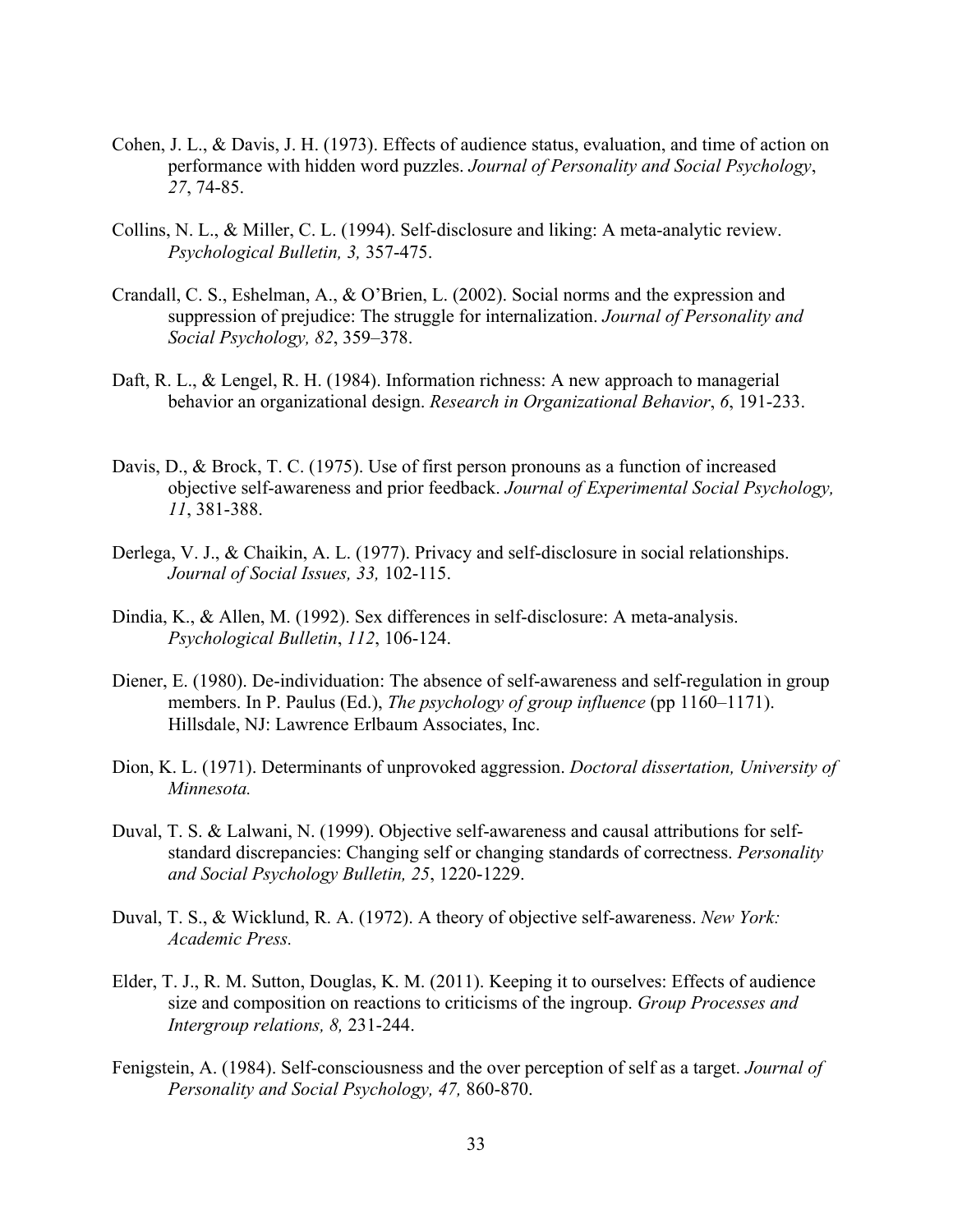Cohen, J. L., & Davis, J. H. (1973). Effects of audience status, evaluation, and time of action on performance with hidden word puzzles. *Journal of Personality and Social Psychology*, *27*, 74-85.

Collins, N. L., & Miller, C. L. (1994). Self-disclosure and liking: A meta-analytic review. *Psychological Bulletin, 3,* 357-475.

Crandall, C. S., Eshelman, A., & O'Brien, L. (2002). Social norms and the expression and suppression of prejudice: The struggle for internalization. *Journal of Personality and Social Psychology, 82*, 359–378.

Daft, R. L., & Lengel, R. H. (1984). Information richness: A new approach to managerial behavior an organizational design. *Research in Organizational Behavior*, *6*, 191-233.

Davis, D., & Brock, T. C. (1975). Use of first person pronouns as a function of increased objective self-awareness and prior feedback. *Journal of Experimental Social Psychology, 11*, 381-388.

Derlega, V. J., & Chaikin, A. L. (1977). Privacy and self-disclosure in social relationships. *Journal of Social Issues, 33,* 102-115.

Dindia, K., & Allen, M. (1992). Sex differences in self-disclosure: A meta-analysis. *Psychological Bulletin*, *112*, 106-124.

Diener, E. (1980). De-individuation: The absence of self-awareness and self-regulation in group members. In P. Paulus (Ed.), *The psychology of group influence* (pp 1160–1171). Hillsdale, NJ: Lawrence Erlbaum Associates, Inc.

Dion, K. L. (1971). Determinants of unprovoked aggression. *Doctoral dissertation, University of Minnesota.*

Duval, T. S. & Lalwani, N. (1999). Objective self-awareness and causal attributions for self-standard discrepancies: Changing self or changing standards of correctness. *Personality and Social Psychology Bulletin, 25*, 1220-1229.

Duval, T. S., & Wicklund, R. A. (1972). A theory of objective self-awareness. *New York: Academic Press.*

Elder, T. J., R. M. Sutton, Douglas, K. M. (2011). Keeping it to ourselves: Effects of audience size and composition on reactions to criticisms of the ingroup. *Group Processes and Intergroup relations, 8,* 231-244.

Fenigstein, A. (1984). Self-consciousness and the over perception of self as a target. *Journal of Personality and Social Psychology, 47,* 860-870.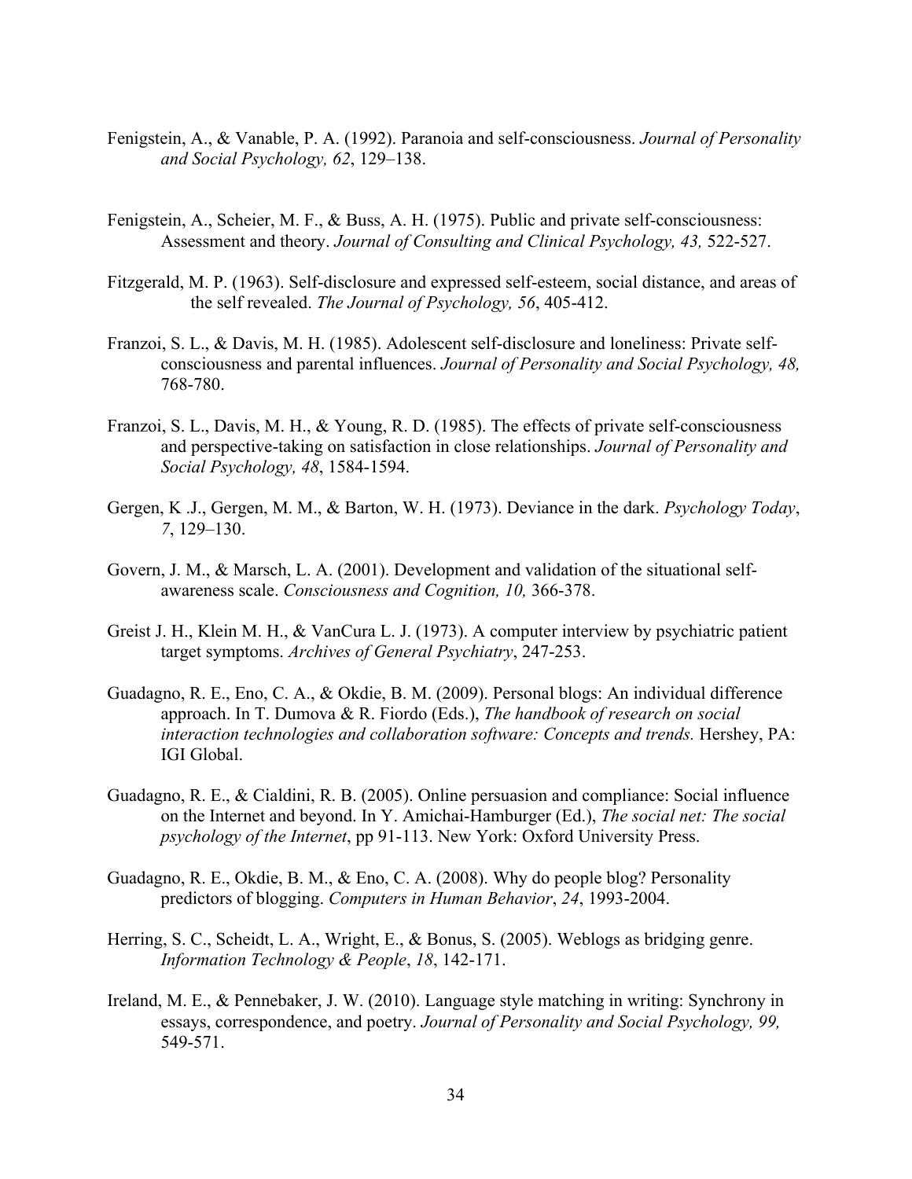Fenigstein, A., & Vanable, P. A. (1992). Paranoia and self-consciousness. *Journal of Personality and Social Psychology, 62*, 129–138.

Fenigstein, A., Scheier, M. F., & Buss, A. H. (1975). Public and private self-consciousness: Assessment and theory. *Journal of Consulting and Clinical Psychology, 43,* 522-527.

Fitzgerald, M. P. (1963). Self-disclosure and expressed self-esteem, social distance, and areas of the self revealed. *The Journal of Psychology, 56*, 405-412.

Franzoi, S. L., & Davis, M. H. (1985). Adolescent self-disclosure and loneliness: Private self-consciousness and parental influences. *Journal of Personality and Social Psychology, 48,* 768-780.

Franzoi, S. L., Davis, M. H., & Young, R. D. (1985). The effects of private self-consciousness and perspective-taking on satisfaction in close relationships. *Journal of Personality and Social Psychology, 48*, 1584-1594.

Gergen, K .J., Gergen, M. M., & Barton, W. H. (1973). Deviance in the dark. *Psychology Today*, *7*, 129–130.

Govern, J. M., & Marsch, L. A. (2001). Development and validation of the situational self-awareness scale. *Consciousness and Cognition, 10,* 366-378.

Greist J. H., Klein M. H., & VanCura L. J. (1973). A computer interview by psychiatric patient target symptoms. *Archives of General Psychiatry*, 247-253.

Guadagno, R. E., Eno, C. A., & Okdie, B. M. (2009). Personal blogs: An individual difference approach. In T. Dumova & R. Fiordo (Eds.), *The handbook of research on social interaction technologies and collaboration software: Concepts and trends.* Hershey, PA: IGI Global.

Guadagno, R. E., & Cialdini, R. B. (2005). Online persuasion and compliance: Social influence on the Internet and beyond. In Y. Amichai-Hamburger (Ed.), *The social net: The social psychology of the Internet*, pp 91-113. New York: Oxford University Press.

Guadagno, R. E., Okdie, B. M., & Eno, C. A. (2008). Why do people blog? Personality predictors of blogging. *Computers in Human Behavior*, *24*, 1993-2004.

Herring, S. C., Scheidt, L. A., Wright, E., & Bonus, S. (2005). Weblogs as bridging genre. *Information Technology & People*, *18*, 142-171.

Ireland, M. E., & Pennebaker, J. W. (2010). Language style matching in writing: Synchrony in essays, correspondence, and poetry. *Journal of Personality and Social Psychology, 99,* 549-571.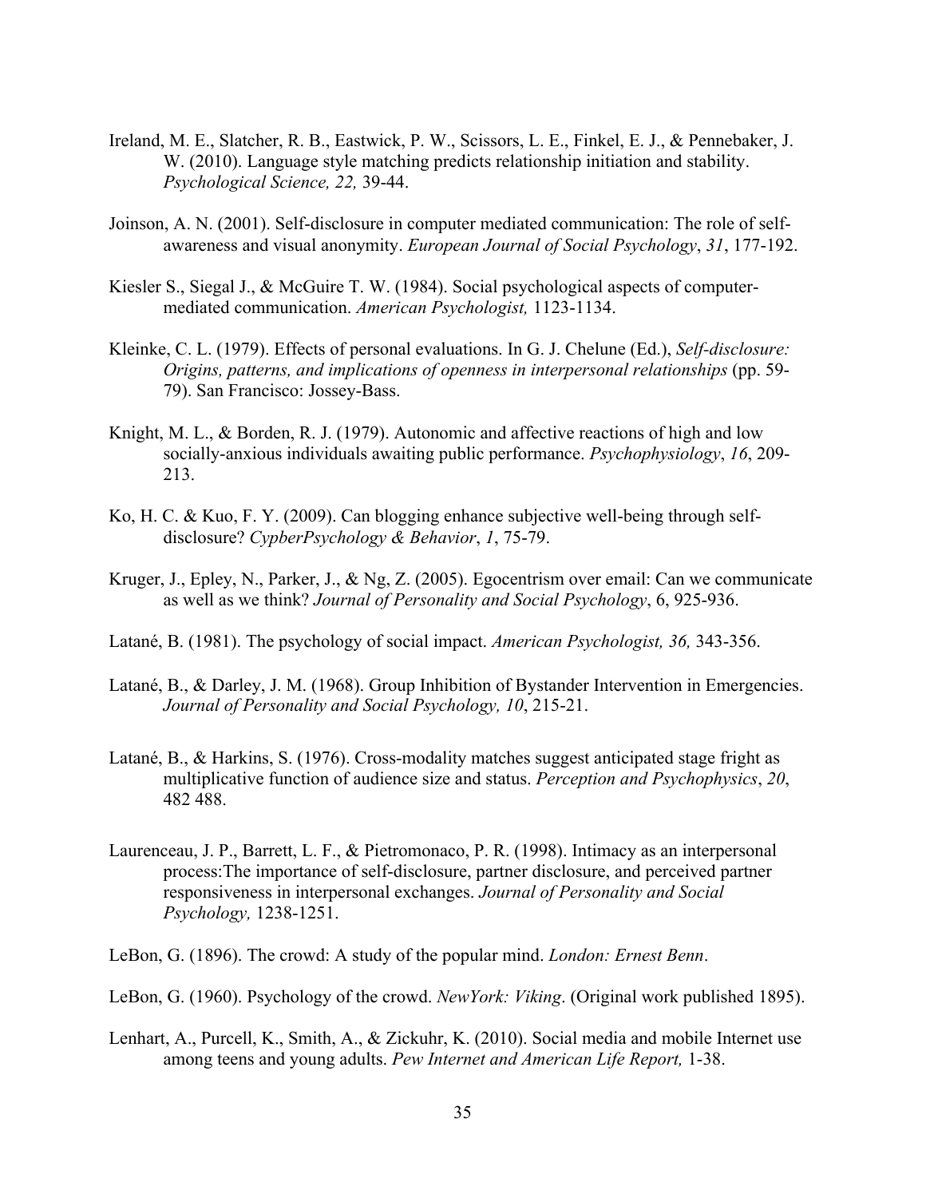Ireland, M. E., Slatcher, R. B., Eastwick, P. W., Scissors, L. E., Finkel, E. J., & Pennebaker, J. W. (2010). Language style matching predicts relationship initiation and stability. *Psychological Science, 22,* 39-44.

Joinson, A. N. (2001). Self-disclosure in computer mediated communication: The role of self-awareness and visual anonymity. *European Journal of Social Psychology*, *31*, 177-192.

Kiesler S., Siegal J., & McGuire T. W. (1984). Social psychological aspects of computer-mediated communication. *American Psychologist,* 1123-1134.

Kleinke, C. L. (1979). Effects of personal evaluations. In G. J. Chelune (Ed.), *Self-disclosure: Origins, patterns, and implications of openness in interpersonal relationships* (pp. 59-79). San Francisco: Jossey-Bass.

Knight, M. L., & Borden, R. J. (1979). Autonomic and affective reactions of high and low socially-anxious individuals awaiting public performance. *Psychophysiology*, *16*, 209-213.

Ko, H. C. & Kuo, F. Y. (2009). Can blogging enhance subjective well-being through self-disclosure? *CypberPsychology & Behavior*, *1*, 75-79.

Kruger, J., Epley, N., Parker, J., & Ng, Z. (2005). Egocentrism over email: Can we communicate as well as we think? *Journal of Personality and Social Psychology*, 6, 925-936.

Latané, B. (1981). The psychology of social impact. *American Psychologist, 36,* 343-356.

Latané, B., & Darley, J. M. (1968). Group Inhibition of Bystander Intervention in Emergencies. *Journal of Personality and Social Psychology, 10*, 215-21.

Latané, B., & Harkins, S. (1976). Cross-modality matches suggest anticipated stage fright as multiplicative function of audience size and status. *Perception and Psychophysics*, *20*, 482 488.

Laurenceau, J. P., Barrett, L. F., & Pietromonaco, P. R. (1998). Intimacy as an interpersonal process:The importance of self-disclosure, partner disclosure, and perceived partner responsiveness in interpersonal exchanges. *Journal of Personality and Social Psychology,* 1238-1251.

LeBon, G. (1896). The crowd: A study of the popular mind. *London: Ernest Benn*.

LeBon, G. (1960). Psychology of the crowd. *NewYork: Viking*. (Original work published 1895).

Lenhart, A., Purcell, K., Smith, A., & Zickuhr, K. (2010). Social media and mobile Internet use among teens and young adults. *Pew Internet and American Life Report,* 1-38.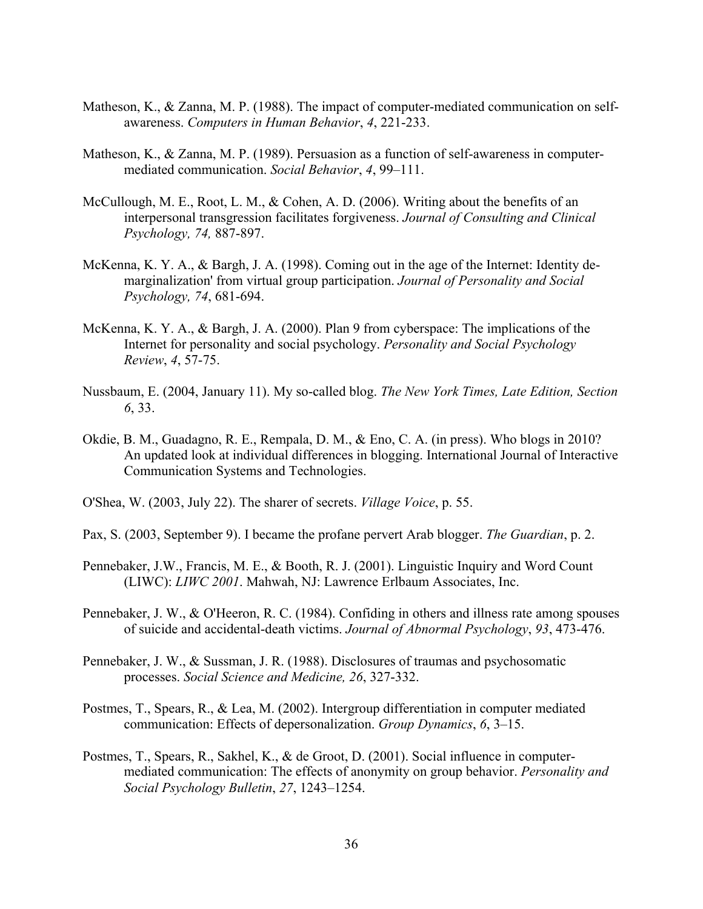Matheson, K., & Zanna, M. P. (1988). The impact of computer-mediated communication on self-awareness. *Computers in Human Behavior*, *4*, 221-233.

Matheson, K., & Zanna, M. P. (1989). Persuasion as a function of self-awareness in computer-mediated communication. *Social Behavior*, *4*, 99–111.

McCullough, M. E., Root, L. M., & Cohen, A. D. (2006). Writing about the benefits of an interpersonal transgression facilitates forgiveness. *Journal of Consulting and Clinical Psychology, 74,* 887-897.

McKenna, K. Y. A., & Bargh, J. A. (1998). Coming out in the age of the Internet: Identity de-marginalization' from virtual group participation. *Journal of Personality and Social Psychology, 74*, 681-694.

McKenna, K. Y. A., & Bargh, J. A. (2000). Plan 9 from cyberspace: The implications of the Internet for personality and social psychology. *Personality and Social Psychology Review*, *4*, 57-75.

Nussbaum, E. (2004, January 11). My so-called blog. *The New York Times, Late Edition, Section 6*, 33.

Okdie, B. M., Guadagno, R. E., Rempala, D. M., & Eno, C. A. (in press). Who blogs in 2010? An updated look at individual differences in blogging. International Journal of Interactive Communication Systems and Technologies.

O'Shea, W. (2003, July 22). The sharer of secrets. *Village Voice*, p. 55.

Pax, S. (2003, September 9). I became the profane pervert Arab blogger. *The Guardian*, p. 2.

Pennebaker, J.W., Francis, M. E., & Booth, R. J. (2001). Linguistic Inquiry and Word Count (LIWC): *LIWC 2001*. Mahwah, NJ: Lawrence Erlbaum Associates, Inc.

Pennebaker, J. W., & O'Heeron, R. C. (1984). Confiding in others and illness rate among spouses of suicide and accidental-death victims. *Journal of Abnormal Psychology*, *93*, 473-476.

Pennebaker, J. W., & Sussman, J. R. (1988). Disclosures of traumas and psychosomatic processes. *Social Science and Medicine, 26*, 327-332.

Postmes, T., Spears, R., & Lea, M. (2002). Intergroup differentiation in computer mediated communication: Effects of depersonalization. *Group Dynamics*, *6*, 3–15.

Postmes, T., Spears, R., Sakhel, K., & de Groot, D. (2001). Social influence in computer-mediated communication: The effects of anonymity on group behavior. *Personality and Social Psychology Bulletin*, *27*, 1243–1254.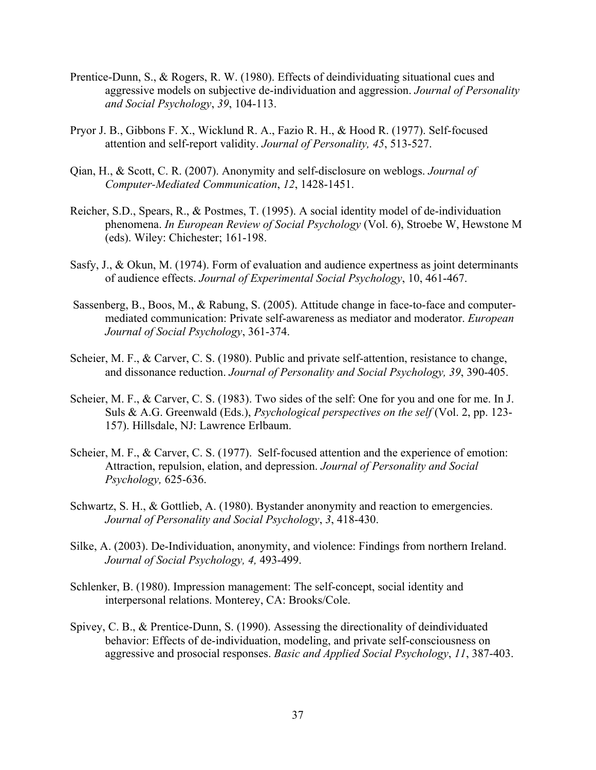Prentice-Dunn, S., & Rogers, R. W. (1980). Effects of deindividuating situational cues and aggressive models on subjective de-individuation and aggression. *Journal of Personality and Social Psychology*, *39*, 104-113.

Pryor J. B., Gibbons F. X., Wicklund R. A., Fazio R. H., & Hood R. (1977). Self-focused attention and self-report validity. *Journal of Personality, 45*, 513-527.

Qian, H., & Scott, C. R. (2007). Anonymity and self-disclosure on weblogs. *Journal of Computer-Mediated Communication*, *12*, 1428-1451.

Reicher, S.D., Spears, R., & Postmes, T. (1995). A social identity model of de-individuation phenomena. *In European Review of Social Psychology* (Vol. 6), Stroebe W, Hewstone M (eds). Wiley: Chichester; 161-198.

Sasfy, J., & Okun, M. (1974). Form of evaluation and audience expertness as joint determinants of audience effects. *Journal of Experimental Social Psychology*, 10, 461-467.

Sassenberg, B., Boos, M., & Rabung, S. (2005). Attitude change in face-to-face and computer-mediated communication: Private self-awareness as mediator and moderator. *European Journal of Social Psychology*, 361-374.

Scheier, M. F., & Carver, C. S. (1980). Public and private self-attention, resistance to change, and dissonance reduction. *Journal of Personality and Social Psychology, 39*, 390-405.

Scheier, M. F., & Carver, C. S. (1983). Two sides of the self: One for you and one for me. In J. Suls & A.G. Greenwald (Eds.), *Psychological perspectives on the self* (Vol. 2, pp. 123-157). Hillsdale, NJ: Lawrence Erlbaum.

Scheier, M. F., & Carver, C. S. (1977). Self-focused attention and the experience of emotion: Attraction, repulsion, elation, and depression. *Journal of Personality and Social Psychology,* 625-636.

Schwartz, S. H., & Gottlieb, A. (1980). Bystander anonymity and reaction to emergencies. *Journal of Personality and Social Psychology*, *3*, 418-430.

Silke, A. (2003). De-Individuation, anonymity, and violence: Findings from northern Ireland. *Journal of Social Psychology, 4,* 493-499.

Schlenker, B. (1980). Impression management: The self-concept, social identity and interpersonal relations. Monterey, CA: Brooks/Cole.

Spivey, C. B., & Prentice-Dunn, S. (1990). Assessing the directionality of deindividuated behavior: Effects of de-individuation, modeling, and private self-consciousness on aggressive and prosocial responses. *Basic and Applied Social Psychology*, *11*, 387-403.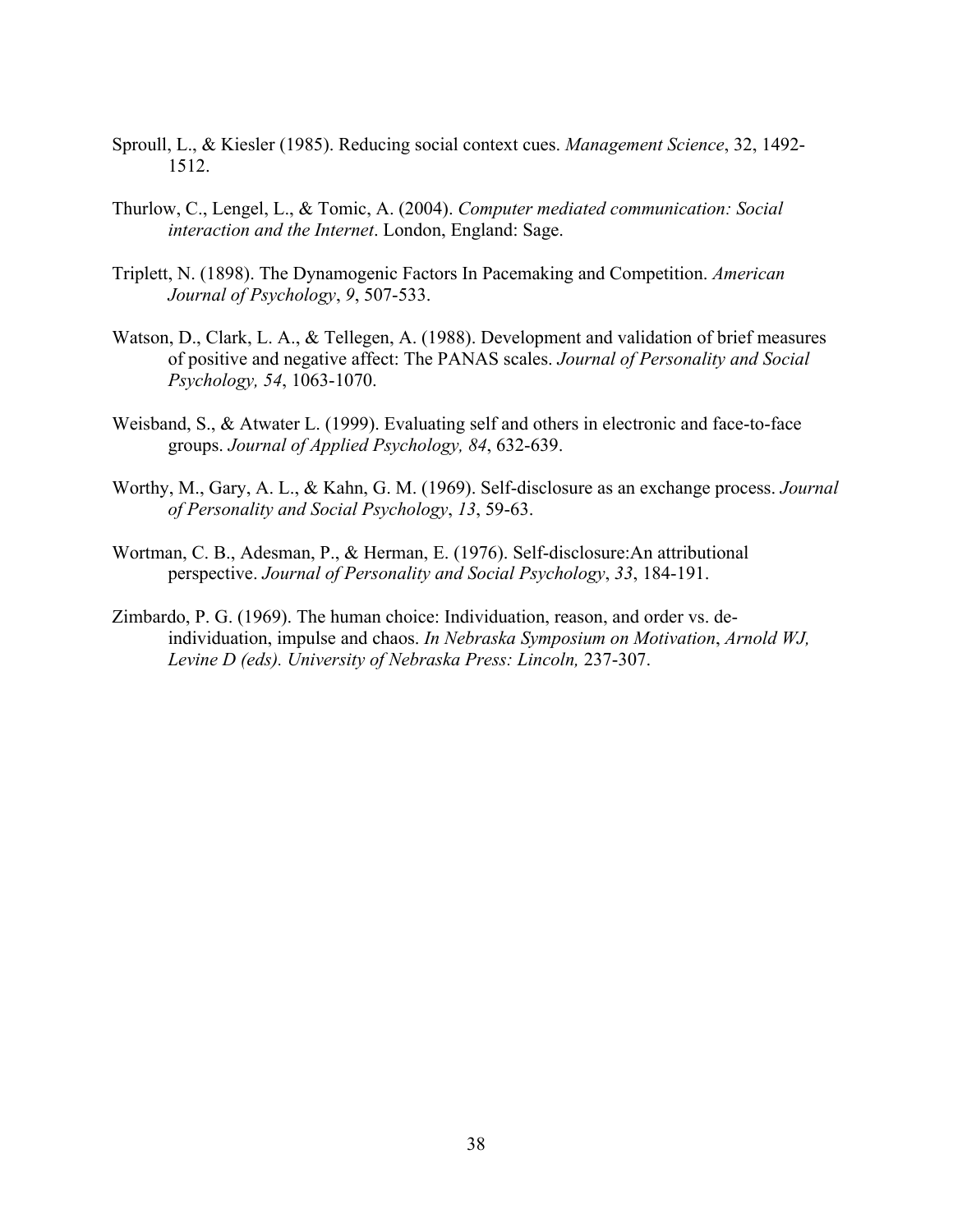Sproull, L., & Kiesler (1985). Reducing social context cues. *Management Science*, 32, 1492-1512.

Thurlow, C., Lengel, L., & Tomic, A. (2004). *Computer mediated communication: Social interaction and the Internet*. London, England: Sage.

Triplett, N. (1898). The Dynamogenic Factors In Pacemaking and Competition. *American Journal of Psychology*, *9*, 507-533.

Watson, D., Clark, L. A., & Tellegen, A. (1988). Development and validation of brief measures of positive and negative affect: The PANAS scales. *Journal of Personality and Social Psychology, 54*, 1063-1070.

Weisband, S., & Atwater L. (1999). Evaluating self and others in electronic and face-to-face groups. *Journal of Applied Psychology, 84*, 632-639.

Worthy, M., Gary, A. L., & Kahn, G. M. (1969). Self-disclosure as an exchange process. *Journal of Personality and Social Psychology*, *13*, 59-63.

Wortman, C. B., Adesman, P., & Herman, E. (1976). Self-disclosure:An attributional perspective. *Journal of Personality and Social Psychology*, *33*, 184-191.

Zimbardo, P. G. (1969). The human choice: Individuation, reason, and order vs. de-individuation, impulse and chaos. *In Nebraska Symposium on Motivation*, *Arnold WJ, Levine D (eds). University of Nebraska Press: Lincoln,* 237-307.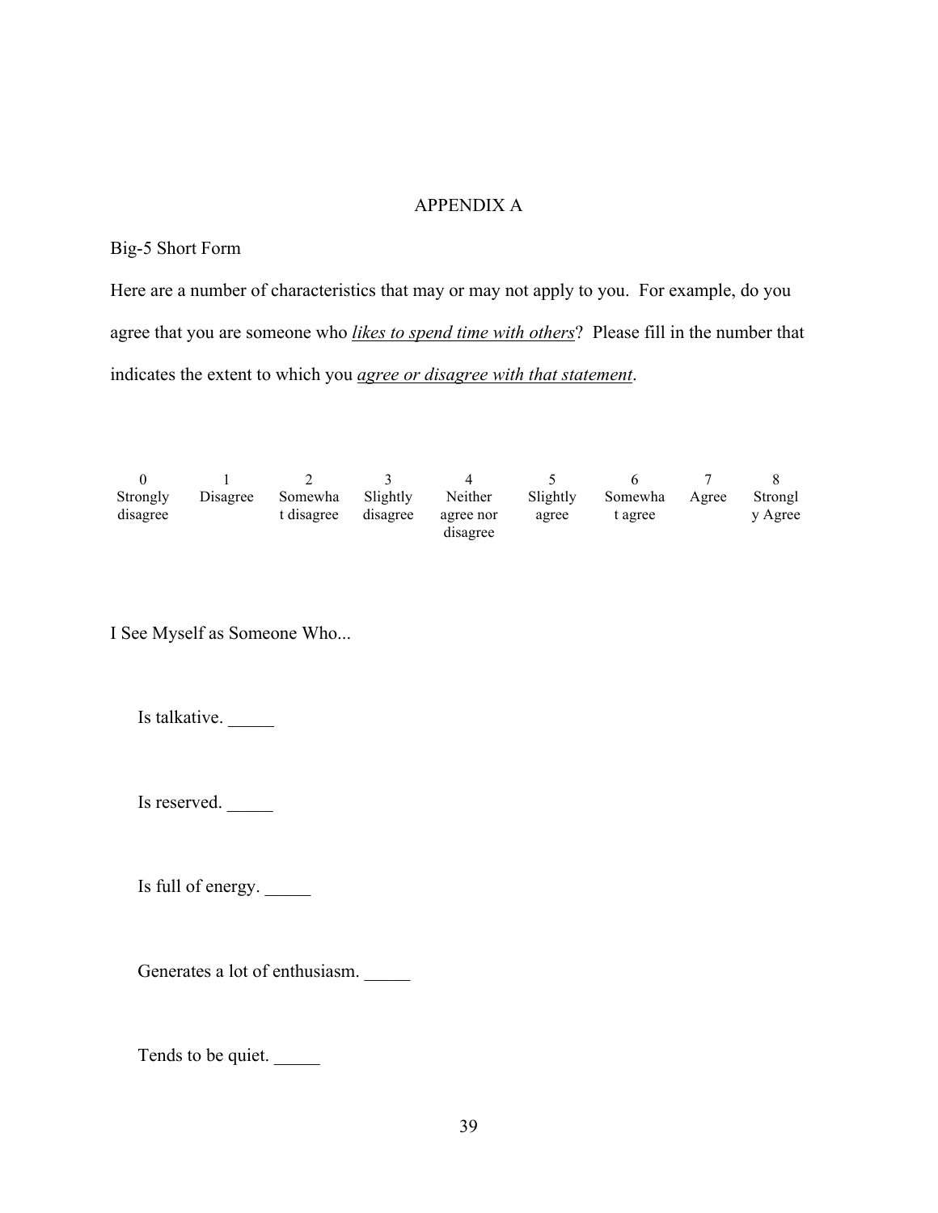# APPENDIX A

Big-5 Short Form

Here are a number of characteristics that may or may not apply to you. For example, do you agree that you are someone who *likes to spend time with others*? Please fill in the number that indicates the extent to which you *agree or disagree with that statement*.

| 0 | 1 | 2 | 3 | 4 | 5 | 6 | 7 | 8 |
|---|---|---|---|---|---|---|---|---|
| Strongly disagree | Disagree | Somewhat disagree | Slightly disagree | Neither agree nor disagree | Slightly agree | Somewhat agree | Agree | Strongly Agree |

I See Myself as Someone Who...

Is talkative. _____

Is reserved. _____

Is full of energy. _____

Generates a lot of enthusiasm. _____

Tends to be quiet. _____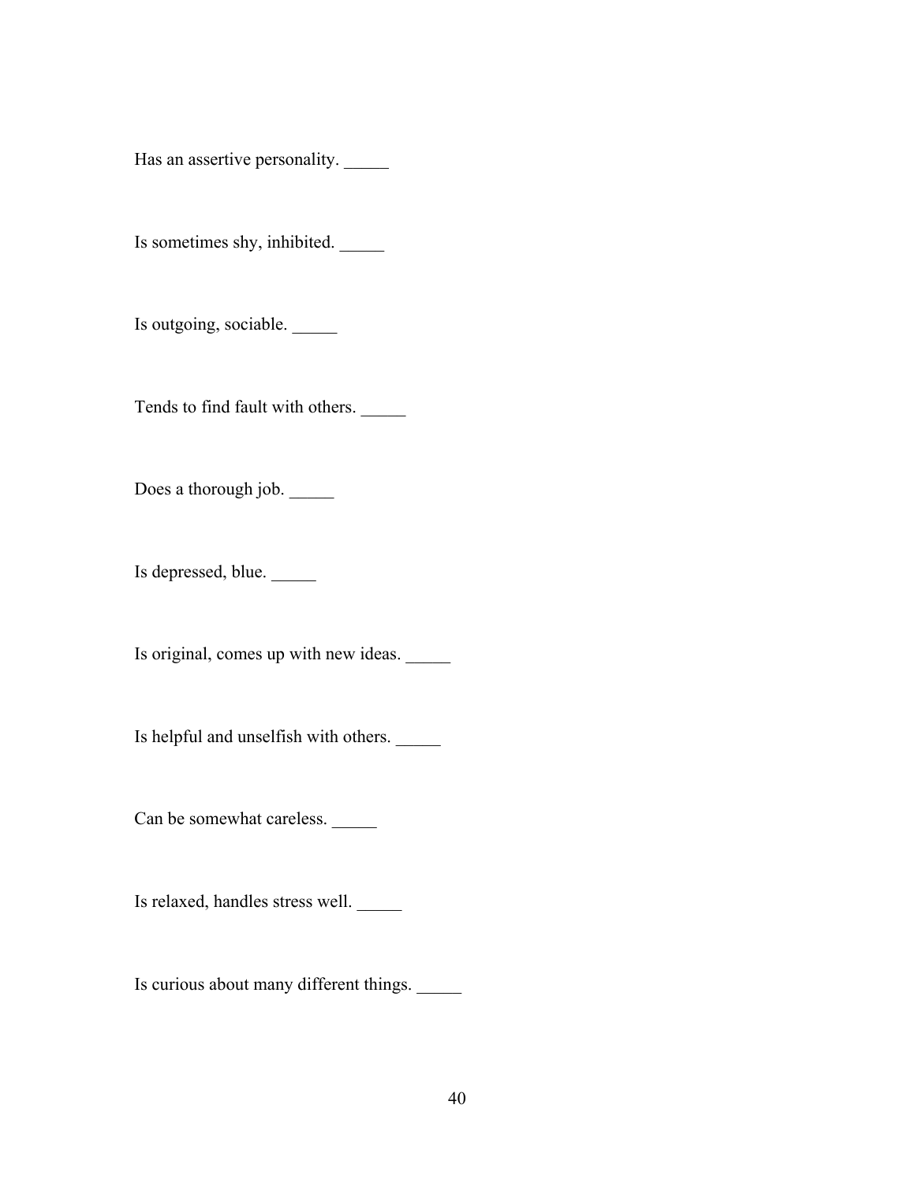Has an assertive personality. _____

Is sometimes shy, inhibited. _____

Is outgoing, sociable. _____

Tends to find fault with others. _____

Does a thorough job. _____

Is depressed, blue. _____

Is original, comes up with new ideas. _____

Is helpful and unselfish with others. _____

Can be somewhat careless. _____

Is relaxed, handles stress well. _____

Is curious about many different things. _____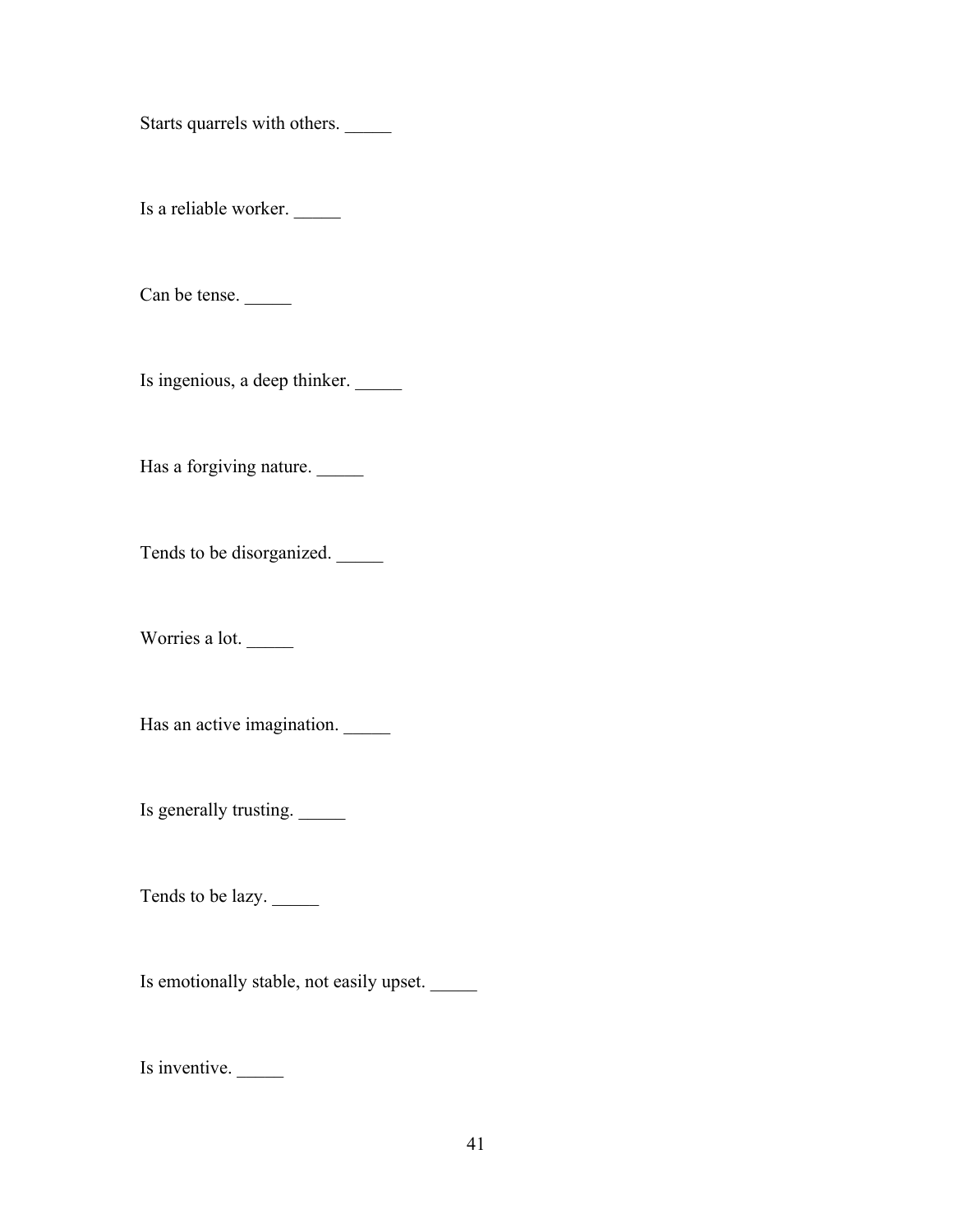Starts quarrels with others. _____

Is a reliable worker. _____

Can be tense. _____

Is ingenious, a deep thinker. _____

Has a forgiving nature. _____

Tends to be disorganized. _____

Worries a lot. _____

Has an active imagination. _____

Is generally trusting. _____

Tends to be lazy. _____

Is emotionally stable, not easily upset. _____

Is inventive. _____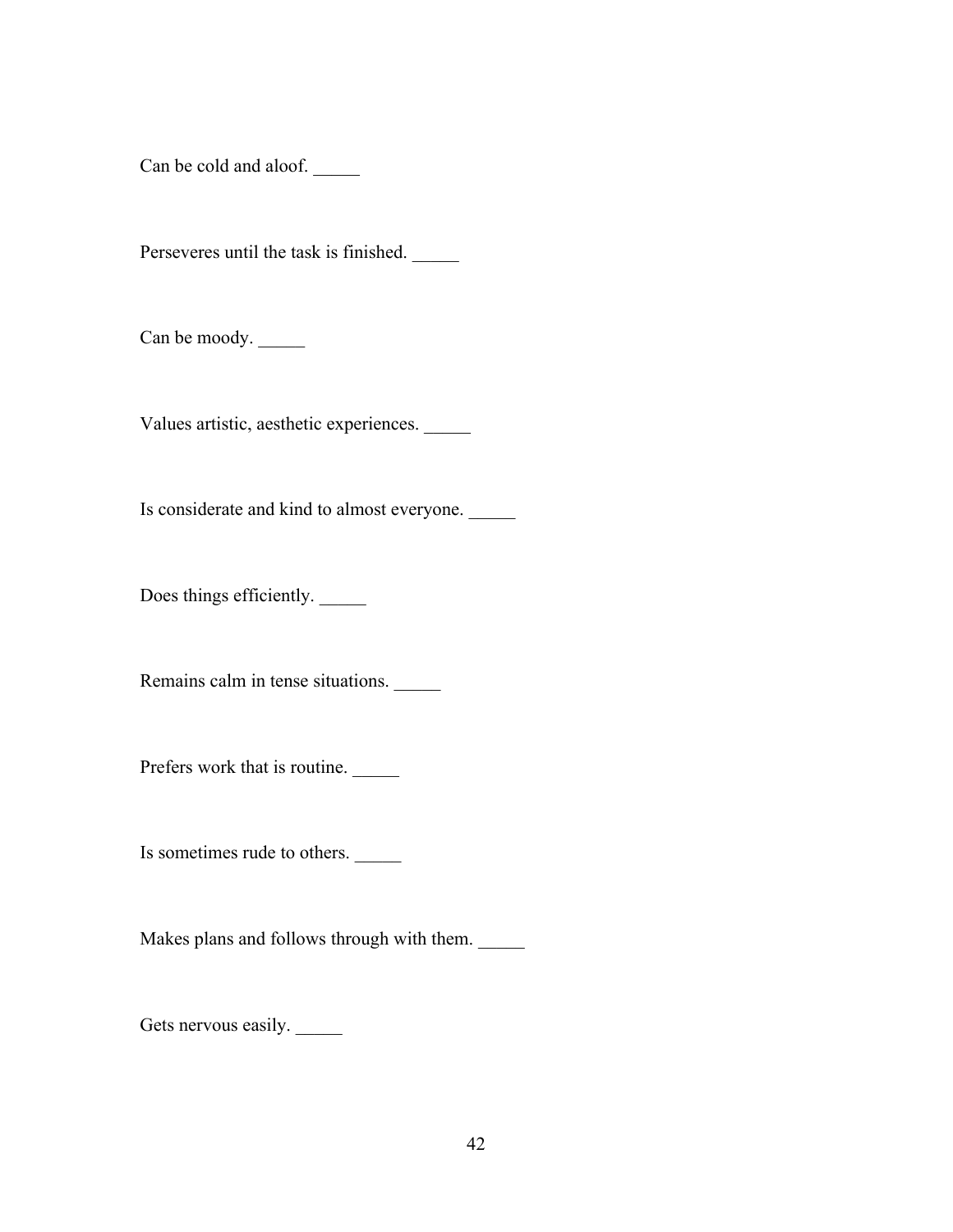Can be cold and aloof. _____

Perseveres until the task is finished. _____

Can be moody. _____

Values artistic, aesthetic experiences. _____

Is considerate and kind to almost everyone. _____

Does things efficiently. _____

Remains calm in tense situations. _____

Prefers work that is routine. _____

Is sometimes rude to others. _____

Makes plans and follows through with them. _____

Gets nervous easily. _____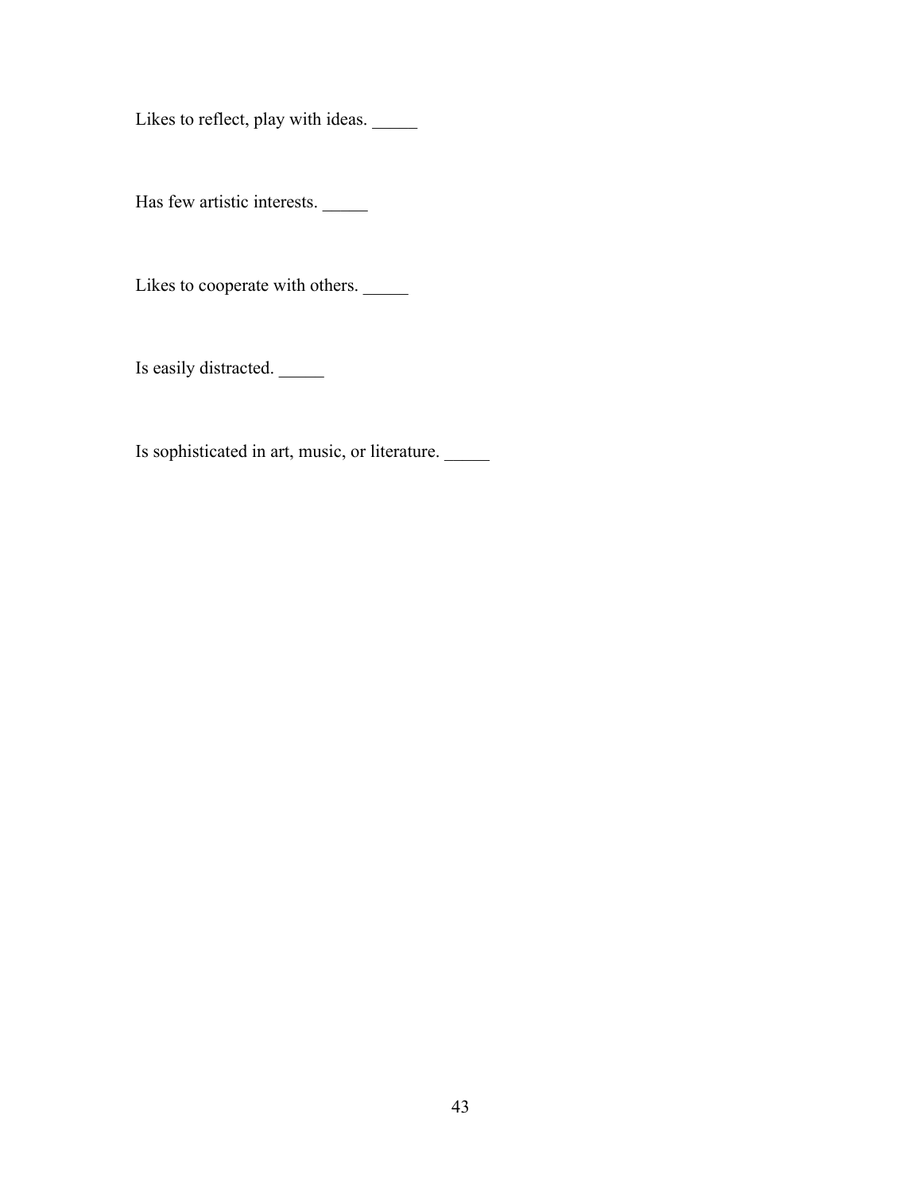Likes to reflect, play with ideas. _____

Has few artistic interests. _____

Likes to cooperate with others. _____

Is easily distracted. _____

Is sophisticated in art, music, or literature. _____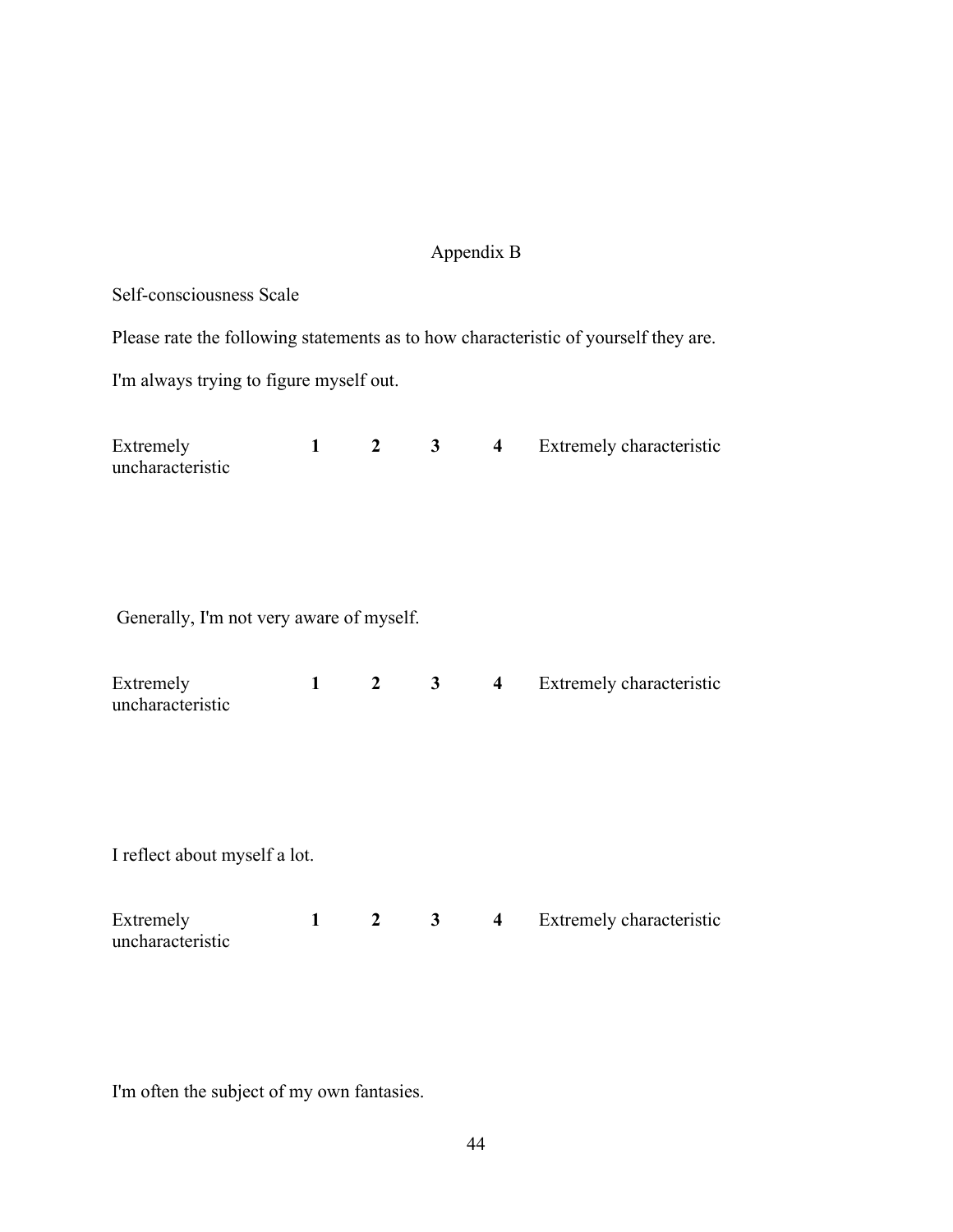Appendix B

Self-consciousness Scale

Please rate the following statements as to how characteristic of yourself they are.

I'm always trying to figure myself out.

| | | | | | |
|---|---|---|---|---|---|
| Extremely uncharacteristic | **1** | **2** | **3** | **4** | Extremely characteristic |

Generally, I'm not very aware of myself.

| | | | | | |
|---|---|---|---|---|---|
| Extremely uncharacteristic | **1** | **2** | **3** | **4** | Extremely characteristic |

I reflect about myself a lot.

| | | | | | |
|---|---|---|---|---|---|
| Extremely uncharacteristic | **1** | **2** | **3** | **4** | Extremely characteristic |

I'm often the subject of my own fantasies.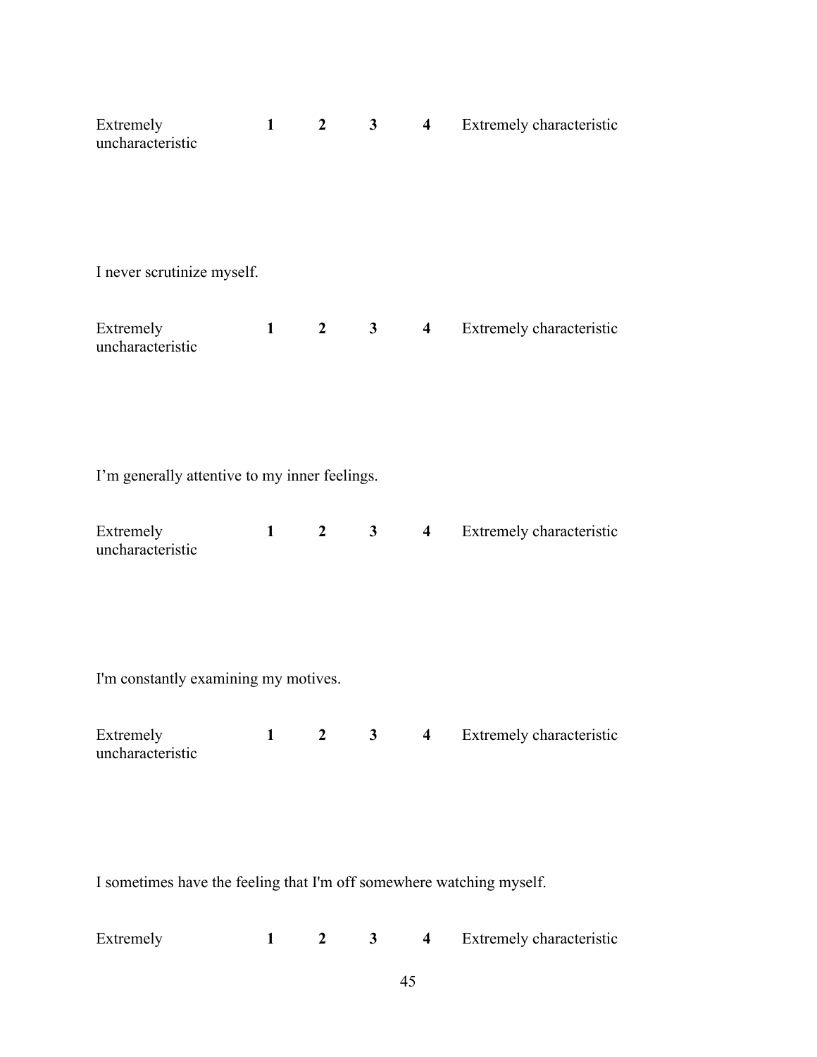Extremely uncharacteristic **1** **2** **3** **4** Extremely characteristic

I never scrutinize myself.

Extremely uncharacteristic **1** **2** **3** **4** Extremely characteristic

I'm generally attentive to my inner feelings.

Extremely uncharacteristic **1** **2** **3** **4** Extremely characteristic

I'm constantly examining my motives.

Extremely uncharacteristic **1** **2** **3** **4** Extremely characteristic

I sometimes have the feeling that I'm off somewhere watching myself.

Extremely **1** **2** **3** **4** Extremely characteristic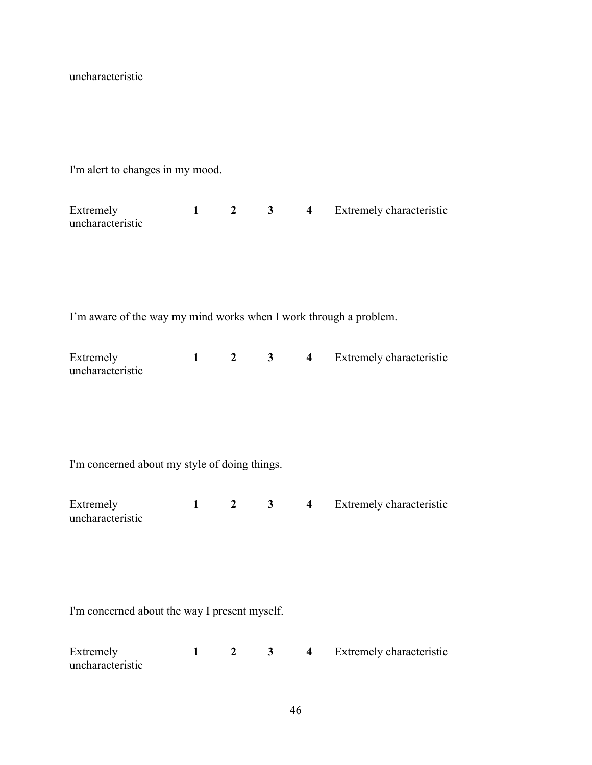uncharacteristic

I'm alert to changes in my mood.

| | | | | | |
|---|---|---|---|---|---|
| Extremely uncharacteristic | **1** | **2** | **3** | **4** | Extremely characteristic |

I'm aware of the way my mind works when I work through a problem.

| | | | | | |
|---|---|---|---|---|---|
| Extremely uncharacteristic | **1** | **2** | **3** | **4** | Extremely characteristic |

I'm concerned about my style of doing things.

| | | | | | |
|---|---|---|---|---|---|
| Extremely uncharacteristic | **1** | **2** | **3** | **4** | Extremely characteristic |

I'm concerned about the way I present myself.

| | | | | | |
|---|---|---|---|---|---|
| Extremely uncharacteristic | **1** | **2** | **3** | **4** | Extremely characteristic |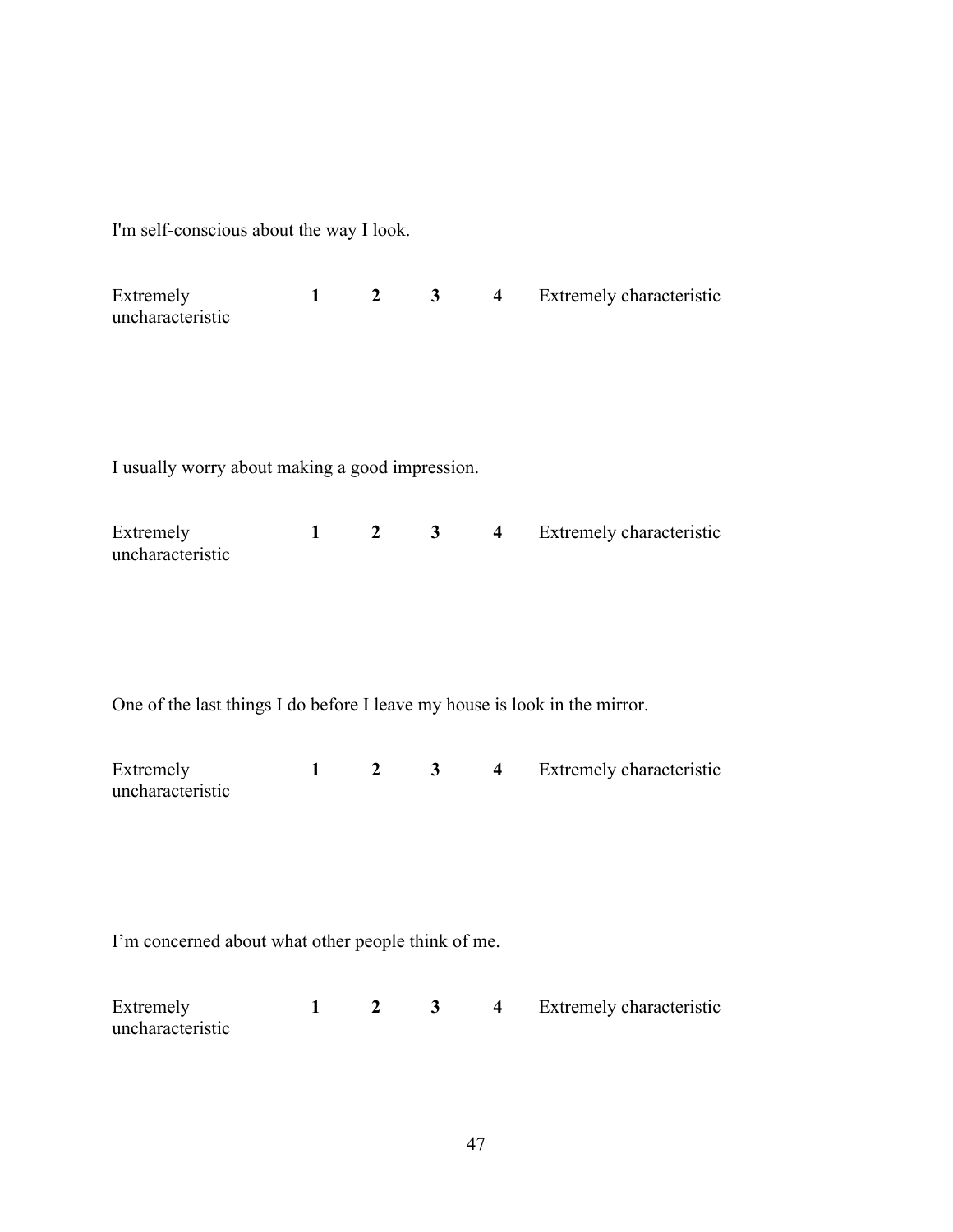I'm self-conscious about the way I look.

| | | | | | |
|---|---|---|---|---|---|
| Extremely uncharacteristic | **1** | **2** | **3** | **4** | Extremely characteristic |

I usually worry about making a good impression.

| | | | | | |
|---|---|---|---|---|---|
| Extremely uncharacteristic | **1** | **2** | **3** | **4** | Extremely characteristic |

One of the last things I do before I leave my house is look in the mirror.

| | | | | | |
|---|---|---|---|---|---|
| Extremely uncharacteristic | **1** | **2** | **3** | **4** | Extremely characteristic |

I'm concerned about what other people think of me.

| | | | | | |
|---|---|---|---|---|---|
| Extremely uncharacteristic | **1** | **2** | **3** | **4** | Extremely characteristic |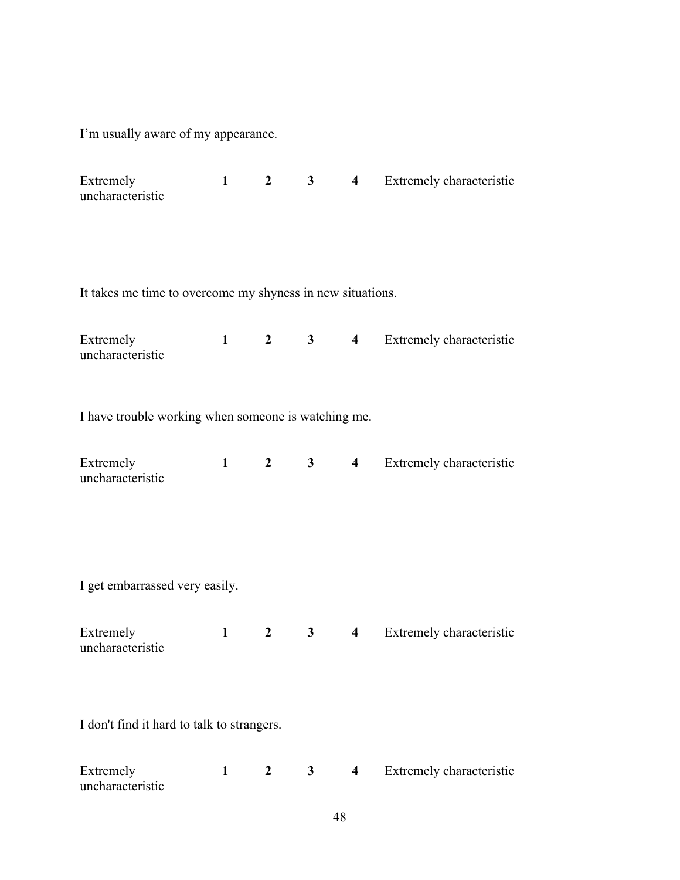I'm usually aware of my appearance.

| | | | | | |
|---|---|---|---|---|---|
| Extremely uncharacteristic | **1** | **2** | **3** | **4** | Extremely characteristic |

It takes me time to overcome my shyness in new situations.

| | | | | | |
|---|---|---|---|---|---|
| Extremely uncharacteristic | **1** | **2** | **3** | **4** | Extremely characteristic |

I have trouble working when someone is watching me.

| | | | | | |
|---|---|---|---|---|---|
| Extremely uncharacteristic | **1** | **2** | **3** | **4** | Extremely characteristic |

I get embarrassed very easily.

| | | | | | |
|---|---|---|---|---|---|
| Extremely uncharacteristic | **1** | **2** | **3** | **4** | Extremely characteristic |

I don't find it hard to talk to strangers.

| | | | | | |
|---|---|---|---|---|---|
| Extremely uncharacteristic | **1** | **2** | **3** | **4** | Extremely characteristic |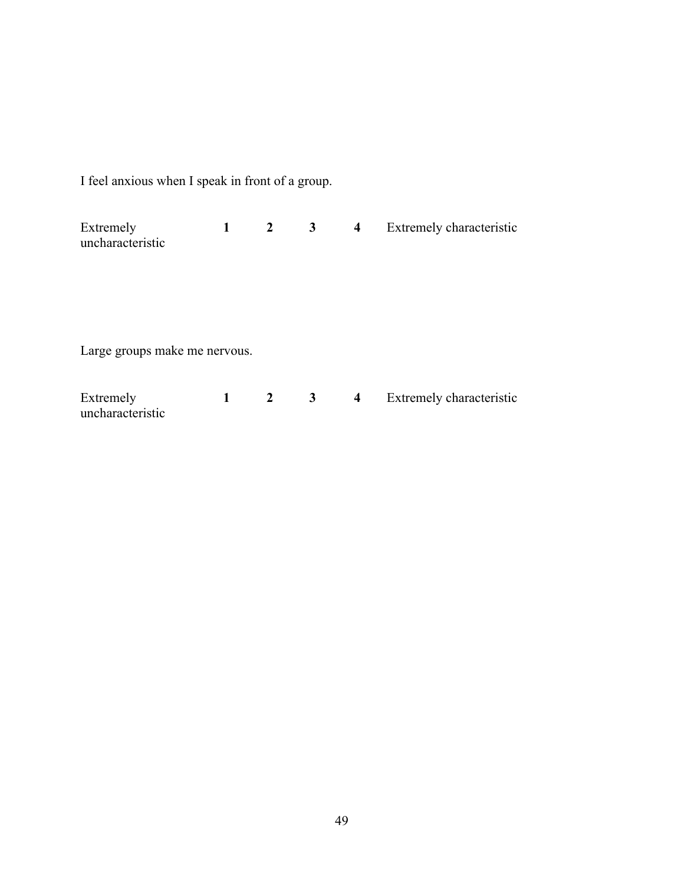I feel anxious when I speak in front of a group.

| | | | | | |
|---|---|---|---|---|---|
| Extremely uncharacteristic | **1** | **2** | **3** | **4** | Extremely characteristic |

Large groups make me nervous.

| | | | | | |
|---|---|---|---|---|---|
| Extremely uncharacteristic | **1** | **2** | **3** | **4** | Extremely characteristic |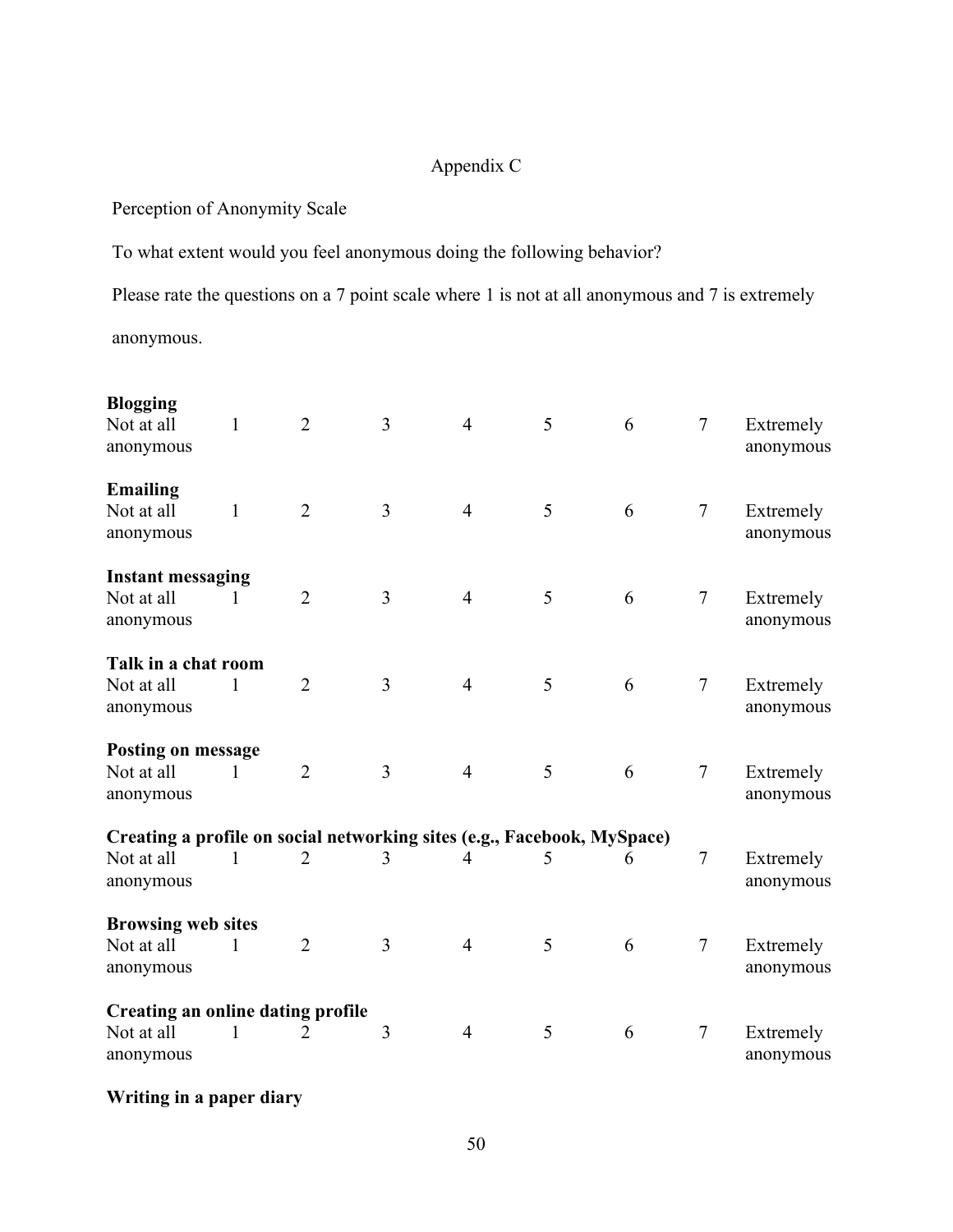Appendix C

Perception of Anonymity Scale

To what extent would you feel anonymous doing the following behavior?

Please rate the questions on a 7 point scale where 1 is not at all anonymous and 7 is extremely anonymous.

**Blogging**

Not at all anonymous 1 2 3 4 5 6 7 Extremely anonymous

**Emailing**

Not at all anonymous 1 2 3 4 5 6 7 Extremely anonymous

**Instant messaging**

Not at all anonymous 1 2 3 4 5 6 7 Extremely anonymous

**Talk in a chat room**

Not at all anonymous 1 2 3 4 5 6 7 Extremely anonymous

**Posting on message**

Not at all anonymous 1 2 3 4 5 6 7 Extremely anonymous

**Creating a profile on social networking sites (e.g., Facebook, MySpace)**

Not at all anonymous 1 2 3 4 5 6 7 Extremely anonymous

**Browsing web sites**

Not at all anonymous 1 2 3 4 5 6 7 Extremely anonymous

**Creating an online dating profile**

Not at all anonymous 1 2 3 4 5 6 7 Extremely anonymous

**Writing in a paper diary**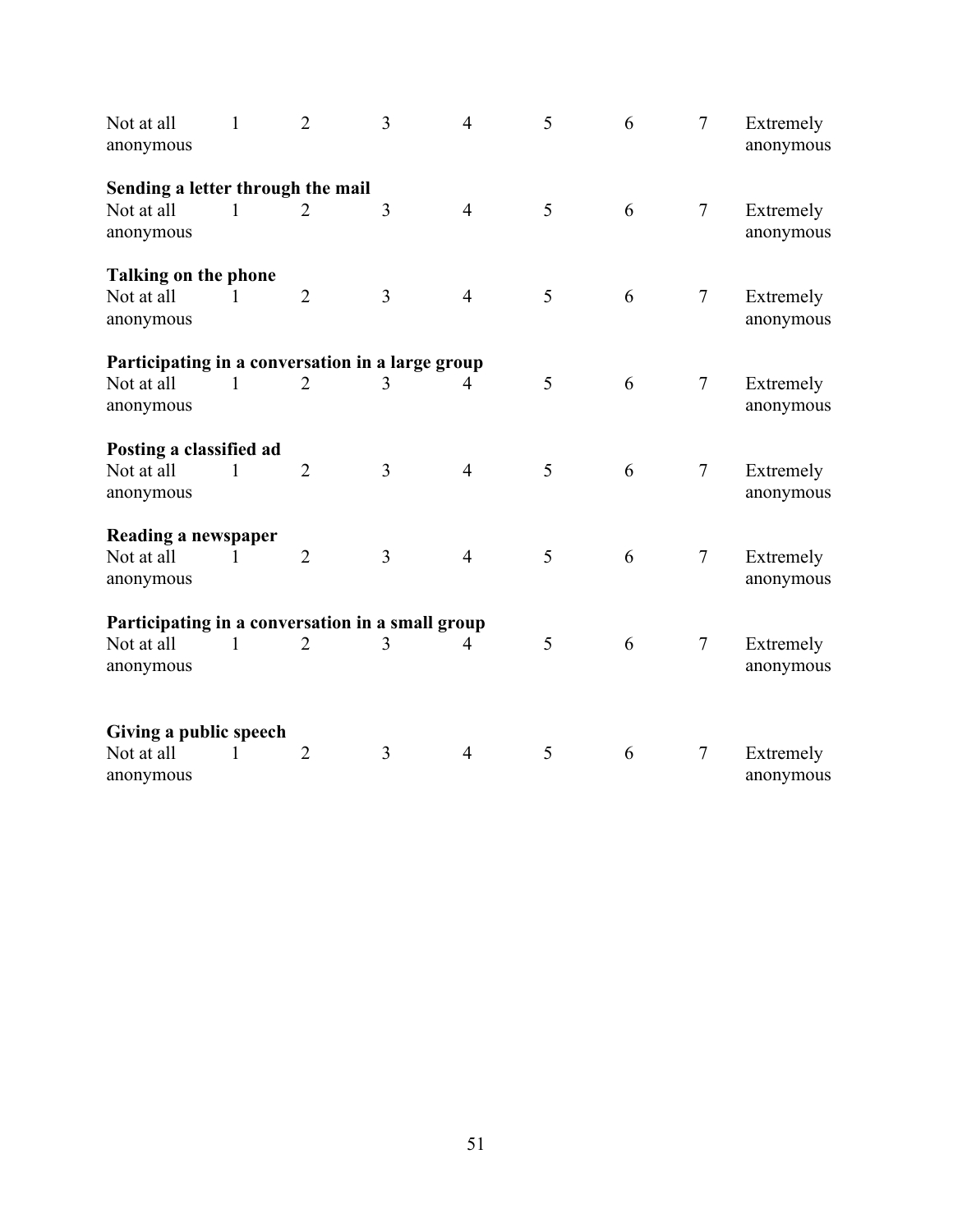| | | | | | | | | |
|---|---|---|---|---|---|---|---|---|
| Not at all anonymous | 1 | 2 | 3 | 4 | 5 | 6 | 7 | Extremely anonymous |

**Sending a letter through the mail**

| | | | | | | | | |
|---|---|---|---|---|---|---|---|---|
| Not at all anonymous | 1 | 2 | 3 | 4 | 5 | 6 | 7 | Extremely anonymous |

**Talking on the phone**

| | | | | | | | | |
|---|---|---|---|---|---|---|---|---|
| Not at all anonymous | 1 | 2 | 3 | 4 | 5 | 6 | 7 | Extremely anonymous |

**Participating in a conversation in a large group**

| | | | | | | | | |
|---|---|---|---|---|---|---|---|---|
| Not at all anonymous | 1 | 2 | 3 | 4 | 5 | 6 | 7 | Extremely anonymous |

**Posting a classified ad**

| | | | | | | | | |
|---|---|---|---|---|---|---|---|---|
| Not at all anonymous | 1 | 2 | 3 | 4 | 5 | 6 | 7 | Extremely anonymous |

**Reading a newspaper**

| | | | | | | | | |
|---|---|---|---|---|---|---|---|---|
| Not at all anonymous | 1 | 2 | 3 | 4 | 5 | 6 | 7 | Extremely anonymous |

**Participating in a conversation in a small group**

| | | | | | | | | |
|---|---|---|---|---|---|---|---|---|
| Not at all anonymous | 1 | 2 | 3 | 4 | 5 | 6 | 7 | Extremely anonymous |

**Giving a public speech**

| | | | | | | | | |
|---|---|---|---|---|---|---|---|---|
| Not at all anonymous | 1 | 2 | 3 | 4 | 5 | 6 | 7 | Extremely anonymous |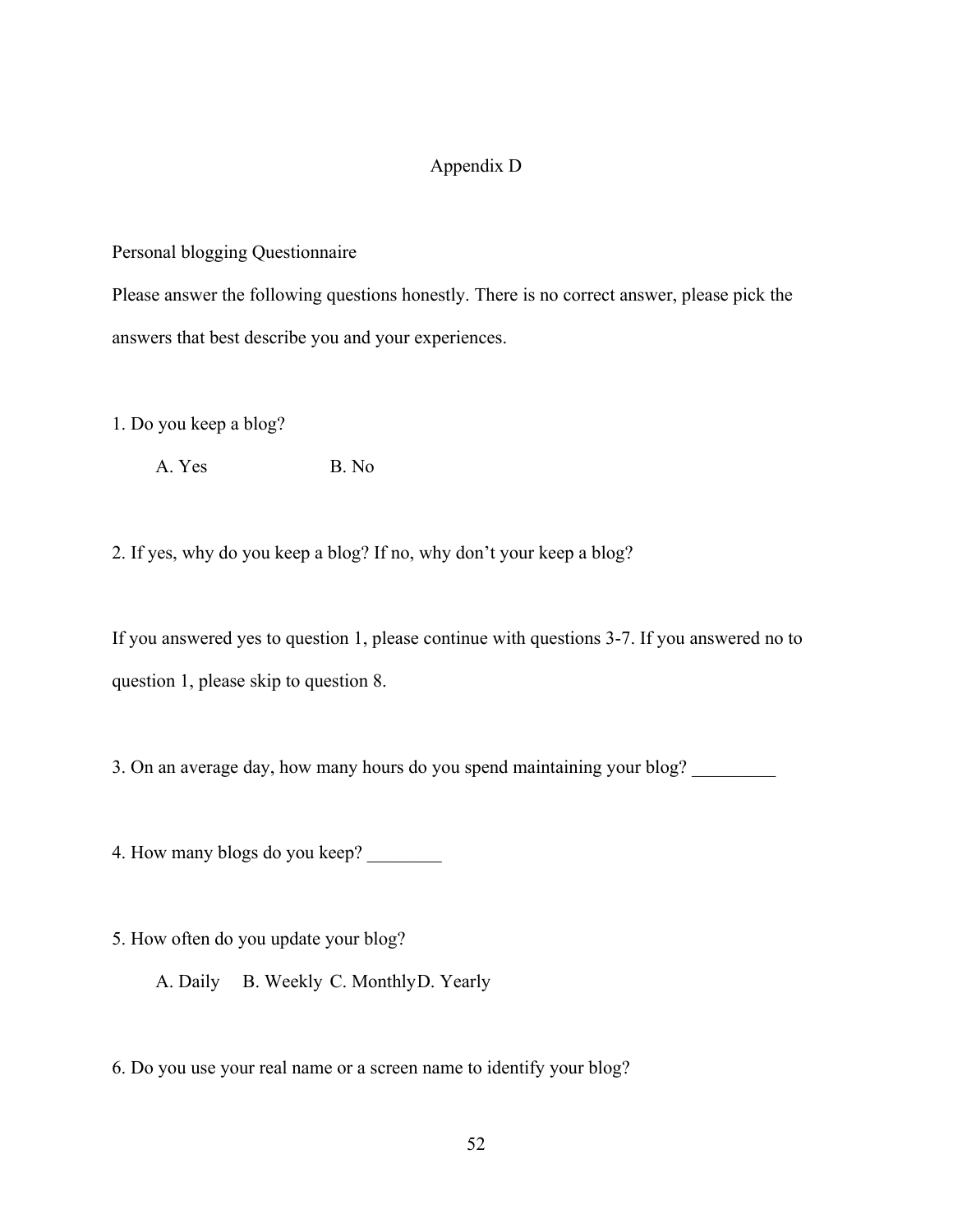# Appendix D

Personal blogging Questionnaire

Please answer the following questions honestly. There is no correct answer, please pick the answers that best describe you and your experiences.

1. Do you keep a blog?

   A. Yes          B. No

2. If yes, why do you keep a blog? If no, why don't your keep a blog?

If you answered yes to question 1, please continue with questions 3-7. If you answered no to question 1, please skip to question 8.

3. On an average day, how many hours do you spend maintaining your blog? _________

4. How many blogs do you keep? ________

5. How often do you update your blog?

   A. Daily     B. Weekly  C. Monthly D. Yearly

6. Do you use your real name or a screen name to identify your blog?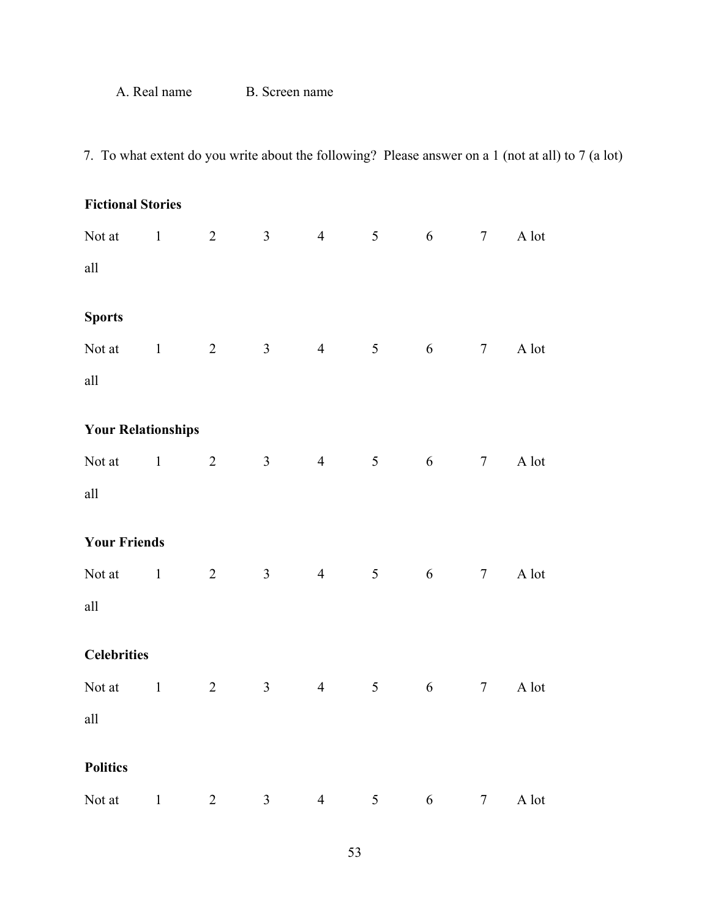A. Real name B. Screen name

7. To what extent do you write about the following? Please answer on a 1 (not at all) to 7 (a lot)

**Fictional Stories**

Not at all 1 2 3 4 5 6 7 A lot

**Sports**

Not at all 1 2 3 4 5 6 7 A lot

**Your Relationships**

Not at all 1 2 3 4 5 6 7 A lot

**Your Friends**

Not at all 1 2 3 4 5 6 7 A lot

**Celebrities**

Not at all 1 2 3 4 5 6 7 A lot

**Politics**

Not at 1 2 3 4 5 6 7 A lot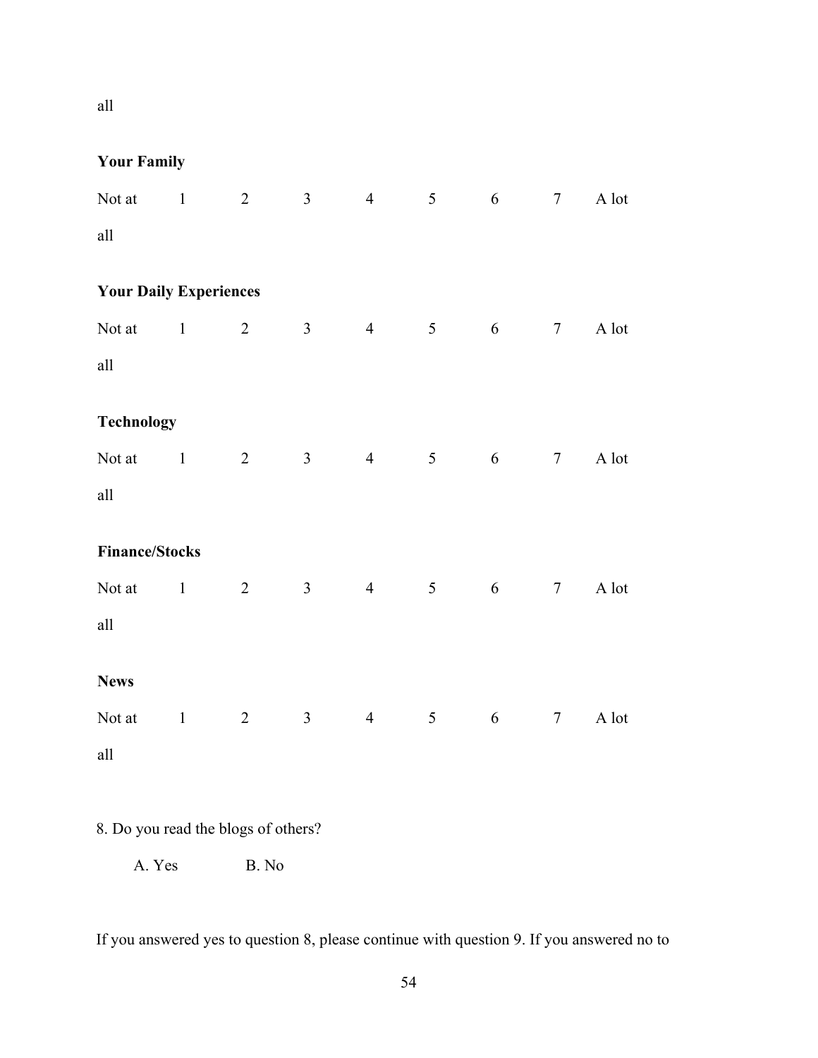all

**Your Family**

Not at all 1 2 3 4 5 6 7 A lot

**Your Daily Experiences**

Not at all 1 2 3 4 5 6 7 A lot

**Technology**

Not at all 1 2 3 4 5 6 7 A lot

**Finance/Stocks**

Not at all 1 2 3 4 5 6 7 A lot

**News**

Not at all 1 2 3 4 5 6 7 A lot

8. Do you read the blogs of others?

A. Yes B. No

If you answered yes to question 8, please continue with question 9. If you answered no to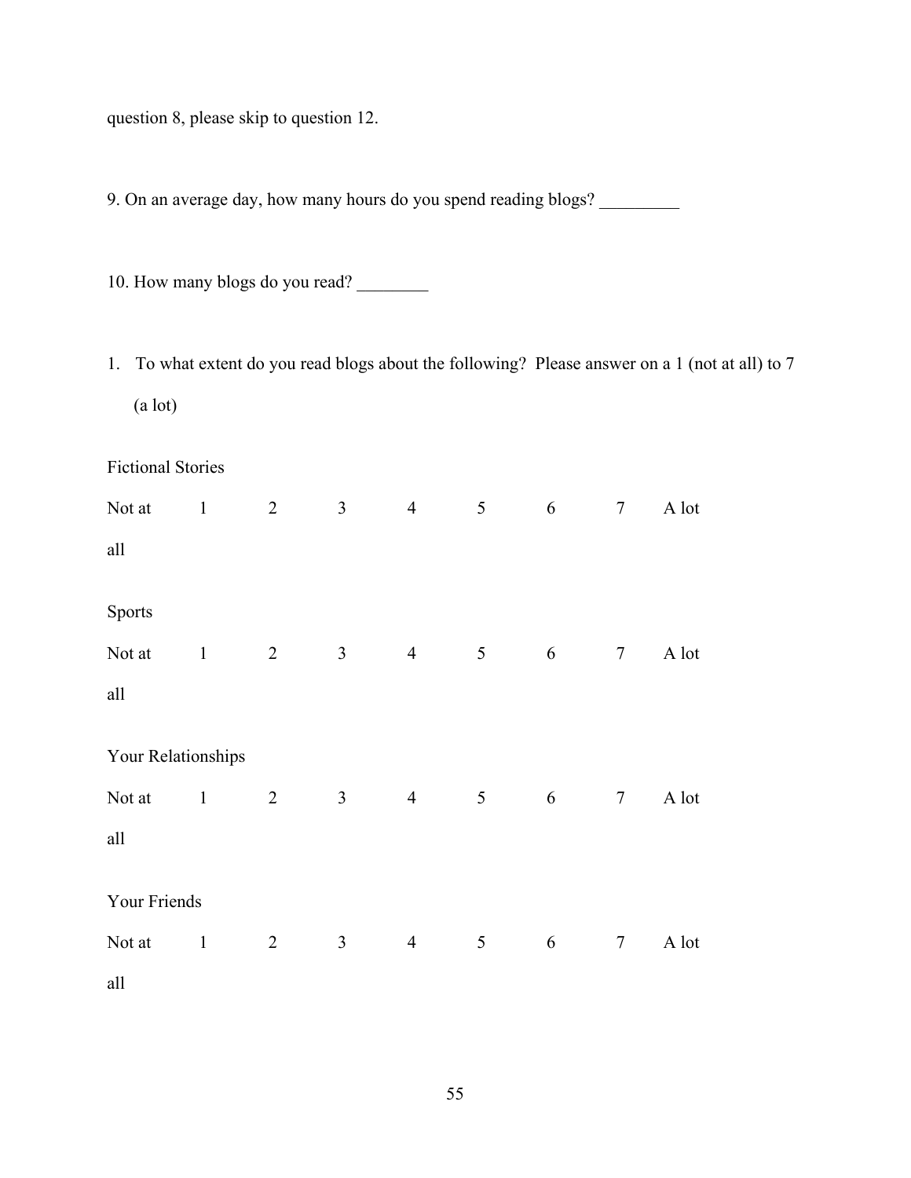question 8, please skip to question 12.

9. On an average day, how many hours do you spend reading blogs? _________

10. How many blogs do you read? ________

1. To what extent do you read blogs about the following? Please answer on a 1 (not at all) to 7 (a lot)

Fictional Stories

Not at all 1 2 3 4 5 6 7 A lot

Sports

Not at all 1 2 3 4 5 6 7 A lot

Your Relationships

Not at all 1 2 3 4 5 6 7 A lot

Your Friends

Not at all 1 2 3 4 5 6 7 A lot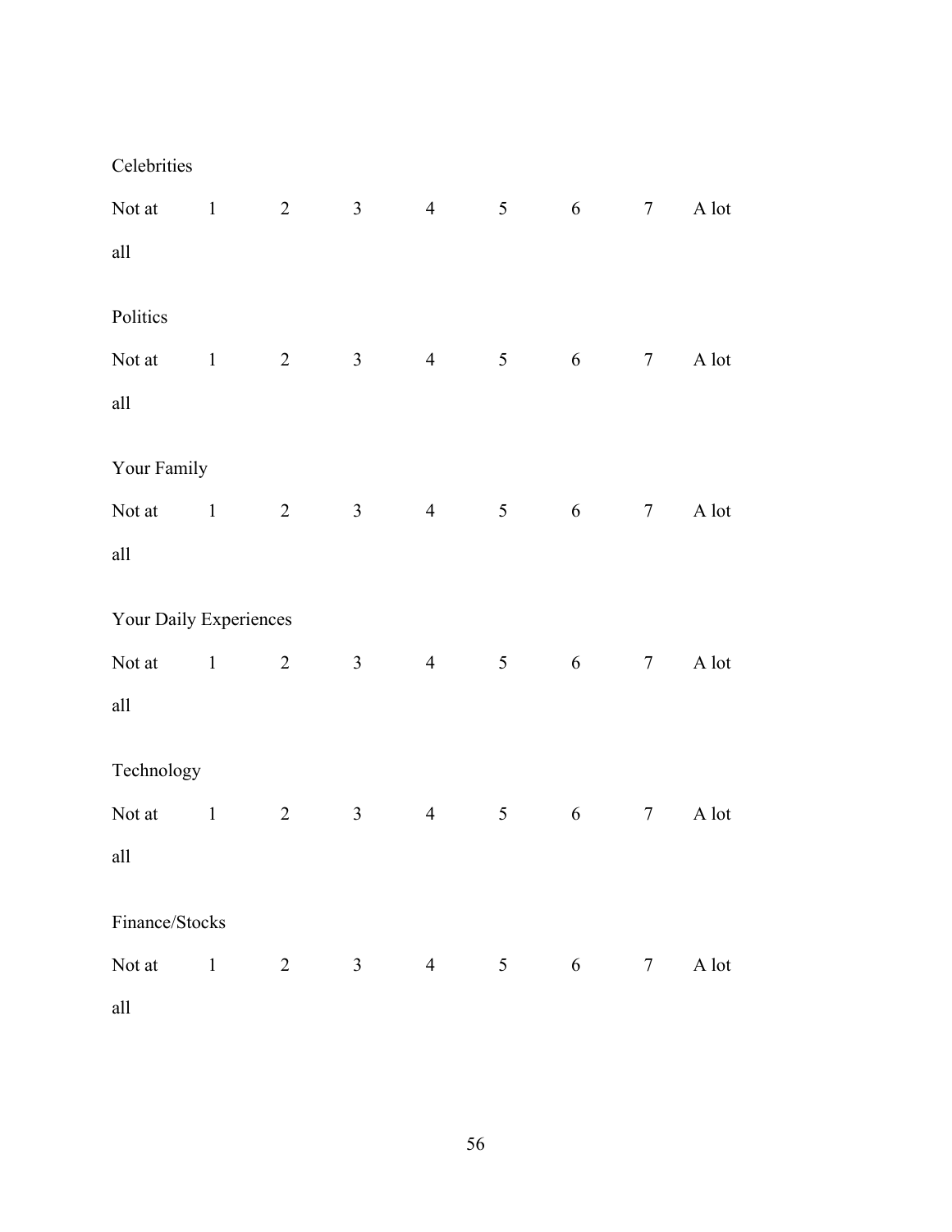Celebrities

| Not at all | 1 | 2 | 3 | 4 | 5 | 6 | 7 | A lot |
|---|---|---|---|---|---|---|---|---|

Politics

| Not at all | 1 | 2 | 3 | 4 | 5 | 6 | 7 | A lot |
|---|---|---|---|---|---|---|---|---|

Your Family

| Not at all | 1 | 2 | 3 | 4 | 5 | 6 | 7 | A lot |
|---|---|---|---|---|---|---|---|---|

Your Daily Experiences

| Not at all | 1 | 2 | 3 | 4 | 5 | 6 | 7 | A lot |
|---|---|---|---|---|---|---|---|---|

Technology

| Not at all | 1 | 2 | 3 | 4 | 5 | 6 | 7 | A lot |
|---|---|---|---|---|---|---|---|---|

Finance/Stocks

| Not at all | 1 | 2 | 3 | 4 | 5 | 6 | 7 | A lot |
|---|---|---|---|---|---|---|---|---|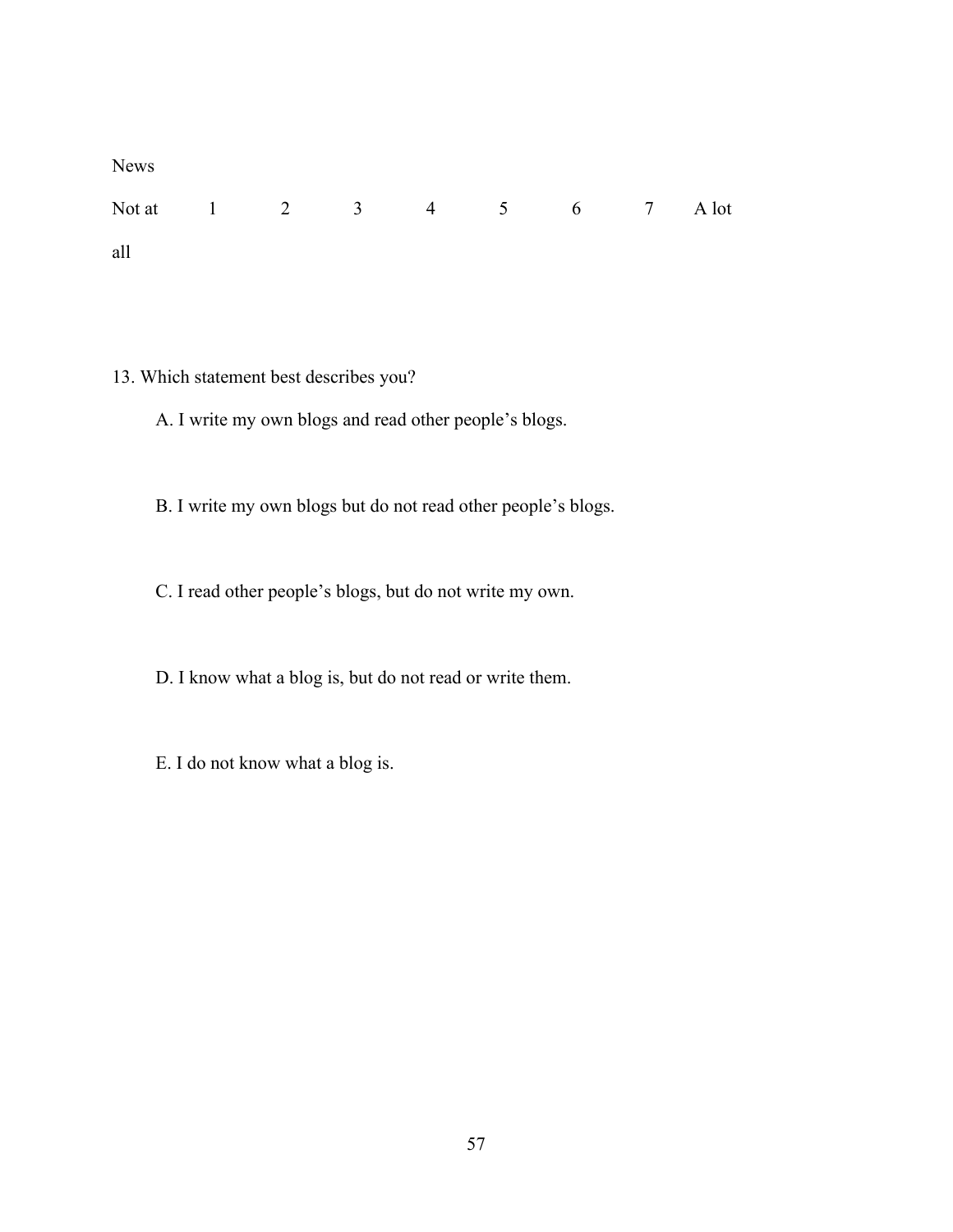News

| | | | | | | | | |
|---|---|---|---|---|---|---|---|---|
| Not at all | 1 | 2 | 3 | 4 | 5 | 6 | 7 | A lot |

13. Which statement best describes you?

   A. I write my own blogs and read other people's blogs.

   B. I write my own blogs but do not read other people's blogs.

   C. I read other people's blogs, but do not write my own.

   D. I know what a blog is, but do not read or write them.

   E. I do not know what a blog is.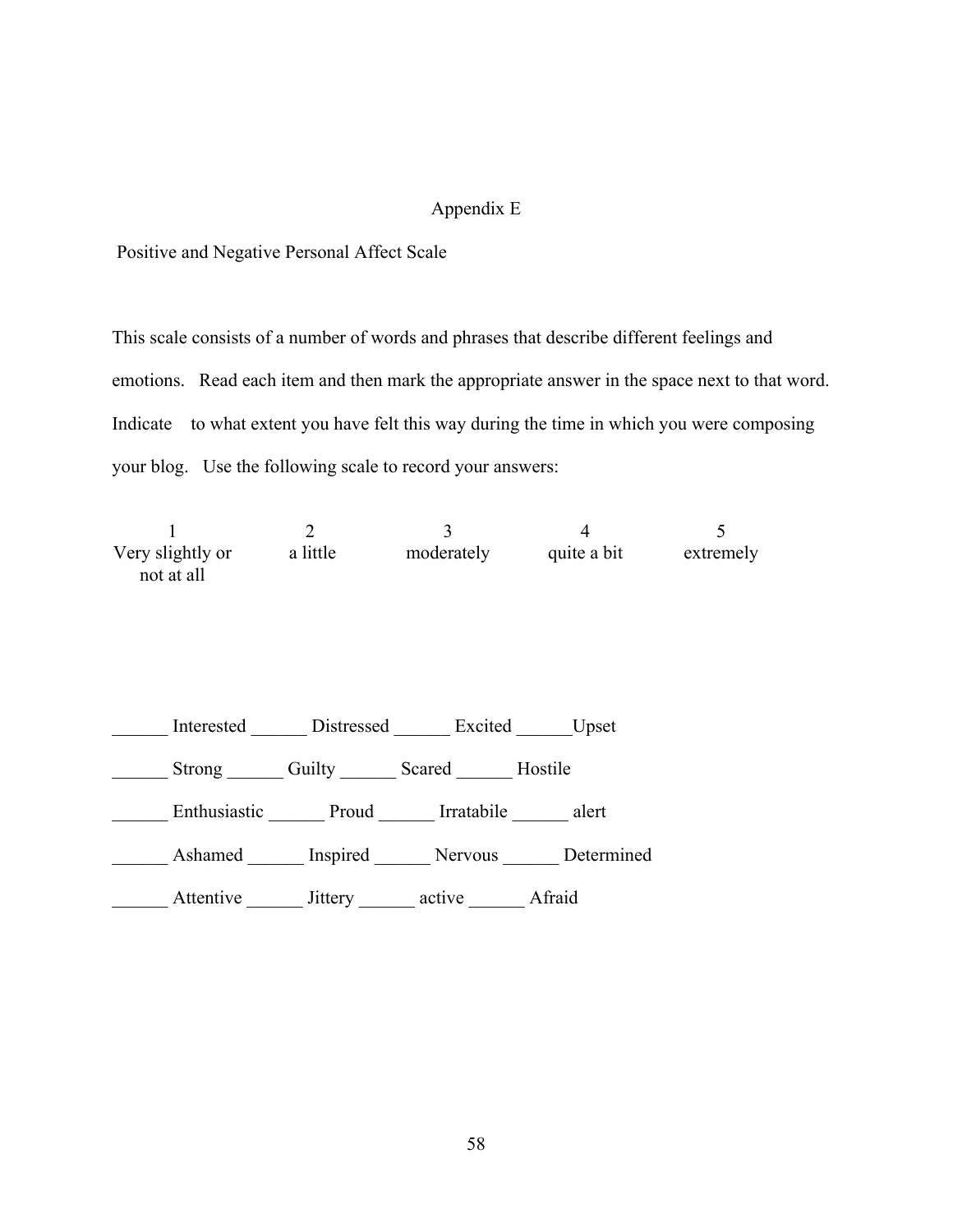# Appendix E

Positive and Negative Personal Affect Scale

This scale consists of a number of words and phrases that describe different feelings and emotions. Read each item and then mark the appropriate answer in the space next to that word. Indicate to what extent you have felt this way during the time in which you were composing your blog. Use the following scale to record your answers:

| 1 | 2 | 3 | 4 | 5 |
|---|---|---|---|---|
| Very slightly or not at all | a little | moderately | quite a bit | extremely |

______ Interested ______ Distressed ______ Excited ______Upset

______ Strong ______ Guilty ______ Scared ______ Hostile

______ Enthusiastic ______ Proud ______ Irratabile ______ alert

______ Ashamed ______ Inspired ______ Nervous ______ Determined

______ Attentive ______ Jittery ______ active ______ Afraid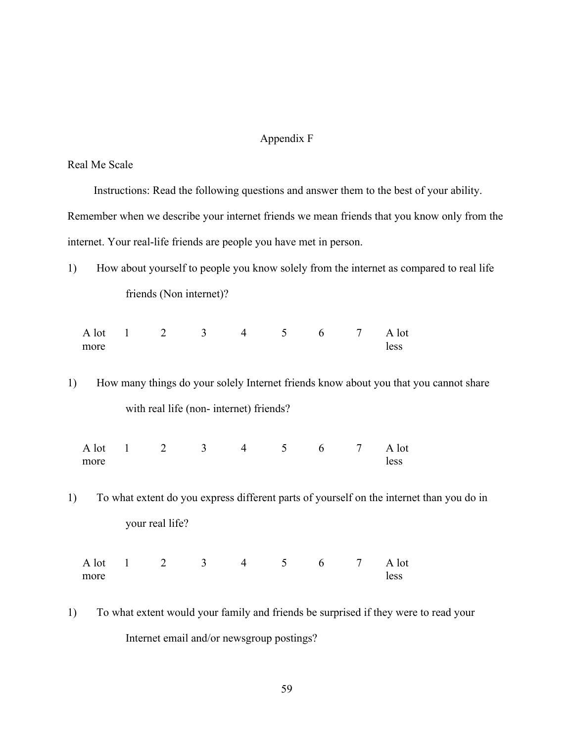Appendix F

Real Me Scale

Instructions: Read the following questions and answer them to the best of your ability. Remember when we describe your internet friends we mean friends that you know only from the internet. Your real-life friends are people you have met in person.

1) How about yourself to people you know solely from the internet as compared to real life friends (Non internet)?

| | | | | | | | | |
|---|---|---|---|---|---|---|---|---|
| A lot more | 1 | 2 | 3 | 4 | 5 | 6 | 7 | A lot less |

1) How many things do your solely Internet friends know about you that you cannot share with real life (non- internet) friends?

| | | | | | | | | |
|---|---|---|---|---|---|---|---|---|
| A lot more | 1 | 2 | 3 | 4 | 5 | 6 | 7 | A lot less |

1) To what extent do you express different parts of yourself on the internet than you do in your real life?

| | | | | | | | | |
|---|---|---|---|---|---|---|---|---|
| A lot more | 1 | 2 | 3 | 4 | 5 | 6 | 7 | A lot less |

1) To what extent would your family and friends be surprised if they were to read your Internet email and/or newsgroup postings?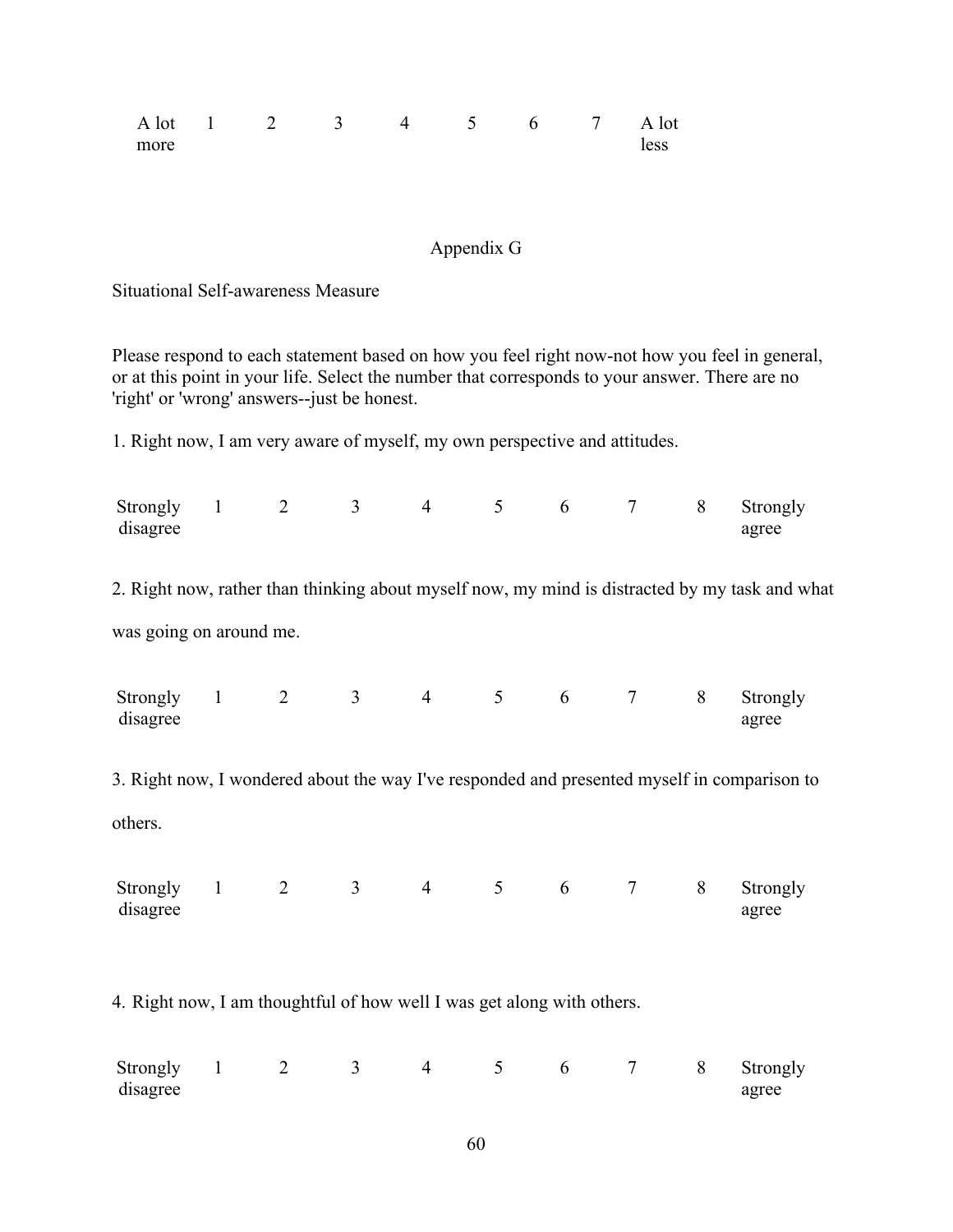| | | | | | | | | |
|---|---|---|---|---|---|---|---|---|
| A lot more | 1 | 2 | 3 | 4 | 5 | 6 | 7 | A lot less |

Appendix G

Situational Self-awareness Measure

Please respond to each statement based on how you feel right now-not how you feel in general, or at this point in your life. Select the number that corresponds to your answer. There are no 'right' or 'wrong' answers--just be honest.

1. Right now, I am very aware of myself, my own perspective and attitudes.

| | | | | | | | | | |
|---|---|---|---|---|---|---|---|---|---|
| Strongly disagree | 1 | 2 | 3 | 4 | 5 | 6 | 7 | 8 | Strongly agree |

2. Right now, rather than thinking about myself now, my mind is distracted by my task and what was going on around me.

| | | | | | | | | | |
|---|---|---|---|---|---|---|---|---|---|
| Strongly disagree | 1 | 2 | 3 | 4 | 5 | 6 | 7 | 8 | Strongly agree |

3. Right now, I wondered about the way I've responded and presented myself in comparison to others.

| | | | | | | | | | |
|---|---|---|---|---|---|---|---|---|---|
| Strongly disagree | 1 | 2 | 3 | 4 | 5 | 6 | 7 | 8 | Strongly agree |

4. Right now, I am thoughtful of how well I was get along with others.

| | | | | | | | | | |
|---|---|---|---|---|---|---|---|---|---|
| Strongly disagree | 1 | 2 | 3 | 4 | 5 | 6 | 7 | 8 | Strongly agree |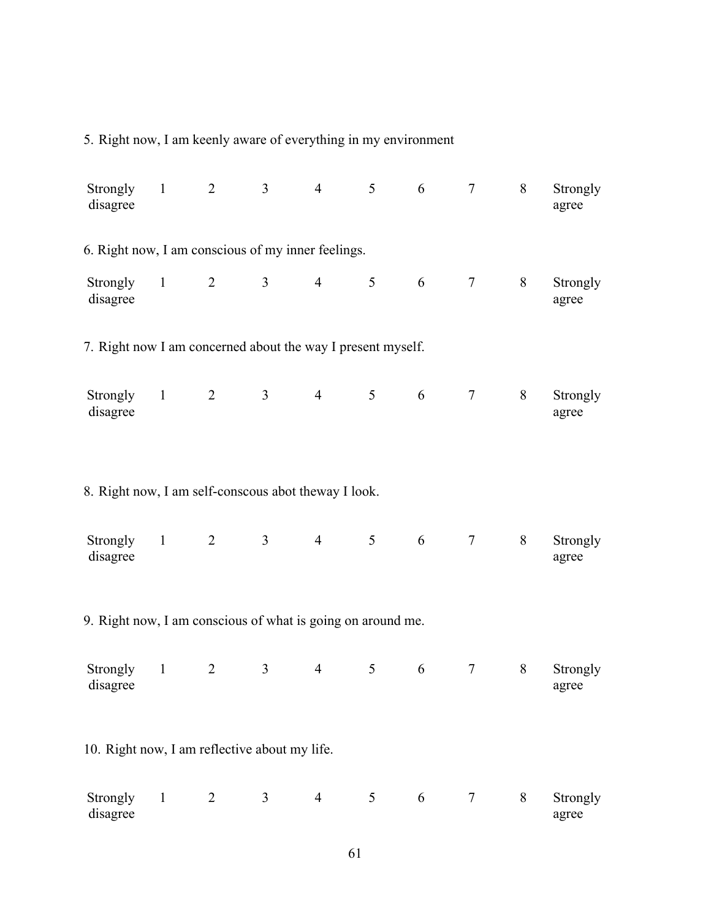5. Right now, I am keenly aware of everything in my environment

| | | | | | | | | | |
|---|---|---|---|---|---|---|---|---|---|
| Strongly disagree | 1 | 2 | 3 | 4 | 5 | 6 | 7 | 8 | Strongly agree |

6. Right now, I am conscious of my inner feelings.

| | | | | | | | | | |
|---|---|---|---|---|---|---|---|---|---|
| Strongly disagree | 1 | 2 | 3 | 4 | 5 | 6 | 7 | 8 | Strongly agree |

7. Right now I am concerned about the way I present myself.

| | | | | | | | | | |
|---|---|---|---|---|---|---|---|---|---|
| Strongly disagree | 1 | 2 | 3 | 4 | 5 | 6 | 7 | 8 | Strongly agree |

8. Right now, I am self-conscous abot theway I look.

| | | | | | | | | | |
|---|---|---|---|---|---|---|---|---|---|
| Strongly disagree | 1 | 2 | 3 | 4 | 5 | 6 | 7 | 8 | Strongly agree |

9. Right now, I am conscious of what is going on around me.

| | | | | | | | | | |
|---|---|---|---|---|---|---|---|---|---|
| Strongly disagree | 1 | 2 | 3 | 4 | 5 | 6 | 7 | 8 | Strongly agree |

10. Right now, I am reflective about my life.

| | | | | | | | | | |
|---|---|---|---|---|---|---|---|---|---|
| Strongly disagree | 1 | 2 | 3 | 4 | 5 | 6 | 7 | 8 | Strongly agree |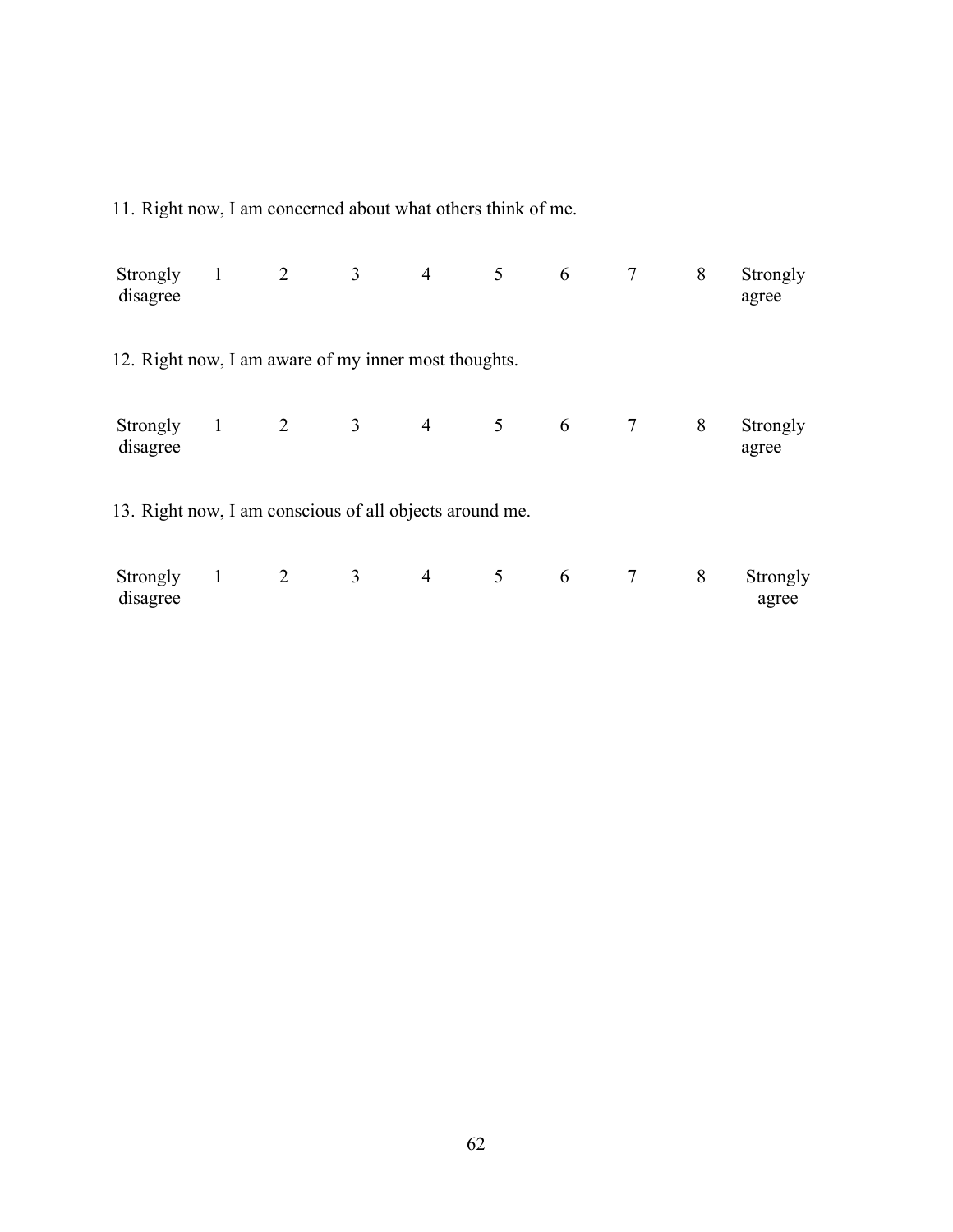11. Right now, I am concerned about what others think of me.

| | | | | | | | | | |
|---|---|---|---|---|---|---|---|---|---|
| Strongly disagree | 1 | 2 | 3 | 4 | 5 | 6 | 7 | 8 | Strongly agree |

12. Right now, I am aware of my inner most thoughts.

| | | | | | | | | | |
|---|---|---|---|---|---|---|---|---|---|
| Strongly disagree | 1 | 2 | 3 | 4 | 5 | 6 | 7 | 8 | Strongly agree |

13. Right now, I am conscious of all objects around me.

| | | | | | | | | | |
|---|---|---|---|---|---|---|---|---|---|
| Strongly disagree | 1 | 2 | 3 | 4 | 5 | 6 | 7 | 8 | Strongly agree |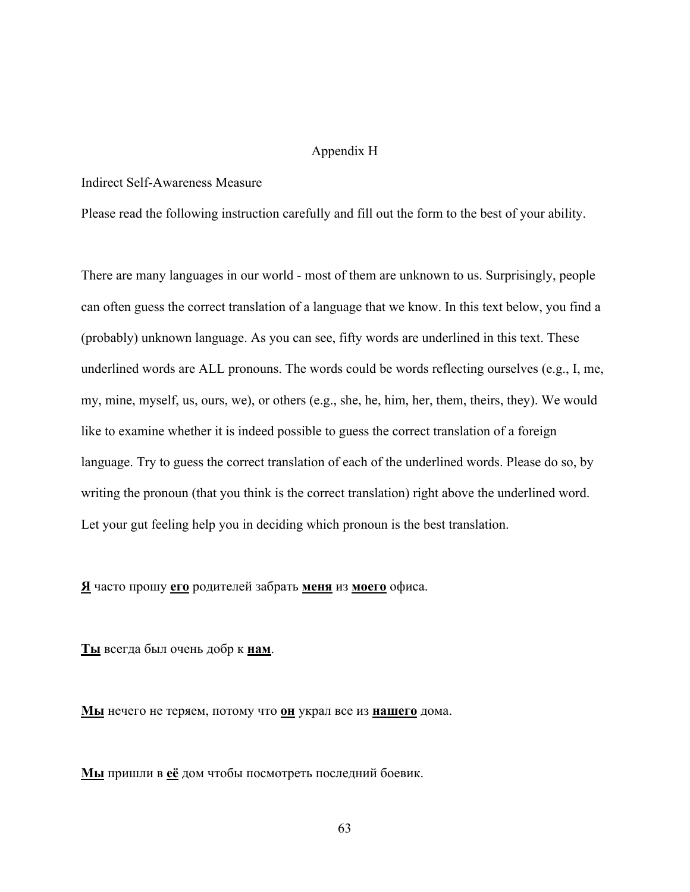# Appendix H

Indirect Self-Awareness Measure

Please read the following instruction carefully and fill out the form to the best of your ability.

There are many languages in our world - most of them are unknown to us. Surprisingly, people can often guess the correct translation of a language that we know. In this text below, you find a (probably) unknown language. As you can see, fifty words are underlined in this text. These underlined words are ALL pronouns. The words could be words reflecting ourselves (e.g., I, me, my, mine, myself, us, ours, we), or others (e.g., she, he, him, her, them, theirs, they). We would like to examine whether it is indeed possible to guess the correct translation of a foreign language. Try to guess the correct translation of each of the underlined words. Please do so, by writing the pronoun (that you think is the correct translation) right above the underlined word. Let your gut feeling help you in deciding which pronoun is the best translation.

**<u>Я</u>** часто прошу **<u>его</u>** родителей забрать **<u>меня</u>** из **<u>моего</u>** офиса.

**<u>Ты</u>** всегда был очень добр к **<u>нам</u>**.

**<u>Мы</u>** нечего не теряем, потому что **<u>он</u>** украл все из **<u>нашего</u>** дома.

**<u>Мы</u>** пришли в **<u>её</u>** дом чтобы посмотреть последний боевик.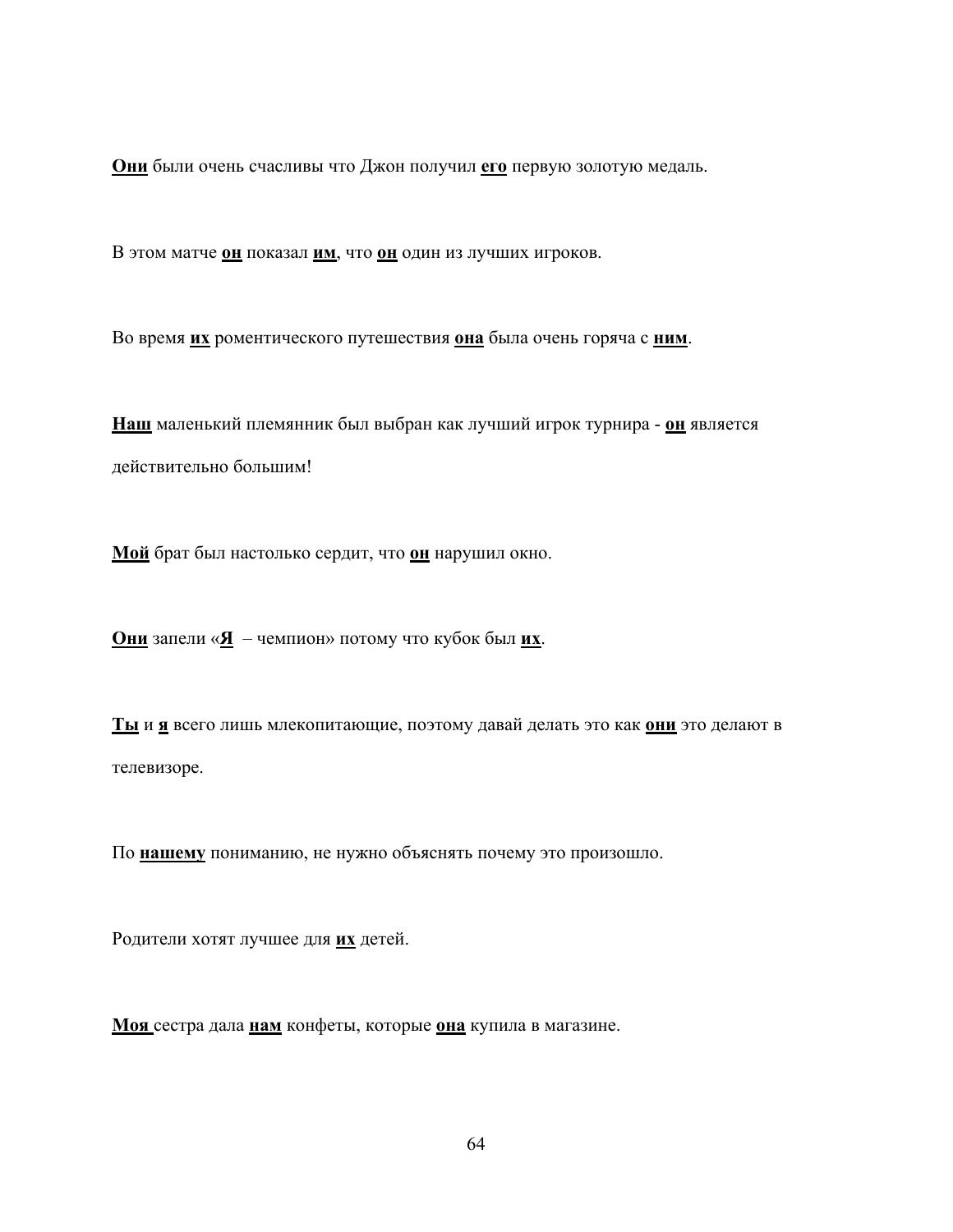**<u>Они</u>** были очень счасливы что Джон получил **<u>его</u>** первую золотую медаль.

В этом матче **<u>он</u>** показал **<u>им</u>**, что **<u>он</u>** один из лучших игроков.

Во время **<u>их</u>** ромeнтического путешествия **<u>она</u>** была очень горяча с **<u>ним</u>**.

**<u>Наш</u>** маленький племянник был выбран как лучший игрок турнира - **<u>он</u>** является действительно большим!

**<u>Мой</u>** брат был настолько сердит, что **<u>он</u>** нарушил окно.

**<u>Они</u>** запели «**<u>Я</u>** – чемпион» потому что кубок был **<u>их</u>**.

**<u>Ты</u>** и **<u>я</u>** всего лишь млекопитающие, поэтому давай делать это как **<u>они</u>** это делают в телевизоре.

По **<u>нашему</u>** пониманию, не нужно объяснять почему это произошло.

Родители хотят лучшее для **<u>их</u>** детей.

**<u>Моя</u>** сестра дала **<u>нам</u>** конфеты, которые **<u>она</u>** купила в магазине.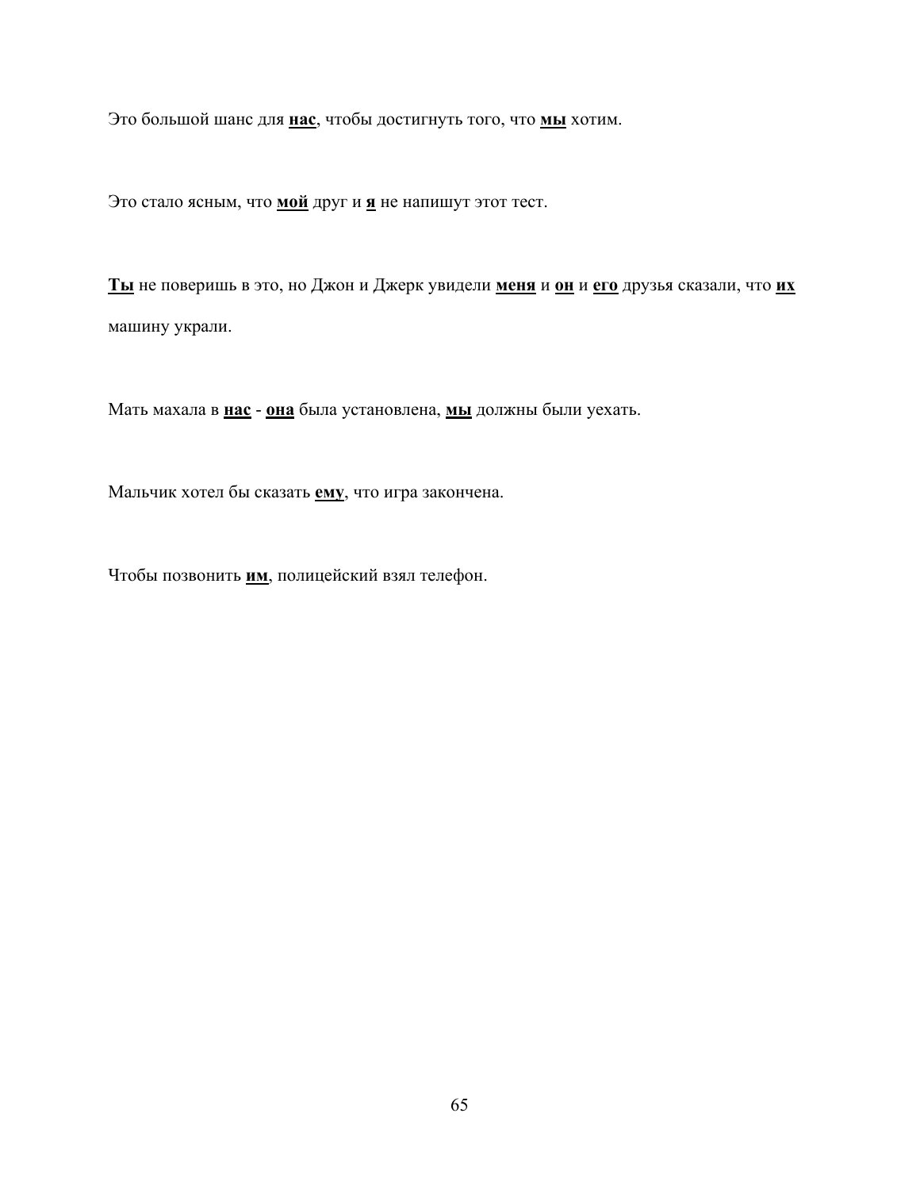Это большой шанс для **нас**, чтобы достигнуть того, что **мы** хотим.

Это стало ясным, что **мой** друг и **я** не напишут этот тест.

**Ты** не поверишь в это, но Джон и Джерк увидели **меня** и **он** и **его** друзья сказали, что **их** машину украли.

Мать махала в **нас** - **она** была установлена, **мы** должны были уехать.

Мальчик хотел бы сказать **ему**, что игра закончена.

Чтобы позвонить **им**, полицейский взял телефон.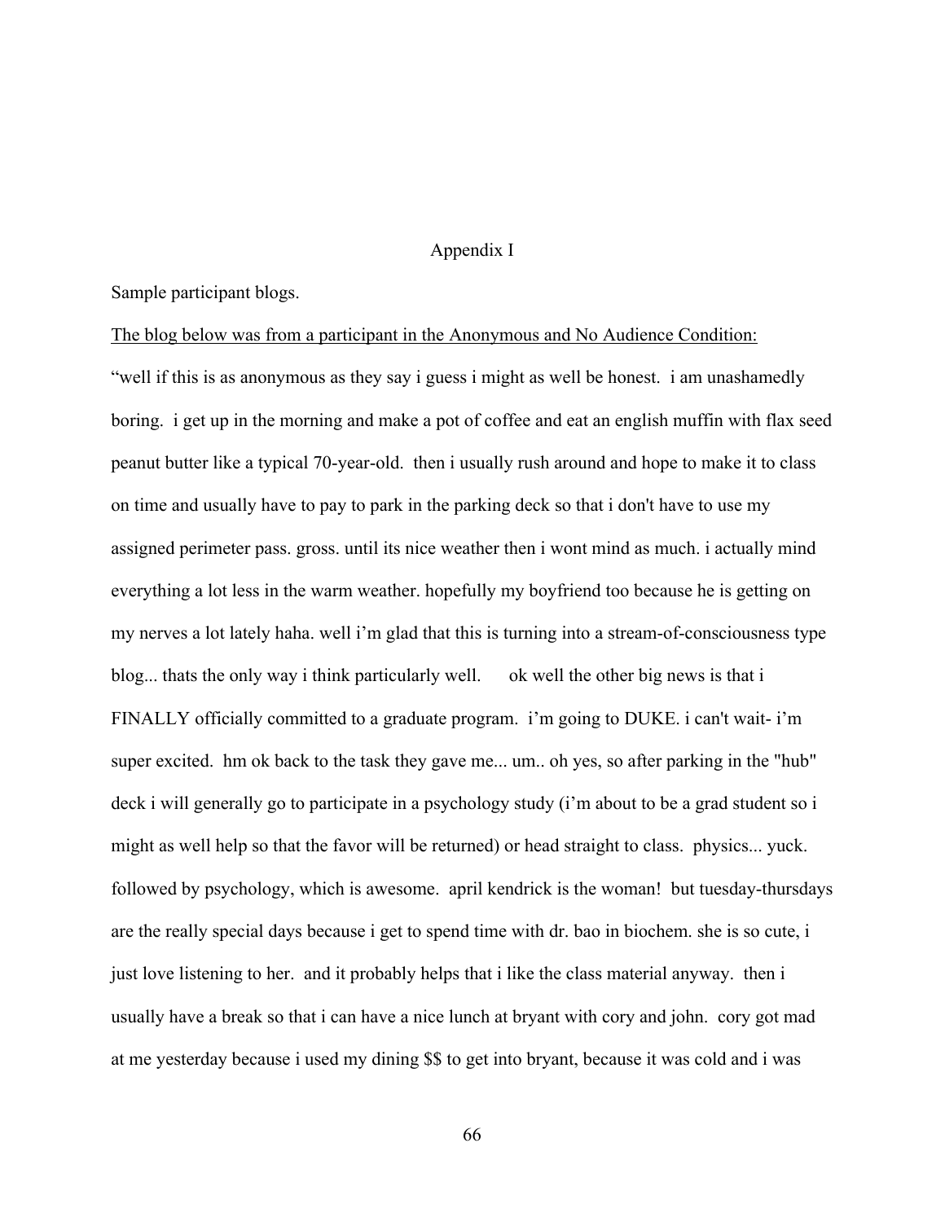# Appendix I

Sample participant blogs.

<u>The blog below was from a participant in the Anonymous and No Audience Condition:</u>

"well if this is as anonymous as they say i guess i might as well be honest. i am unashamedly boring. i get up in the morning and make a pot of coffee and eat an english muffin with flax seed peanut butter like a typical 70-year-old. then i usually rush around and hope to make it to class on time and usually have to pay to park in the parking deck so that i don't have to use my assigned perimeter pass. gross. until its nice weather then i wont mind as much. i actually mind everything a lot less in the warm weather. hopefully my boyfriend too because he is getting on my nerves a lot lately haha. well i'm glad that this is turning into a stream-of-consciousness type blog... thats the only way i think particularly well. ok well the other big news is that i FINALLY officially committed to a graduate program. i'm going to DUKE. i can't wait- i'm super excited. hm ok back to the task they gave me... um.. oh yes, so after parking in the "hub" deck i will generally go to participate in a psychology study (i'm about to be a grad student so i might as well help so that the favor will be returned) or head straight to class. physics... yuck. followed by psychology, which is awesome. april kendrick is the woman! but tuesday-thursdays are the really special days because i get to spend time with dr. bao in biochem. she is so cute, i just love listening to her. and it probably helps that i like the class material anyway. then i usually have a break so that i can have a nice lunch at bryant with cory and john. cory got mad at me yesterday because i used my dining $$ to get into bryant, because it was cold and i was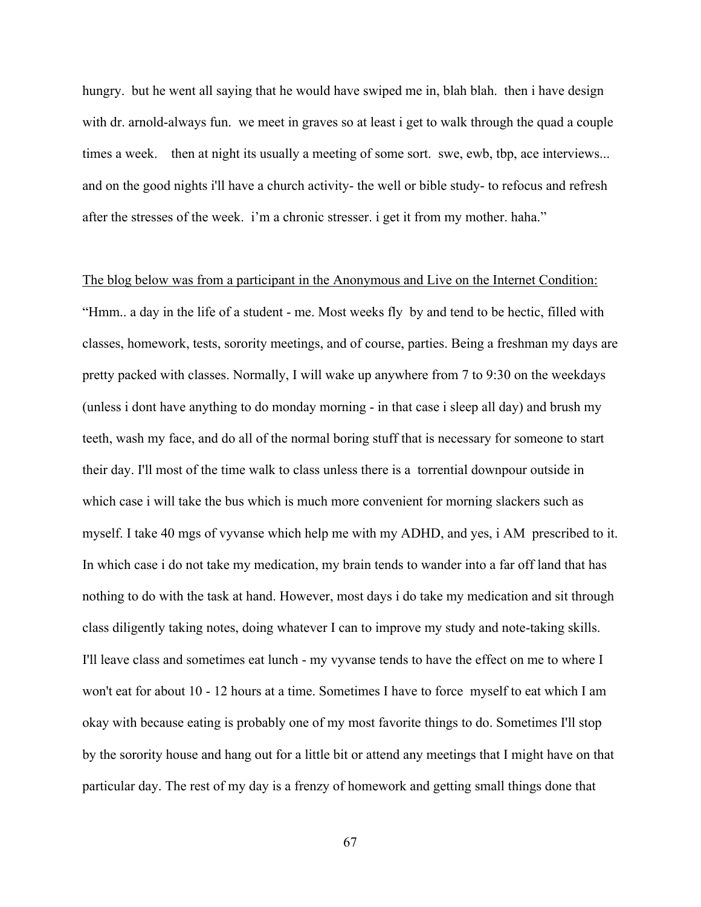hungry. but he went all saying that he would have swiped me in, blah blah. then i have design with dr. arnold-always fun. we meet in graves so at least i get to walk through the quad a couple times a week. then at night its usually a meeting of some sort. swe, ewb, tbp, ace interviews... and on the good nights i'll have a church activity- the well or bible study- to refocus and refresh after the stresses of the week. i'm a chronic stresser. i get it from my mother. haha."

<u>The blog below was from a participant in the Anonymous and Live on the Internet Condition:</u>

"Hmm.. a day in the life of a student - me. Most weeks fly by and tend to be hectic, filled with classes, homework, tests, sorority meetings, and of course, parties. Being a freshman my days are pretty packed with classes. Normally, I will wake up anywhere from 7 to 9:30 on the weekdays (unless i dont have anything to do monday morning - in that case i sleep all day) and brush my teeth, wash my face, and do all of the normal boring stuff that is necessary for someone to start their day. I'll most of the time walk to class unless there is a torrential downpour outside in which case i will take the bus which is much more convenient for morning slackers such as myself. I take 40 mgs of vyvanse which help me with my ADHD, and yes, i AM prescribed to it. In which case i do not take my medication, my brain tends to wander into a far off land that has nothing to do with the task at hand. However, most days i do take my medication and sit through class diligently taking notes, doing whatever I can to improve my study and note-taking skills. I'll leave class and sometimes eat lunch - my vyvanse tends to have the effect on me to where I won't eat for about 10 - 12 hours at a time. Sometimes I have to force myself to eat which I am okay with because eating is probably one of my most favorite things to do. Sometimes I'll stop by the sorority house and hang out for a little bit or attend any meetings that I might have on that particular day. The rest of my day is a frenzy of homework and getting small things done that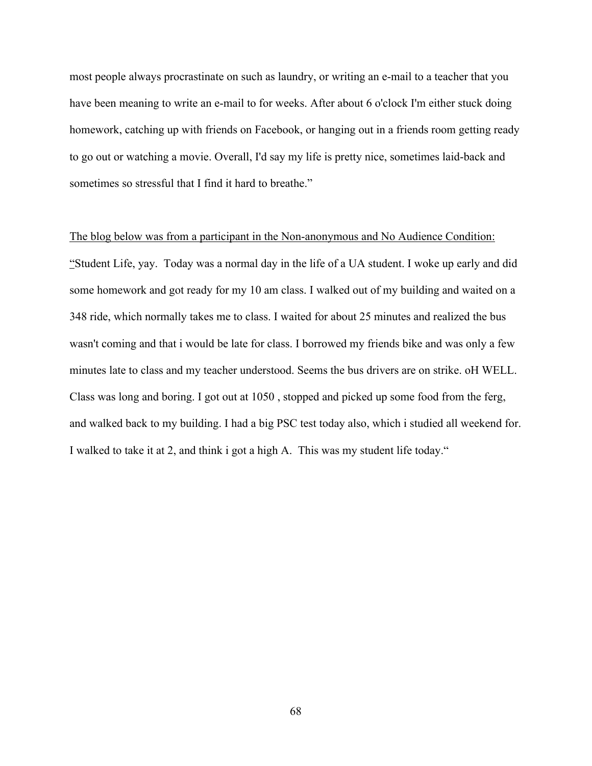most people always procrastinate on such as laundry, or writing an e-mail to a teacher that you have been meaning to write an e-mail to for weeks. After about 6 o'clock I'm either stuck doing homework, catching up with friends on Facebook, or hanging out in a friends room getting ready to go out or watching a movie. Overall, I'd say my life is pretty nice, sometimes laid-back and sometimes so stressful that I find it hard to breathe."

<u>The blog below was from a participant in the Non-anonymous and No Audience Condition:</u>

"Student Life, yay. Today was a normal day in the life of a UA student. I woke up early and did some homework and got ready for my 10 am class. I walked out of my building and waited on a 348 ride, which normally takes me to class. I waited for about 25 minutes and realized the bus wasn't coming and that i would be late for class. I borrowed my friends bike and was only a few minutes late to class and my teacher understood. Seems the bus drivers are on strike. oH WELL. Class was long and boring. I got out at 1050 , stopped and picked up some food from the ferg, and walked back to my building. I had a big PSC test today also, which i studied all weekend for. I walked to take it at 2, and think i got a high A. This was my student life today."